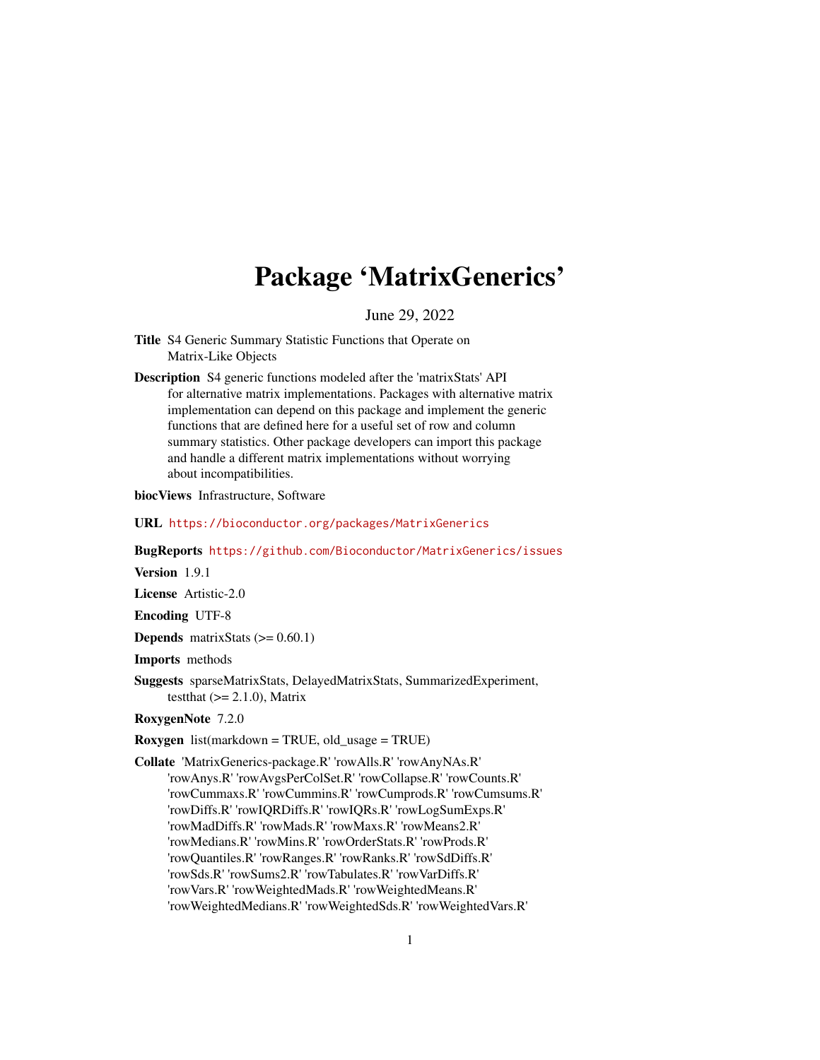# Package 'MatrixGenerics'

June 29, 2022

**Title** S4 Generic Summary Statistic Functions that Operate on Matrix-Like Objects

**Description** S4 generic functions modeled after the 'matrixStats' API for alternative matrix implementations. Packages with alternative matrix implementation can depend on this package and implement the generic functions that are defined here for a useful set of row and column summary statistics. Other package developers can import this package and handle a different matrix implementations without worrying about incompatibilities.

**biocViews** Infrastructure, Software

**URL** https://bioconductor.org/packages/MatrixGenerics

**BugReports** https://github.com/Bioconductor/MatrixGenerics/issues

**Version** 1.9.1

**License** Artistic-2.0

**Encoding** UTF-8

**Depends** matrixStats (>= 0.60.1)

**Imports** methods

**Suggests** sparseMatrixStats, DelayedMatrixStats, SummarizedExperiment, testthat (>= 2.1.0), Matrix

**RoxygenNote** 7.2.0

**Roxygen** list(markdown = TRUE, old_usage = TRUE)

**Collate** 'MatrixGenerics-package.R' 'rowAlls.R' 'rowAnyNAs.R' 'rowAnys.R' 'rowAvgsPerColSet.R' 'rowCollapse.R' 'rowCounts.R' 'rowCummaxs.R' 'rowCummins.R' 'rowCumprods.R' 'rowCumsums.R' 'rowDiffs.R' 'rowIQRDiffs.R' 'rowIQRs.R' 'rowLogSumExps.R' 'rowMadDiffs.R' 'rowMads.R' 'rowMaxs.R' 'rowMeans2.R' 'rowMedians.R' 'rowMins.R' 'rowOrderStats.R' 'rowProds.R' 'rowQuantiles.R' 'rowRanges.R' 'rowRanks.R' 'rowSdDiffs.R' 'rowSds.R' 'rowSums2.R' 'rowTabulates.R' 'rowVarDiffs.R' 'rowVars.R' 'rowWeightedMads.R' 'rowWeightedMeans.R' 'rowWeightedMedians.R' 'rowWeightedSds.R' 'rowWeightedVars.R'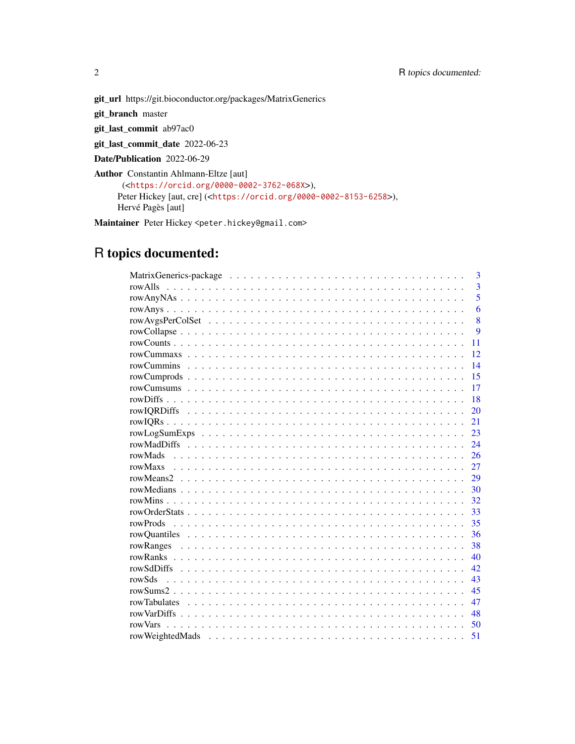**git_url** https://git.bioconductor.org/packages/MatrixGenerics

**git_branch** master

**git_last_commit** ab97ac0

**git_last_commit_date** 2022-06-23

**Date/Publication** 2022-06-29

**Author** Constantin Ahlmann-Eltze [aut] (<https://orcid.org/0000-0002-3762-068X>), Peter Hickey [aut, cre] (<https://orcid.org/0000-0002-8153-6258>), Hervé Pagès [aut]

**Maintainer** Peter Hickey <peter.hickey@gmail.com>

# R topics documented:

| Topic | Page |
|---|---|
| MatrixGenerics-package | 3 |
| rowAlls | 3 |
| rowAnyNAs | 5 |
| rowAnys | 6 |
| rowAvgsPerColSet | 8 |
| rowCollapse | 9 |
| rowCounts | 11 |
| rowCummaxs | 12 |
| rowCummins | 14 |
| rowCumprods | 15 |
| rowCumsums | 17 |
| rowDiffs | 18 |
| rowIQRDiffs | 20 |
| rowIQRs | 21 |
| rowLogSumExps | 23 |
| rowMadDiffs | 24 |
| rowMads | 26 |
| rowMaxs | 27 |
| rowMeans2 | 29 |
| rowMedians | 30 |
| rowMins | 32 |
| rowOrderStats | 33 |
| rowProds | 35 |
| rowQuantiles | 36 |
| rowRanges | 38 |
| rowRanks | 40 |
| rowSdDiffs | 42 |
| rowSds | 43 |
| rowSums2 | 45 |
| rowTabulates | 47 |
| rowVarDiffs | 48 |
| rowVars | 50 |
| rowWeightedMads | 51 |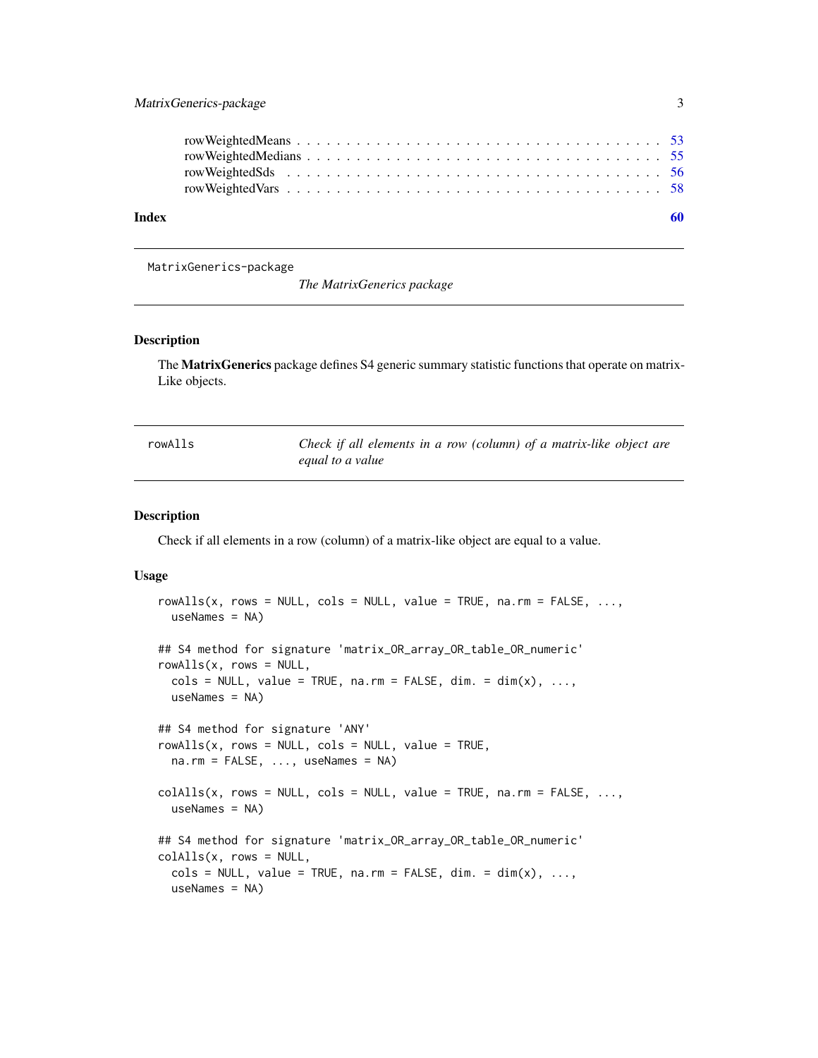| | |
|---|---|
| rowWeightedMeans | 53 |
| rowWeightedMedians | 55 |
| rowWeightedSds | 56 |
| rowWeightedVars | 58 |

**Index** **60**

---

MatrixGenerics-package &emsp; *The MatrixGenerics package*

---

### Description

The **MatrixGenerics** package defines S4 generic summary statistic functions that operate on matrix-Like objects.

---

rowAlls &emsp; *Check if all elements in a row (column) of a matrix-like object are equal to a value*

---

### Description

Check if all elements in a row (column) of a matrix-like object are equal to a value.

### Usage

```
rowAlls(x, rows = NULL, cols = NULL, value = TRUE, na.rm = FALSE, ...,
  useNames = NA)

## S4 method for signature 'matrix_OR_array_OR_table_OR_numeric'
rowAlls(x, rows = NULL,
  cols = NULL, value = TRUE, na.rm = FALSE, dim. = dim(x), ...,
  useNames = NA)

## S4 method for signature 'ANY'
rowAlls(x, rows = NULL, cols = NULL, value = TRUE,
  na.rm = FALSE, ..., useNames = NA)

colAlls(x, rows = NULL, cols = NULL, value = TRUE, na.rm = FALSE, ...,
  useNames = NA)

## S4 method for signature 'matrix_OR_array_OR_table_OR_numeric'
colAlls(x, rows = NULL,
  cols = NULL, value = TRUE, na.rm = FALSE, dim. = dim(x), ...,
  useNames = NA)
```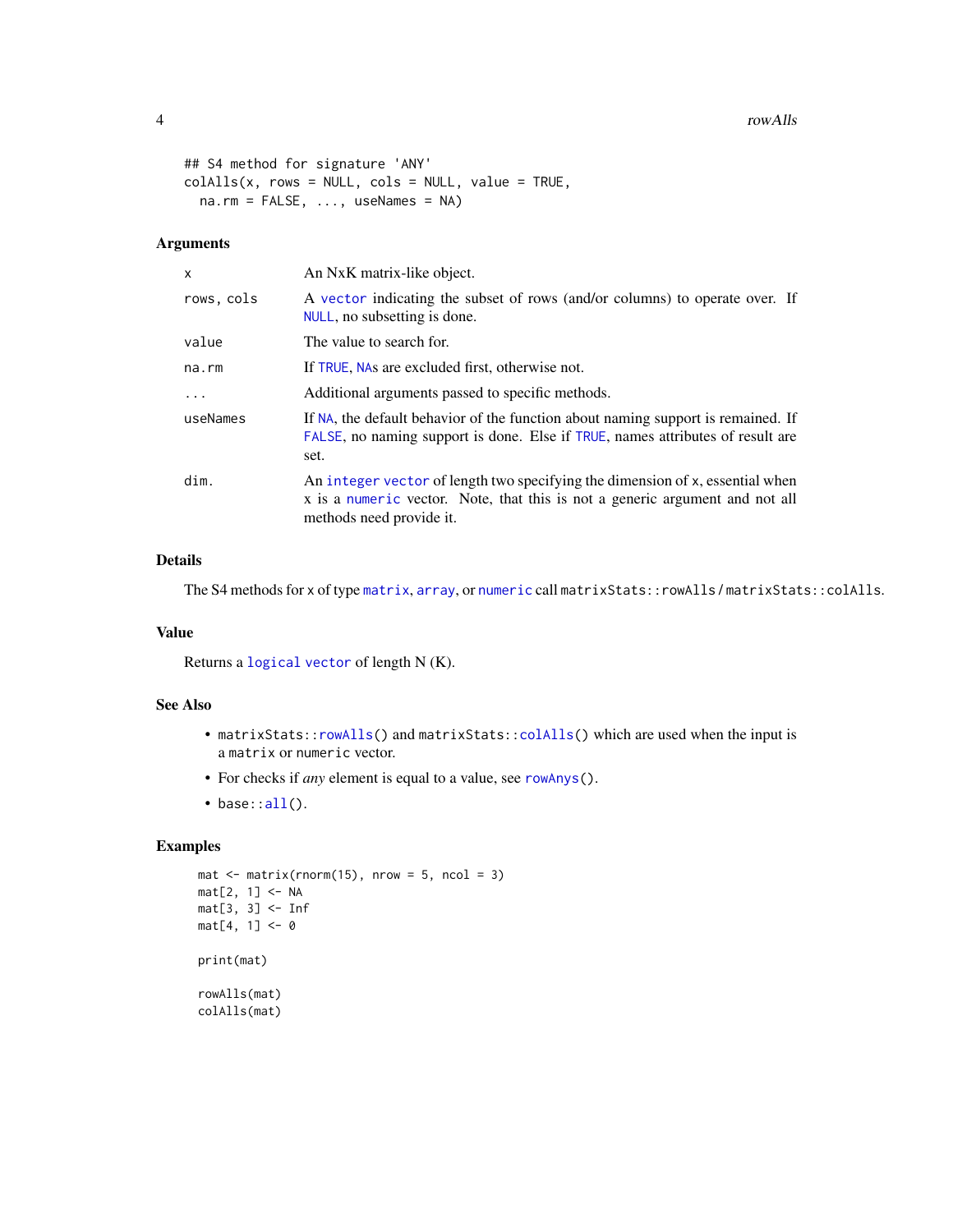```
## S4 method for signature 'ANY'
colAlls(x, rows = NULL, cols = NULL, value = TRUE,
  na.rm = FALSE, ..., useNames = NA)
```

## Arguments

| | |
|---|---|
| `x` | An NxK matrix-like object. |
| `rows, cols` | A `vector` indicating the subset of rows (and/or columns) to operate over. If `NULL`, no subsetting is done. |
| `value` | The value to search for. |
| `na.rm` | If `TRUE`, `NA`s are excluded first, otherwise not. |
| `...` | Additional arguments passed to specific methods. |
| `useNames` | If `NA`, the default behavior of the function about naming support is remained. If `FALSE`, no naming support is done. Else if `TRUE`, names attributes of result are set. |
| `dim.` | An `integer vector` of length two specifying the dimension of `x`, essential when `x` is a `numeric` vector. Note, that this is not a generic argument and not all methods need provide it. |

## Details

The S4 methods for `x` of type `matrix`, `array`, or `numeric` call `matrixStats::rowAlls` / `matrixStats::colAlls`.

## Value

Returns a `logical vector` of length N (K).

## See Also

- `matrixStats::rowAlls()` and `matrixStats::colAlls()` which are used when the input is a `matrix` or `numeric` vector.
- For checks if *any* element is equal to a value, see `rowAnys()`.
- `base::all()`.

## Examples

```
mat <- matrix(rnorm(15), nrow = 5, ncol = 3)
mat[2, 1] <- NA
mat[3, 3] <- Inf
mat[4, 1] <- 0

print(mat)

rowAlls(mat)
colAlls(mat)
```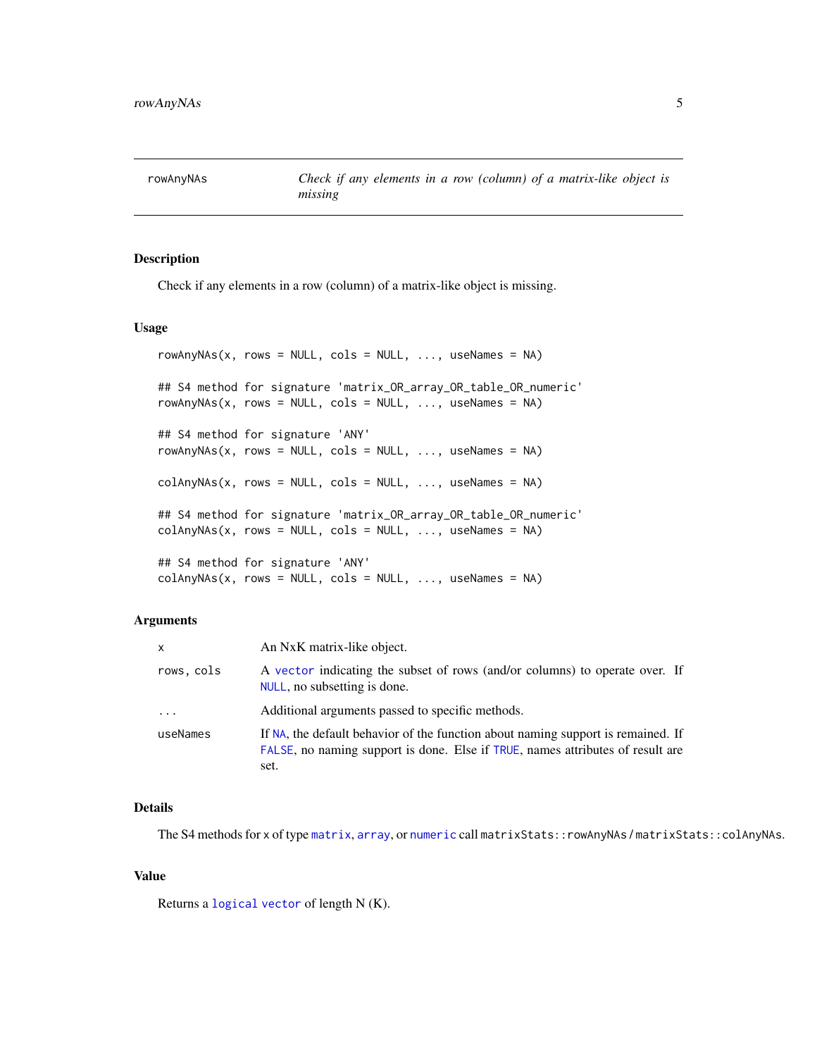## rowAnyNAs — *Check if any elements in a row (column) of a matrix-like object is missing*

### Description

Check if any elements in a row (column) of a matrix-like object is missing.

### Usage

```
rowAnyNAs(x, rows = NULL, cols = NULL, ..., useNames = NA)

## S4 method for signature 'matrix_OR_array_OR_table_OR_numeric'
rowAnyNAs(x, rows = NULL, cols = NULL, ..., useNames = NA)

## S4 method for signature 'ANY'
rowAnyNAs(x, rows = NULL, cols = NULL, ..., useNames = NA)

colAnyNAs(x, rows = NULL, cols = NULL, ..., useNames = NA)

## S4 method for signature 'matrix_OR_array_OR_table_OR_numeric'
colAnyNAs(x, rows = NULL, cols = NULL, ..., useNames = NA)

## S4 method for signature 'ANY'
colAnyNAs(x, rows = NULL, cols = NULL, ..., useNames = NA)
```

### Arguments

| | |
|---|---|
| `x` | An NxK matrix-like object. |
| `rows, cols` | A `vector` indicating the subset of rows (and/or columns) to operate over. If `NULL`, no subsetting is done. |
| `...` | Additional arguments passed to specific methods. |
| `useNames` | If `NA`, the default behavior of the function about naming support is remained. If `FALSE`, no naming support is done. Else if `TRUE`, names attributes of result are set. |

### Details

The S4 methods for `x` of type `matrix`, `array`, or `numeric` call `matrixStats::rowAnyNAs` / `matrixStats::colAnyNAs`.

### Value

Returns a `logical` `vector` of length N (K).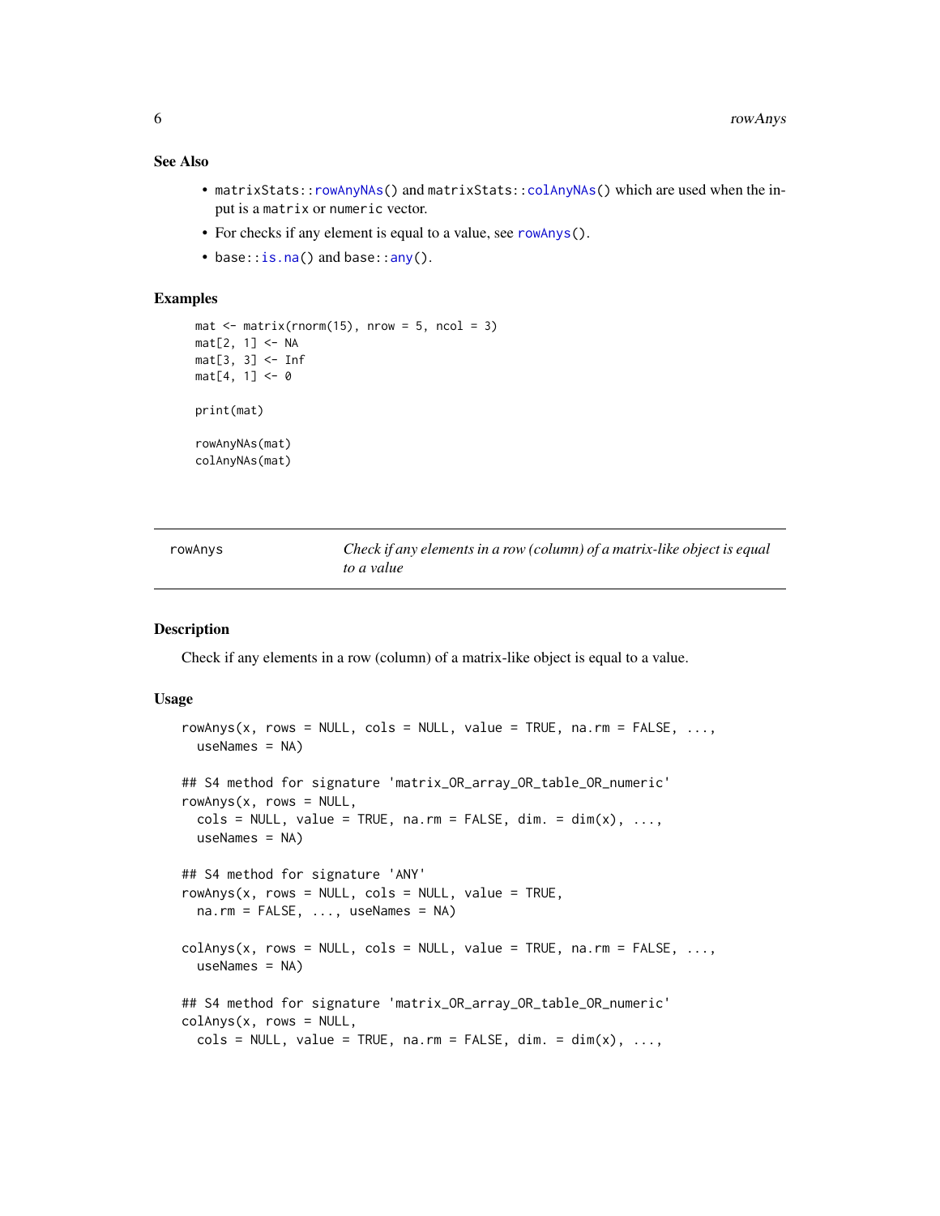### See Also

- `matrixStats::rowAnyNAs()` and `matrixStats::colAnyNAs()` which are used when the input is a `matrix` or `numeric` vector.
- For checks if any element is equal to a value, see `rowAnys()`.
- `base::is.na()` and `base::any()`.

### Examples

```
mat <- matrix(rnorm(15), nrow = 5, ncol = 3)
mat[2, 1] <- NA
mat[3, 3] <- Inf
mat[4, 1] <- 0

print(mat)

rowAnyNAs(mat)
colAnyNAs(mat)
```

---

## rowAnys — *Check if any elements in a row (column) of a matrix-like object is equal to a value*

### Description

Check if any elements in a row (column) of a matrix-like object is equal to a value.

### Usage

```
rowAnys(x, rows = NULL, cols = NULL, value = TRUE, na.rm = FALSE, ...,
  useNames = NA)

## S4 method for signature 'matrix_OR_array_OR_table_OR_numeric'
rowAnys(x, rows = NULL,
  cols = NULL, value = TRUE, na.rm = FALSE, dim. = dim(x), ...,
  useNames = NA)

## S4 method for signature 'ANY'
rowAnys(x, rows = NULL, cols = NULL, value = TRUE,
  na.rm = FALSE, ..., useNames = NA)

colAnys(x, rows = NULL, cols = NULL, value = TRUE, na.rm = FALSE, ...,
  useNames = NA)

## S4 method for signature 'matrix_OR_array_OR_table_OR_numeric'
colAnys(x, rows = NULL,
  cols = NULL, value = TRUE, na.rm = FALSE, dim. = dim(x), ...,
```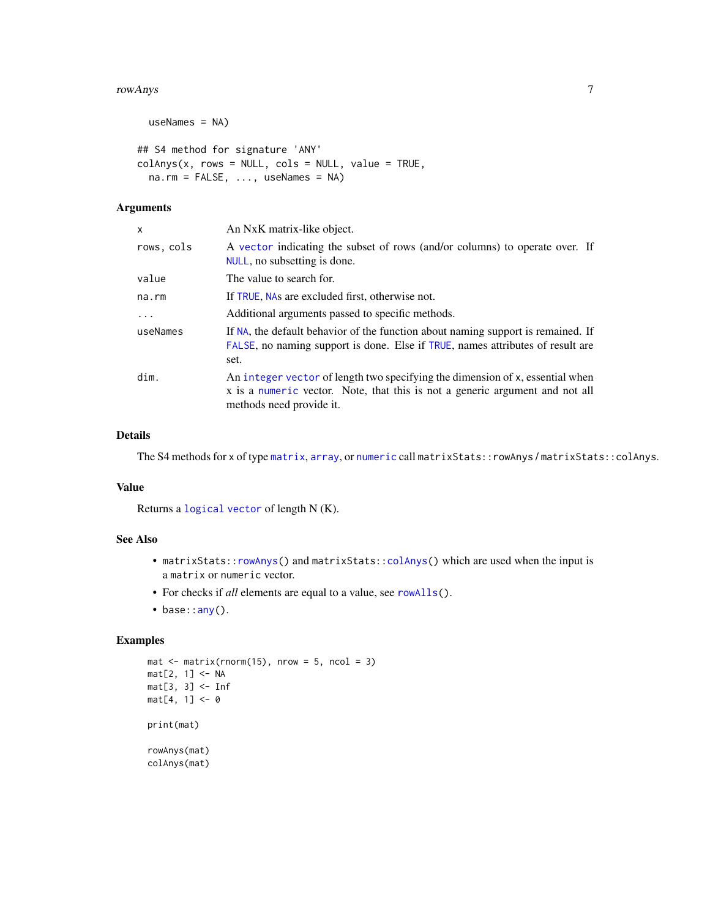```
  useNames = NA)

## S4 method for signature 'ANY'
colAnys(x, rows = NULL, cols = NULL, value = TRUE,
  na.rm = FALSE, ..., useNames = NA)
```

### Arguments

| | |
|---|---|
| `x` | An NxK matrix-like object. |
| `rows, cols` | A `vector` indicating the subset of rows (and/or columns) to operate over. If `NULL`, no subsetting is done. |
| `value` | The value to search for. |
| `na.rm` | If `TRUE`, `NA`s are excluded first, otherwise not. |
| `...` | Additional arguments passed to specific methods. |
| `useNames` | If `NA`, the default behavior of the function about naming support is remained. If `FALSE`, no naming support is done. Else if `TRUE`, names attributes of result are set. |
| `dim.` | An `integer` `vector` of length two specifying the dimension of `x`, essential when `x` is a `numeric` vector. Note, that this is not a generic argument and not all methods need provide it. |

### Details

The S4 methods for `x` of type `matrix`, `array`, or `numeric` call `matrixStats::rowAnys` / `matrixStats::colAnys`.

### Value

Returns a `logical` `vector` of length N (K).

### See Also

- `matrixStats::rowAnys()` and `matrixStats::colAnys()` which are used when the input is a `matrix` or `numeric` vector.
- For checks if *all* elements are equal to a value, see `rowAlls()`.
- `base::any()`.

### Examples

```
mat <- matrix(rnorm(15), nrow = 5, ncol = 3)
mat[2, 1] <- NA
mat[3, 3] <- Inf
mat[4, 1] <- 0

print(mat)

rowAnys(mat)
colAnys(mat)
```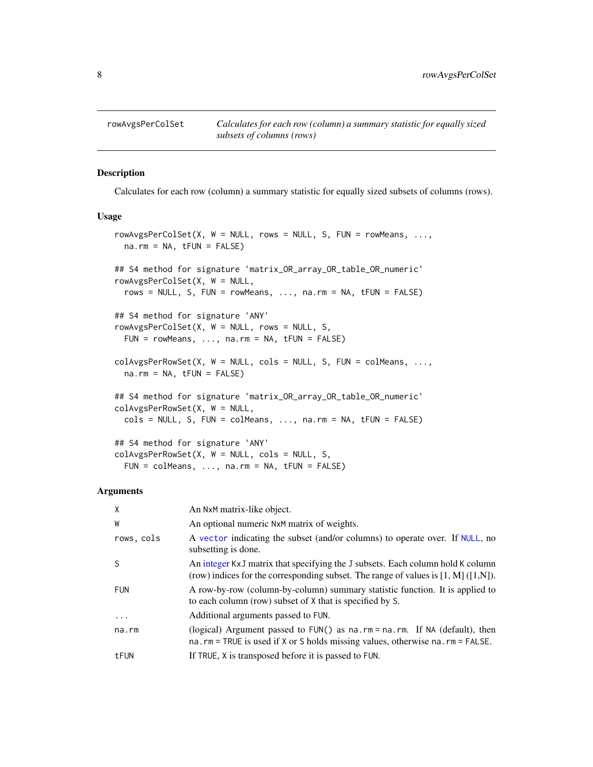rowAvgsPerColSet — *Calculates for each row (column) a summary statistic for equally sized subsets of columns (rows)*

## Description

Calculates for each row (column) a summary statistic for equally sized subsets of columns (rows).

## Usage

```
rowAvgsPerColSet(X, W = NULL, rows = NULL, S, FUN = rowMeans, ...,
  na.rm = NA, tFUN = FALSE)

## S4 method for signature 'matrix_OR_array_OR_table_OR_numeric'
rowAvgsPerColSet(X, W = NULL,
  rows = NULL, S, FUN = rowMeans, ..., na.rm = NA, tFUN = FALSE)

## S4 method for signature 'ANY'
rowAvgsPerColSet(X, W = NULL, rows = NULL, S,
  FUN = rowMeans, ..., na.rm = NA, tFUN = FALSE)

colAvgsPerRowSet(X, W = NULL, cols = NULL, S, FUN = colMeans, ...,
  na.rm = NA, tFUN = FALSE)

## S4 method for signature 'matrix_OR_array_OR_table_OR_numeric'
colAvgsPerRowSet(X, W = NULL,
  cols = NULL, S, FUN = colMeans, ..., na.rm = NA, tFUN = FALSE)

## S4 method for signature 'ANY'
colAvgsPerRowSet(X, W = NULL, cols = NULL, S,
  FUN = colMeans, ..., na.rm = NA, tFUN = FALSE)
```

## Arguments

| | |
|---|---|
| `X` | An `NxM` matrix-like object. |
| `W` | An optional numeric `NxM` matrix of weights. |
| `rows, cols` | A `vector` indicating the subset (and/or columns) to operate over. If `NULL`, no subsetting is done. |
| `S` | An integer `KxJ` matrix that specifying the `J` subsets. Each column hold `K` column (row) indices for the corresponding subset. The range of values is [1, M] ([1,N]). |
| `FUN` | A row-by-row (column-by-column) summary statistic function. It is applied to to each column (row) subset of `X` that is specified by `S`. |
| `...` | Additional arguments passed to `FUN`. |
| `na.rm` | (logical) Argument passed to `FUN()` as `na.rm = na.rm`. If `NA` (default), then `na.rm = TRUE` is used if `X` or `S` holds missing values, otherwise `na.rm = FALSE`. |
| `tFUN` | If `TRUE`, `X` is transposed before it is passed to `FUN`. |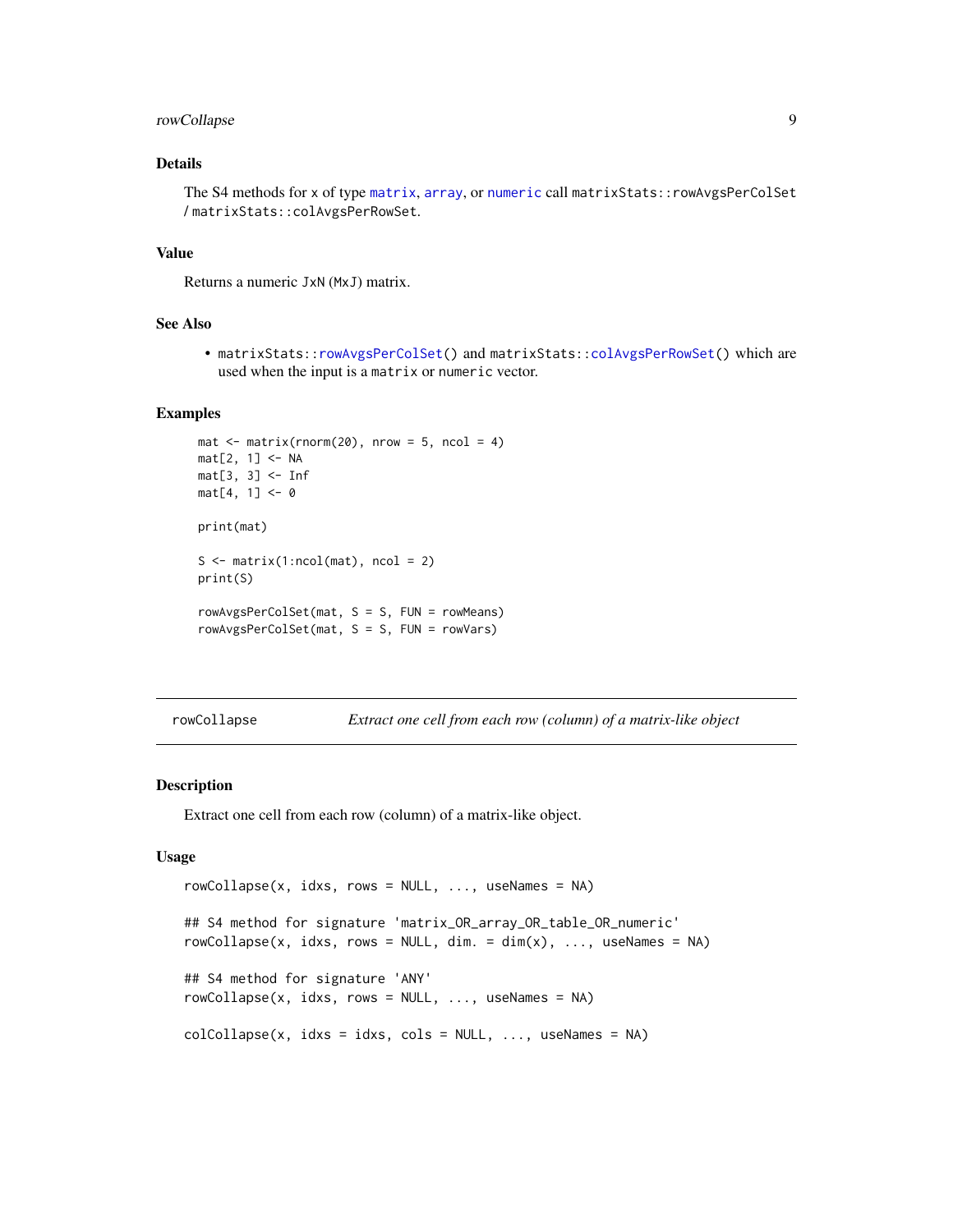### Details

The S4 methods for `x` of type `matrix`, `array`, or `numeric` call `matrixStats::rowAvgsPerColSet` / `matrixStats::colAvgsPerRowSet`.

### Value

Returns a numeric `JxN` (`MxJ`) matrix.

### See Also

- `matrixStats::rowAvgsPerColSet()` and `matrixStats::colAvgsPerRowSet()` which are used when the input is a `matrix` or `numeric` vector.

### Examples

```
mat <- matrix(rnorm(20), nrow = 5, ncol = 4)
mat[2, 1] <- NA
mat[3, 3] <- Inf
mat[4, 1] <- 0

print(mat)

S <- matrix(1:ncol(mat), ncol = 2)
print(S)

rowAvgsPerColSet(mat, S = S, FUN = rowMeans)
rowAvgsPerColSet(mat, S = S, FUN = rowVars)
```

---

## rowCollapse — *Extract one cell from each row (column) of a matrix-like object*

---

### Description

Extract one cell from each row (column) of a matrix-like object.

### Usage

```
rowCollapse(x, idxs, rows = NULL, ..., useNames = NA)

## S4 method for signature 'matrix_OR_array_OR_table_OR_numeric'
rowCollapse(x, idxs, rows = NULL, dim. = dim(x), ..., useNames = NA)

## S4 method for signature 'ANY'
rowCollapse(x, idxs, rows = NULL, ..., useNames = NA)

colCollapse(x, idxs = idxs, cols = NULL, ..., useNames = NA)
```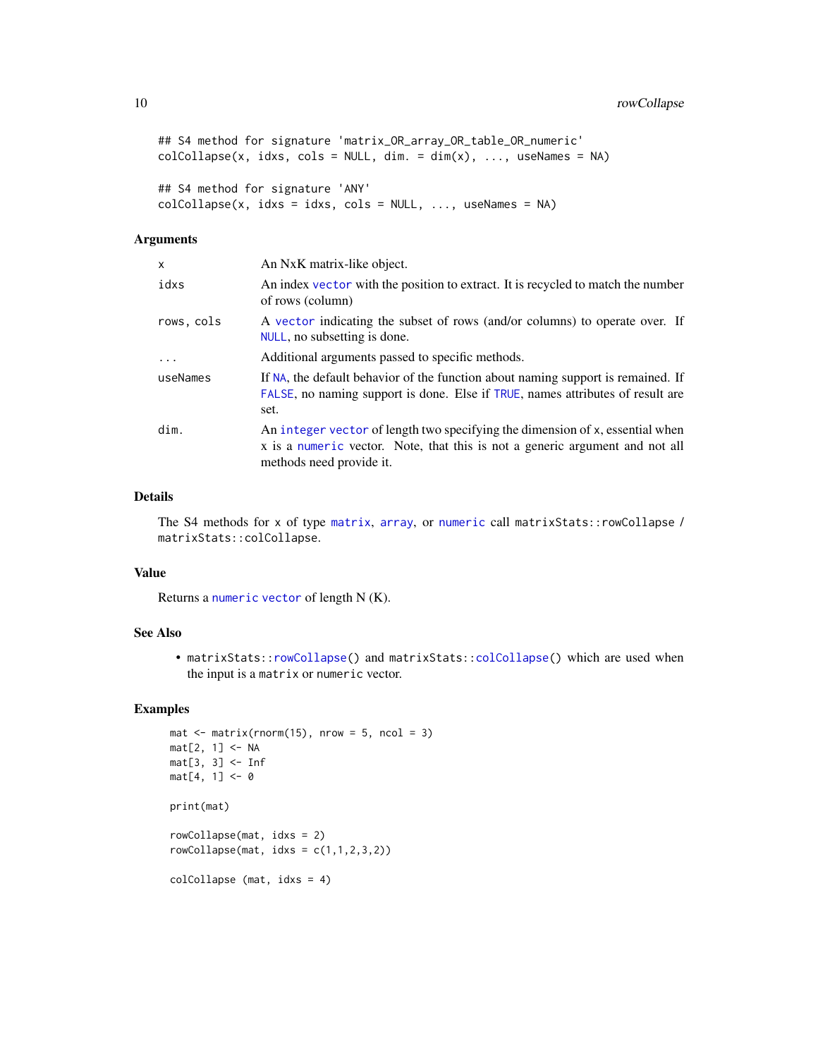```
## S4 method for signature 'matrix_OR_array_OR_table_OR_numeric'
colCollapse(x, idxs, cols = NULL, dim. = dim(x), ..., useNames = NA)

## S4 method for signature 'ANY'
colCollapse(x, idxs = idxs, cols = NULL, ..., useNames = NA)
```

### Arguments

| | |
|---|---|
| x | An NxK matrix-like object. |
| idxs | An index vector with the position to extract. It is recycled to match the number of rows (column) |
| rows, cols | A vector indicating the subset of rows (and/or columns) to operate over. If NULL, no subsetting is done. |
| ... | Additional arguments passed to specific methods. |
| useNames | If NA, the default behavior of the function about naming support is remained. If FALSE, no naming support is done. Else if TRUE, names attributes of result are set. |
| dim. | An integer vector of length two specifying the dimension of x, essential when x is a numeric vector. Note, that this is not a generic argument and not all methods need provide it. |

### Details

The S4 methods for x of type matrix, array, or numeric call matrixStats::rowCollapse / matrixStats::colCollapse.

### Value

Returns a numeric vector of length N (K).

### See Also

- matrixStats::rowCollapse() and matrixStats::colCollapse() which are used when the input is a matrix or numeric vector.

### Examples

```
mat <- matrix(rnorm(15), nrow = 5, ncol = 3)
mat[2, 1] <- NA
mat[3, 3] <- Inf
mat[4, 1] <- 0

print(mat)

rowCollapse(mat, idxs = 2)
rowCollapse(mat, idxs = c(1,1,2,3,2))

colCollapse (mat, idxs = 4)
```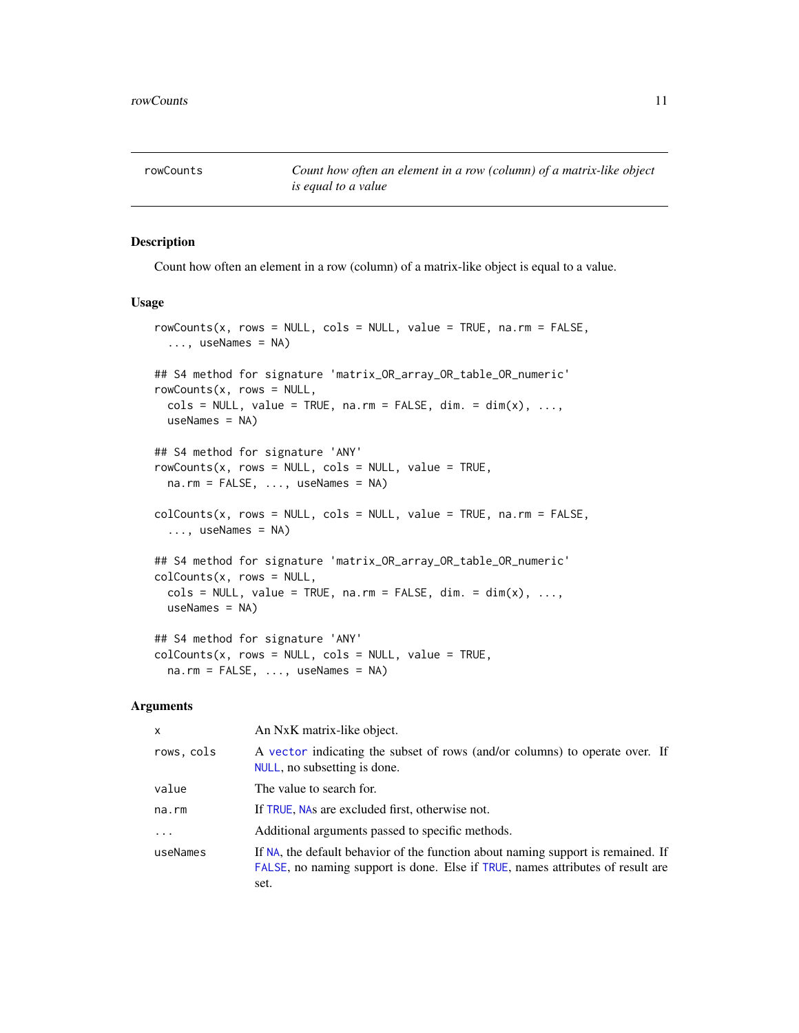## rowCounts — *Count how often an element in a row (column) of a matrix-like object is equal to a value*

### Description

Count how often an element in a row (column) of a matrix-like object is equal to a value.

### Usage

```
rowCounts(x, rows = NULL, cols = NULL, value = TRUE, na.rm = FALSE,
  ..., useNames = NA)

## S4 method for signature 'matrix_OR_array_OR_table_OR_numeric'
rowCounts(x, rows = NULL,
  cols = NULL, value = TRUE, na.rm = FALSE, dim. = dim(x), ...,
  useNames = NA)

## S4 method for signature 'ANY'
rowCounts(x, rows = NULL, cols = NULL, value = TRUE,
  na.rm = FALSE, ..., useNames = NA)

colCounts(x, rows = NULL, cols = NULL, value = TRUE, na.rm = FALSE,
  ..., useNames = NA)

## S4 method for signature 'matrix_OR_array_OR_table_OR_numeric'
colCounts(x, rows = NULL,
  cols = NULL, value = TRUE, na.rm = FALSE, dim. = dim(x), ...,
  useNames = NA)

## S4 method for signature 'ANY'
colCounts(x, rows = NULL, cols = NULL, value = TRUE,
  na.rm = FALSE, ..., useNames = NA)
```

### Arguments

| | |
|---|---|
| `x` | An NxK matrix-like object. |
| `rows, cols` | A `vector` indicating the subset of rows (and/or columns) to operate over. If `NULL`, no subsetting is done. |
| `value` | The value to search for. |
| `na.rm` | If `TRUE`, `NA`s are excluded first, otherwise not. |
| `...` | Additional arguments passed to specific methods. |
| `useNames` | If `NA`, the default behavior of the function about naming support is remained. If `FALSE`, no naming support is done. Else if `TRUE`, names attributes of result are set. |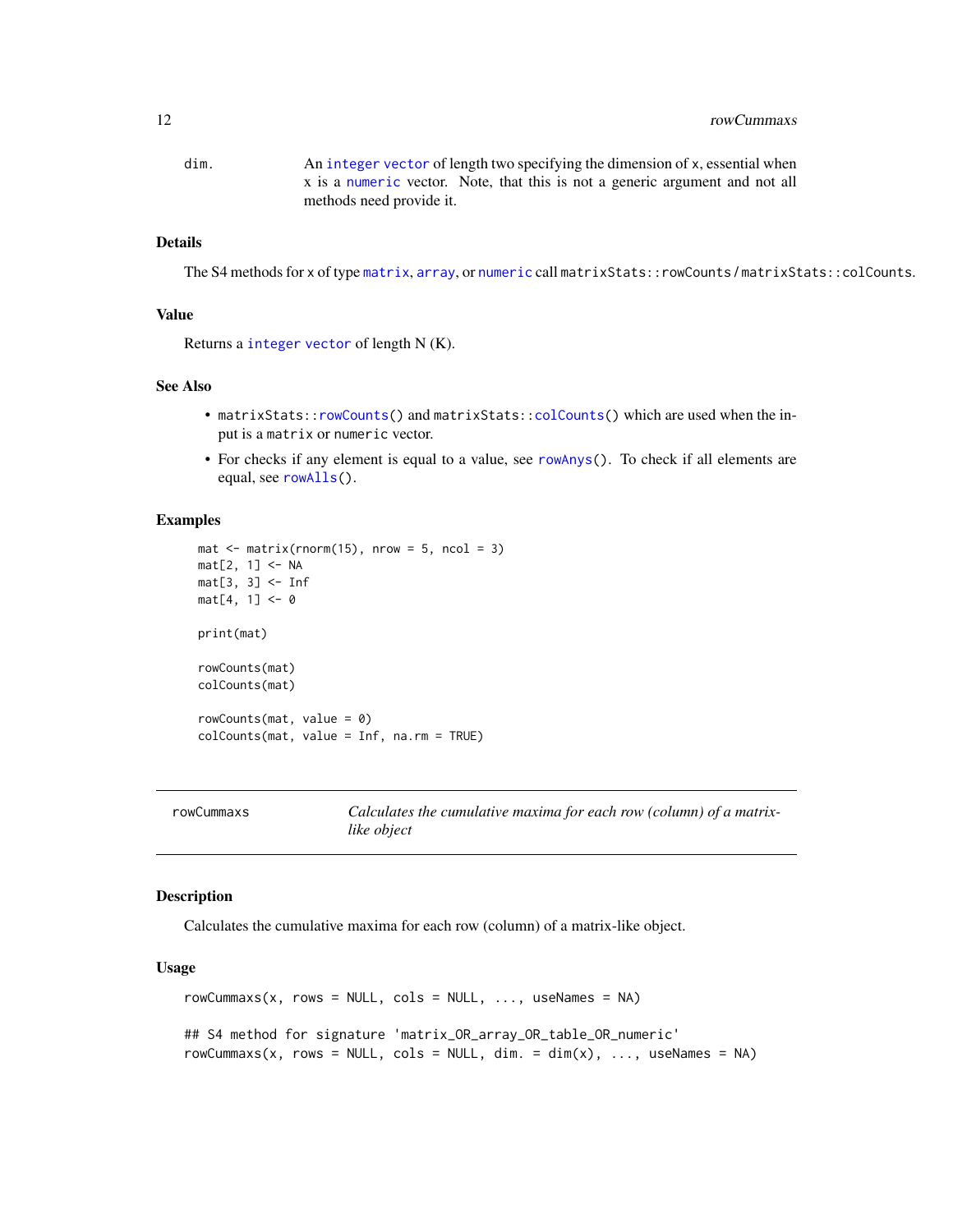dim. An integer vector of length two specifying the dimension of x, essential when x is a numeric vector. Note, that this is not a generic argument and not all methods need provide it.

### Details

The S4 methods for x of type matrix, array, or numeric call `matrixStats::rowCounts` / `matrixStats::colCounts`.

### Value

Returns a integer vector of length N (K).

### See Also

- `matrixStats::rowCounts()` and `matrixStats::colCounts()` which are used when the input is a matrix or numeric vector.
- For checks if any element is equal to a value, see `rowAnys()`. To check if all elements are equal, see `rowAlls()`.

### Examples

```
mat <- matrix(rnorm(15), nrow = 5, ncol = 3)
mat[2, 1] <- NA
mat[3, 3] <- Inf
mat[4, 1] <- 0

print(mat)

rowCounts(mat)
colCounts(mat)

rowCounts(mat, value = 0)
colCounts(mat, value = Inf, na.rm = TRUE)
```

---

## rowCummaxs — *Calculates the cumulative maxima for each row (column) of a matrix-like object*

---

### Description

Calculates the cumulative maxima for each row (column) of a matrix-like object.

### Usage

```
rowCummaxs(x, rows = NULL, cols = NULL, ..., useNames = NA)

## S4 method for signature 'matrix_OR_array_OR_table_OR_numeric'
rowCummaxs(x, rows = NULL, cols = NULL, dim. = dim(x), ..., useNames = NA)
```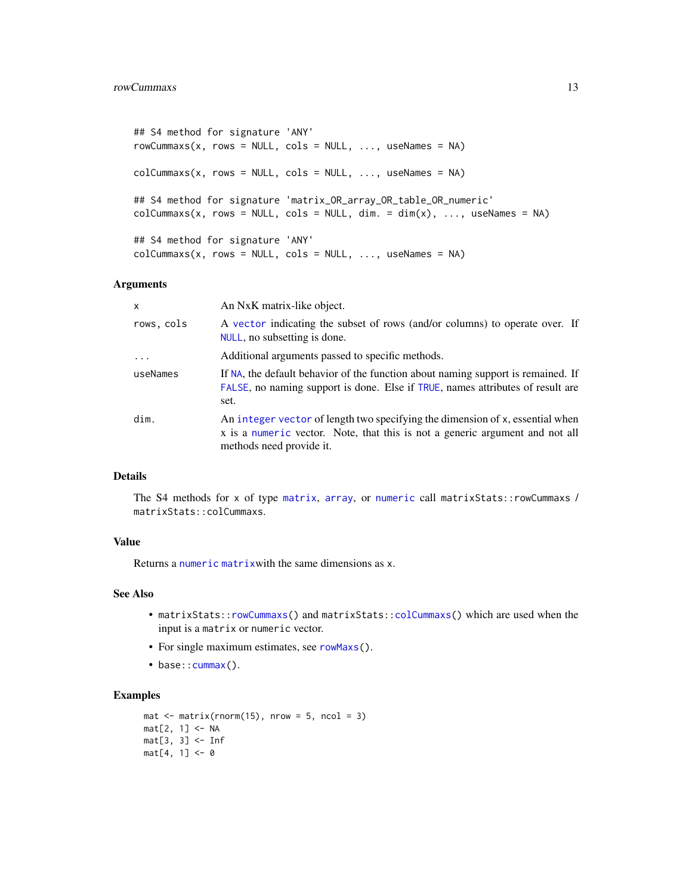```
## S4 method for signature 'ANY'
rowCummaxs(x, rows = NULL, cols = NULL, ..., useNames = NA)

colCummaxs(x, rows = NULL, cols = NULL, ..., useNames = NA)

## S4 method for signature 'matrix_OR_array_OR_table_OR_numeric'
colCummaxs(x, rows = NULL, cols = NULL, dim. = dim(x), ..., useNames = NA)

## S4 method for signature 'ANY'
colCummaxs(x, rows = NULL, cols = NULL, ..., useNames = NA)
```

## Arguments

| | |
|---|---|
| x | An NxK matrix-like object. |
| rows, cols | A vector indicating the subset of rows (and/or columns) to operate over. If NULL, no subsetting is done. |
| ... | Additional arguments passed to specific methods. |
| useNames | If NA, the default behavior of the function about naming support is remained. If FALSE, no naming support is done. Else if TRUE, names attributes of result are set. |
| dim. | An integer vector of length two specifying the dimension of x, essential when x is a numeric vector. Note, that this is not a generic argument and not all methods need provide it. |

## Details

The S4 methods for x of type matrix, array, or numeric call matrixStats::rowCummaxs / matrixStats::colCummaxs.

## Value

Returns a numeric matrixwith the same dimensions as x.

## See Also

- matrixStats::rowCummaxs() and matrixStats::colCummaxs() which are used when the input is a matrix or numeric vector.
- For single maximum estimates, see rowMaxs().
- base::cummax().

## Examples

```
mat <- matrix(rnorm(15), nrow = 5, ncol = 3)
mat[2, 1] <- NA
mat[3, 3] <- Inf
mat[4, 1] <- 0
```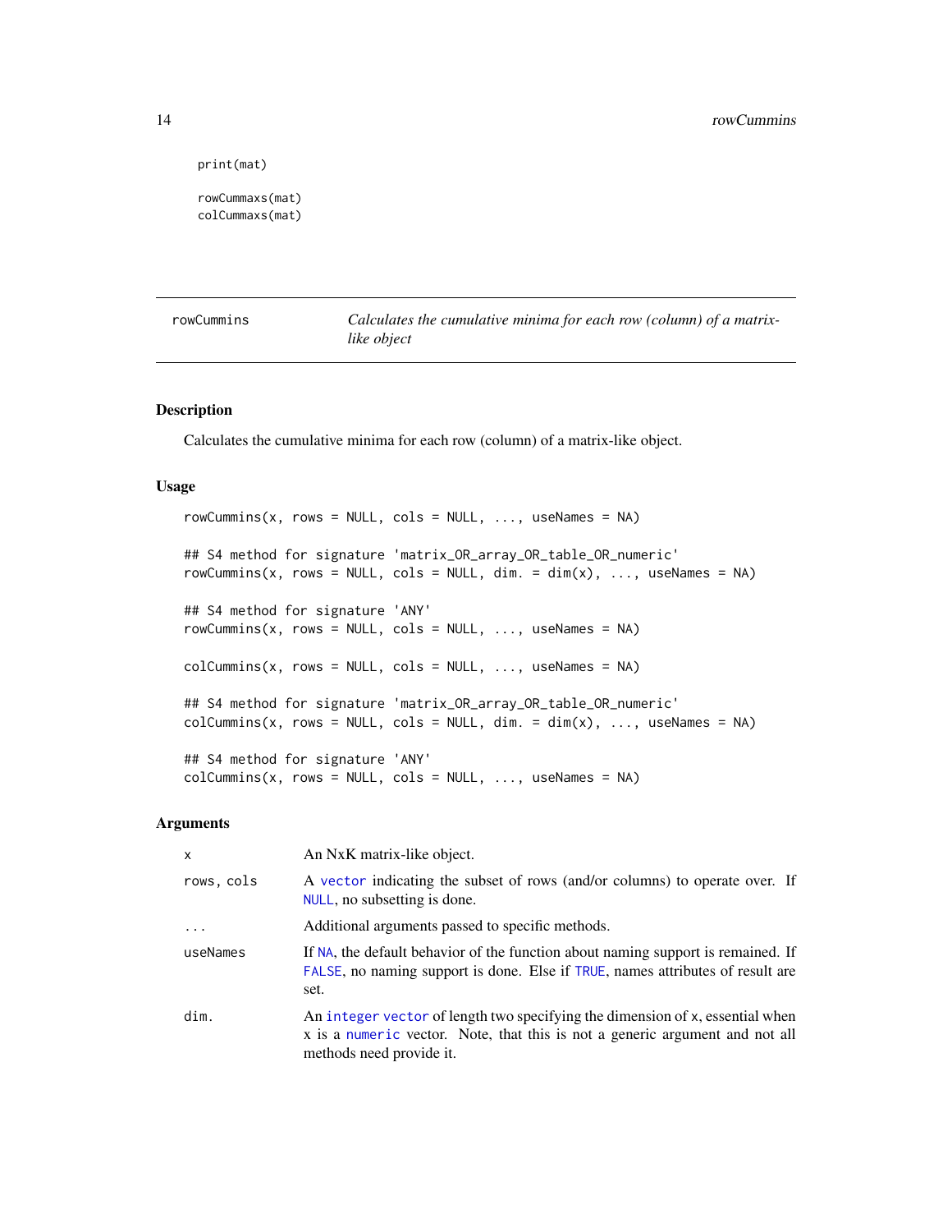```
print(mat)

rowCummaxs(mat)
colCummaxs(mat)
```

---

## rowCummins — *Calculates the cumulative minima for each row (column) of a matrix-like object*

---

### Description

Calculates the cumulative minima for each row (column) of a matrix-like object.

### Usage

```
rowCummins(x, rows = NULL, cols = NULL, ..., useNames = NA)

## S4 method for signature 'matrix_OR_array_OR_table_OR_numeric'
rowCummins(x, rows = NULL, cols = NULL, dim. = dim(x), ..., useNames = NA)

## S4 method for signature 'ANY'
rowCummins(x, rows = NULL, cols = NULL, ..., useNames = NA)

colCummins(x, rows = NULL, cols = NULL, ..., useNames = NA)

## S4 method for signature 'matrix_OR_array_OR_table_OR_numeric'
colCummins(x, rows = NULL, cols = NULL, dim. = dim(x), ..., useNames = NA)

## S4 method for signature 'ANY'
colCummins(x, rows = NULL, cols = NULL, ..., useNames = NA)
```

### Arguments

| | |
|---|---|
| `x` | An NxK matrix-like object. |
| `rows, cols` | A `vector` indicating the subset of rows (and/or columns) to operate over. If `NULL`, no subsetting is done. |
| `...` | Additional arguments passed to specific methods. |
| `useNames` | If `NA`, the default behavior of the function about naming support is remained. If `FALSE`, no naming support is done. Else if `TRUE`, names attributes of result are set. |
| `dim.` | An `integer` `vector` of length two specifying the dimension of `x`, essential when `x` is a `numeric` vector. Note, that this is not a generic argument and not all methods need provide it. |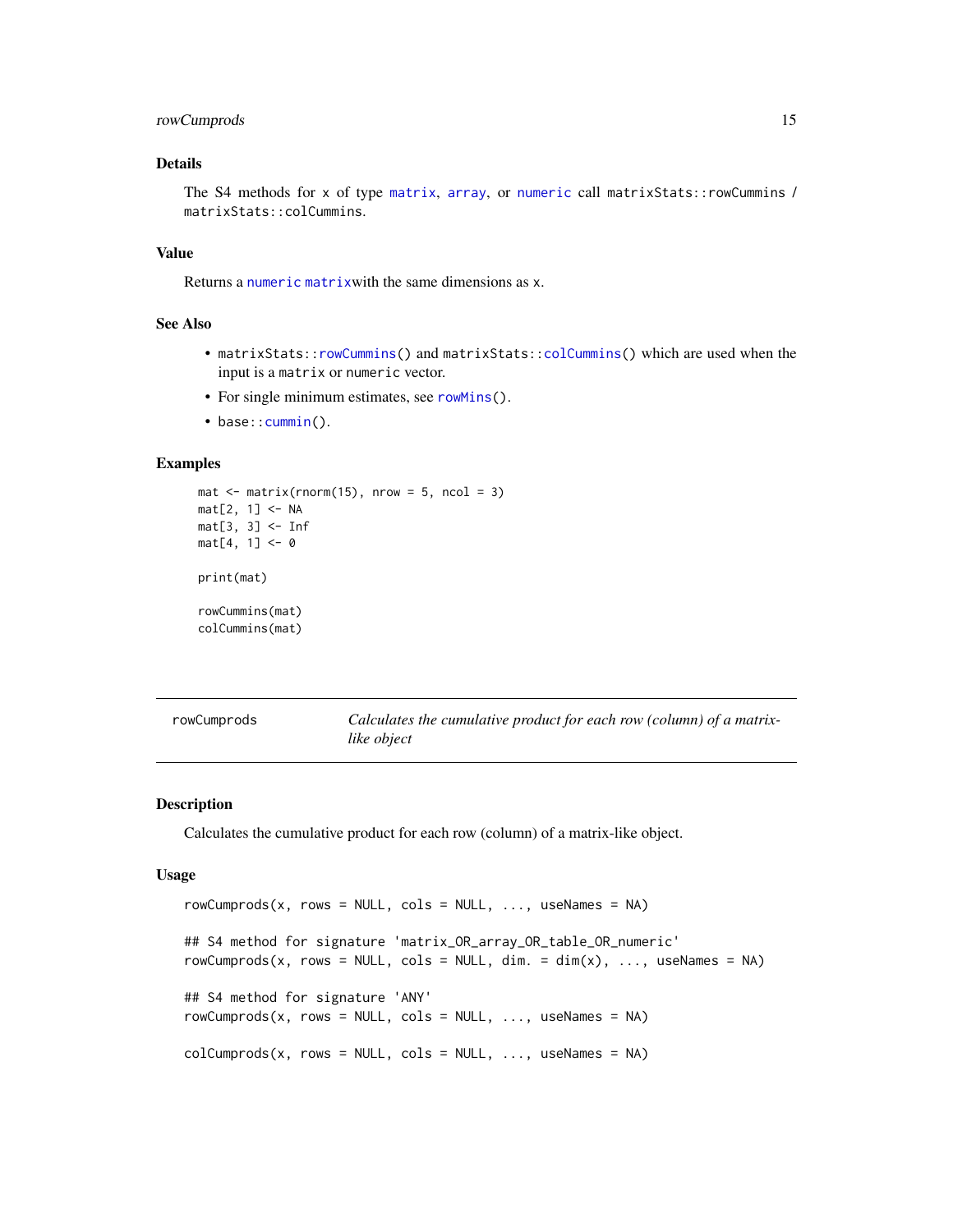### Details

The S4 methods for `x` of type `matrix`, `array`, or `numeric` call `matrixStats::rowCummins` / `matrixStats::colCummins`.

### Value

Returns a `numeric matrix`with the same dimensions as `x`.

### See Also

- `matrixStats::rowCummins()` and `matrixStats::colCummins()` which are used when the input is a `matrix` or `numeric` vector.
- For single minimum estimates, see `rowMins()`.
- `base::cummin()`.

### Examples

```
mat <- matrix(rnorm(15), nrow = 5, ncol = 3)
mat[2, 1] <- NA
mat[3, 3] <- Inf
mat[4, 1] <- 0

print(mat)

rowCummins(mat)
colCummins(mat)
```

---

## rowCumprods — *Calculates the cumulative product for each row (column) of a matrix-like object*

---

### Description

Calculates the cumulative product for each row (column) of a matrix-like object.

### Usage

```
rowCumprods(x, rows = NULL, cols = NULL, ..., useNames = NA)

## S4 method for signature 'matrix_OR_array_OR_table_OR_numeric'
rowCumprods(x, rows = NULL, cols = NULL, dim. = dim(x), ..., useNames = NA)

## S4 method for signature 'ANY'
rowCumprods(x, rows = NULL, cols = NULL, ..., useNames = NA)

colCumprods(x, rows = NULL, cols = NULL, ..., useNames = NA)
```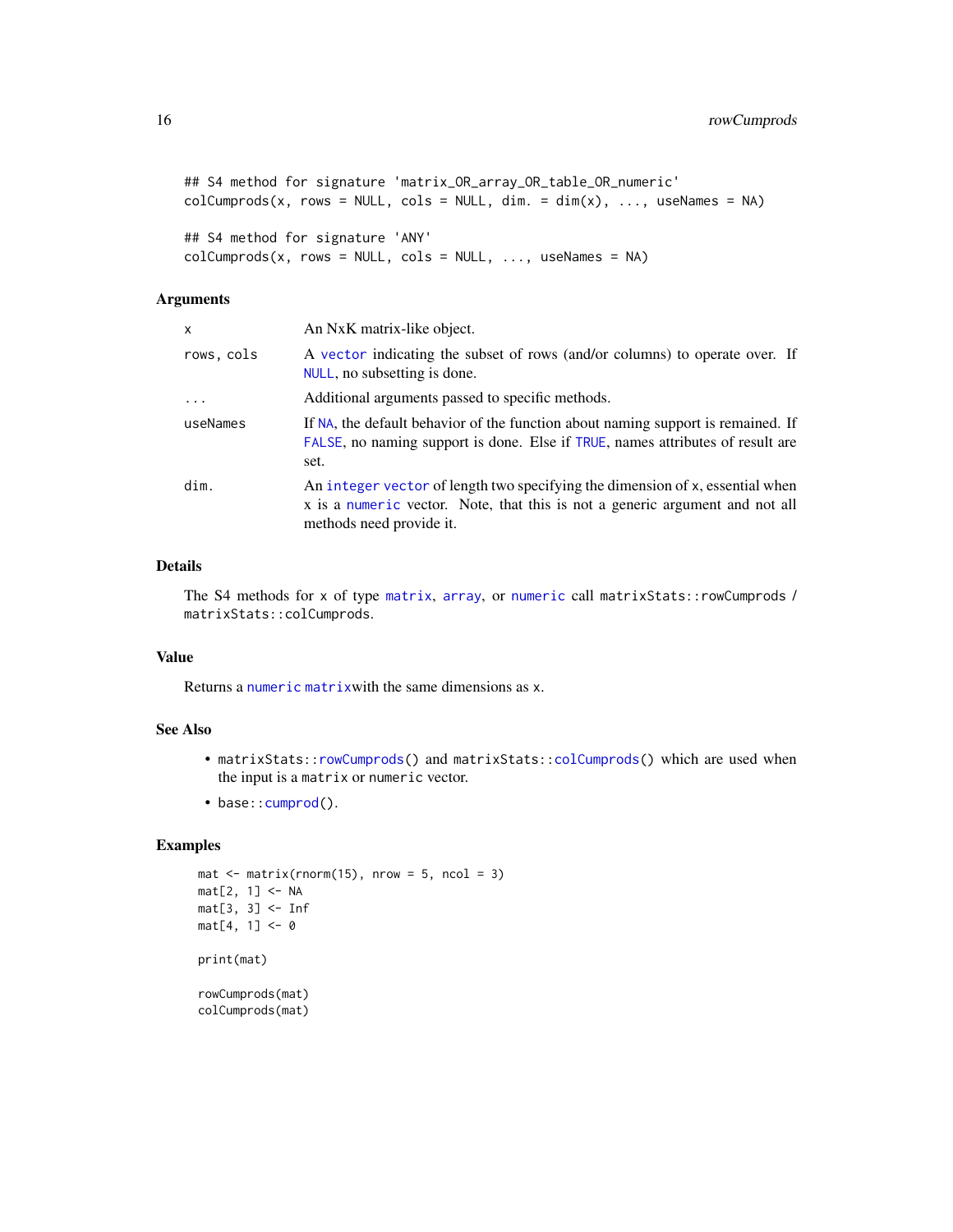```
## S4 method for signature 'matrix_OR_array_OR_table_OR_numeric'
colCumprods(x, rows = NULL, cols = NULL, dim. = dim(x), ..., useNames = NA)

## S4 method for signature 'ANY'
colCumprods(x, rows = NULL, cols = NULL, ..., useNames = NA)
```

### Arguments

| | |
|---|---|
| `x` | An NxK matrix-like object. |
| `rows, cols` | A `vector` indicating the subset of rows (and/or columns) to operate over. If `NULL`, no subsetting is done. |
| `...` | Additional arguments passed to specific methods. |
| `useNames` | If `NA`, the default behavior of the function about naming support is remained. If `FALSE`, no naming support is done. Else if `TRUE`, names attributes of result are set. |
| `dim.` | An `integer vector` of length two specifying the dimension of `x`, essential when `x` is a `numeric` vector. Note, that this is not a generic argument and not all methods need provide it. |

### Details

The S4 methods for `x` of type `matrix`, `array`, or `numeric` call `matrixStats::rowCumprods` / `matrixStats::colCumprods`.

### Value

Returns a `numeric matrix`with the same dimensions as `x`.

### See Also

- `matrixStats::rowCumprods()` and `matrixStats::colCumprods()` which are used when the input is a `matrix` or `numeric` vector.
- `base::cumprod()`.

### Examples

```
mat <- matrix(rnorm(15), nrow = 5, ncol = 3)
mat[2, 1] <- NA
mat[3, 3] <- Inf
mat[4, 1] <- 0

print(mat)

rowCumprods(mat)
colCumprods(mat)
```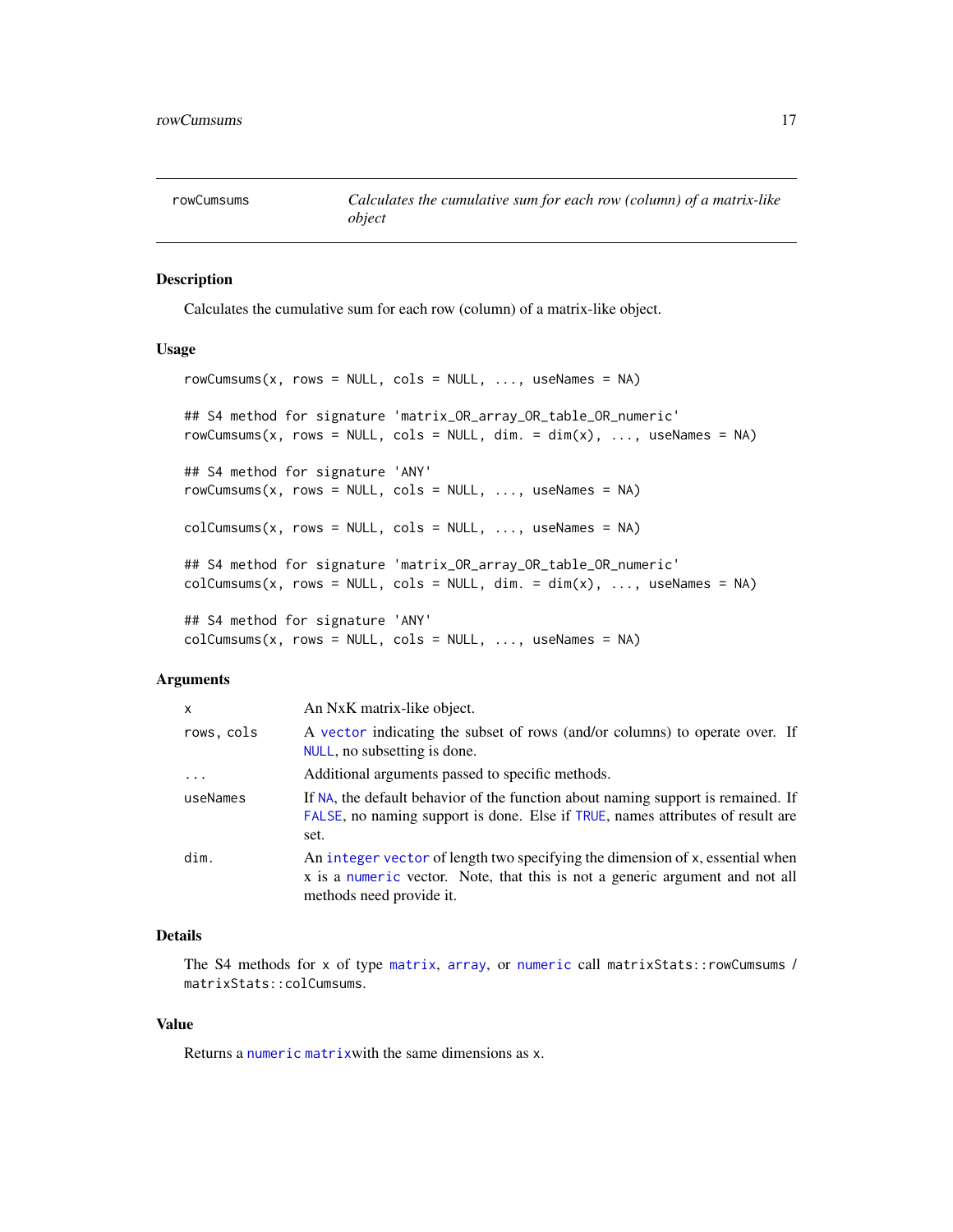## rowCumsums — *Calculates the cumulative sum for each row (column) of a matrix-like object*

### Description

Calculates the cumulative sum for each row (column) of a matrix-like object.

### Usage

```
rowCumsums(x, rows = NULL, cols = NULL, ..., useNames = NA)

## S4 method for signature 'matrix_OR_array_OR_table_OR_numeric'
rowCumsums(x, rows = NULL, cols = NULL, dim. = dim(x), ..., useNames = NA)

## S4 method for signature 'ANY'
rowCumsums(x, rows = NULL, cols = NULL, ..., useNames = NA)

colCumsums(x, rows = NULL, cols = NULL, ..., useNames = NA)

## S4 method for signature 'matrix_OR_array_OR_table_OR_numeric'
colCumsums(x, rows = NULL, cols = NULL, dim. = dim(x), ..., useNames = NA)

## S4 method for signature 'ANY'
colCumsums(x, rows = NULL, cols = NULL, ..., useNames = NA)
```

### Arguments

| | |
|---|---|
| `x` | An NxK matrix-like object. |
| `rows, cols` | A `vector` indicating the subset of rows (and/or columns) to operate over. If `NULL`, no subsetting is done. |
| `...` | Additional arguments passed to specific methods. |
| `useNames` | If `NA`, the default behavior of the function about naming support is remained. If `FALSE`, no naming support is done. Else if `TRUE`, names attributes of result are set. |
| `dim.` | An `integer vector` of length two specifying the dimension of `x`, essential when `x` is a `numeric` vector. Note, that this is not a generic argument and not all methods need provide it. |

### Details

The S4 methods for `x` of type `matrix`, `array`, or `numeric` call `matrixStats::rowCumsums` / `matrixStats::colCumsums`.

### Value

Returns a `numeric matrix`with the same dimensions as `x`.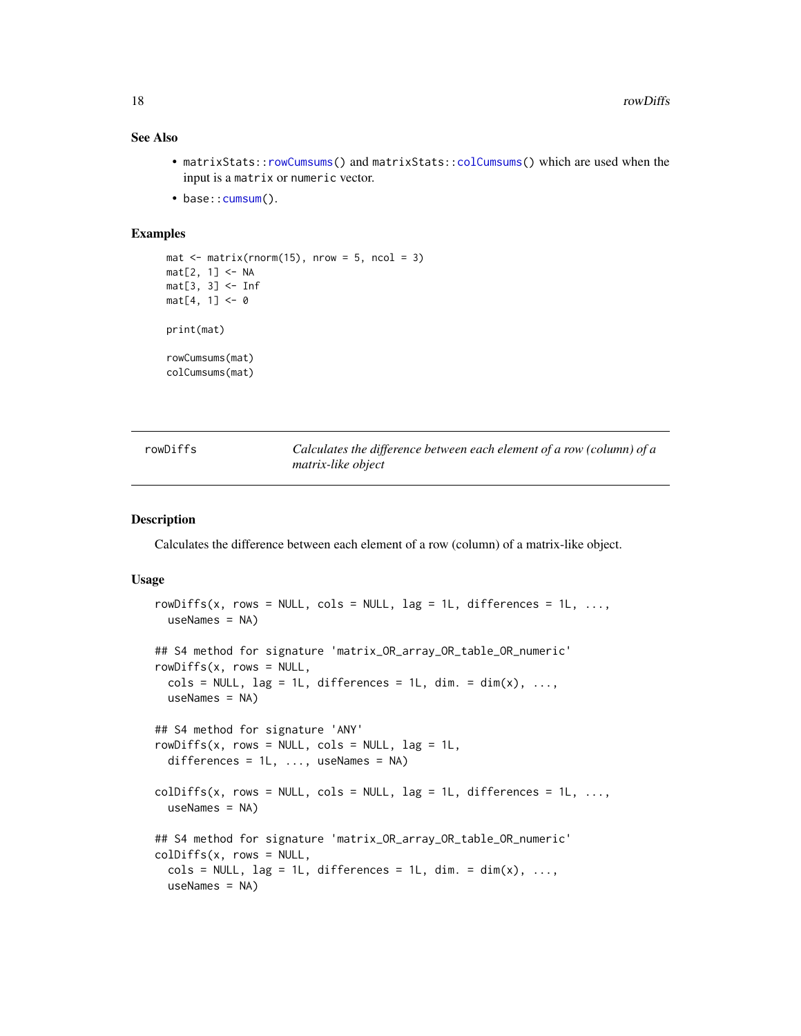### See Also

- matrixStats::rowCumsums() and matrixStats::colCumsums() which are used when the input is a matrix or numeric vector.
- base::cumsum().

### Examples

```
mat <- matrix(rnorm(15), nrow = 5, ncol = 3)
mat[2, 1] <- NA
mat[3, 3] <- Inf
mat[4, 1] <- 0

print(mat)

rowCumsums(mat)
colCumsums(mat)
```

---

## rowDiffs — *Calculates the difference between each element of a row (column) of a matrix-like object*

---

### Description

Calculates the difference between each element of a row (column) of a matrix-like object.

### Usage

```
rowDiffs(x, rows = NULL, cols = NULL, lag = 1L, differences = 1L, ...,
  useNames = NA)

## S4 method for signature 'matrix_OR_array_OR_table_OR_numeric'
rowDiffs(x, rows = NULL,
  cols = NULL, lag = 1L, differences = 1L, dim. = dim(x), ...,
  useNames = NA)

## S4 method for signature 'ANY'
rowDiffs(x, rows = NULL, cols = NULL, lag = 1L,
  differences = 1L, ..., useNames = NA)

colDiffs(x, rows = NULL, cols = NULL, lag = 1L, differences = 1L, ...,
  useNames = NA)

## S4 method for signature 'matrix_OR_array_OR_table_OR_numeric'
colDiffs(x, rows = NULL,
  cols = NULL, lag = 1L, differences = 1L, dim. = dim(x), ...,
  useNames = NA)
```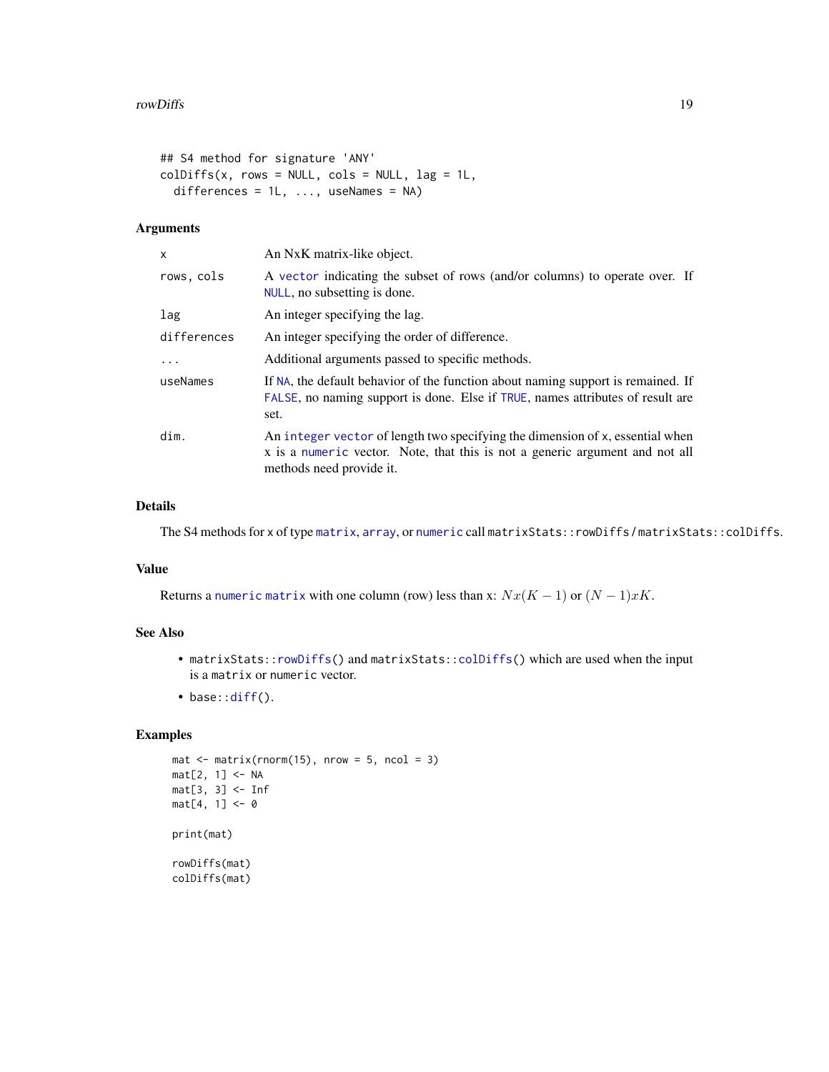```
## S4 method for signature 'ANY'
colDiffs(x, rows = NULL, cols = NULL, lag = 1L,
  differences = 1L, ..., useNames = NA)
```

## Arguments

| | |
|---|---|
| `x` | An NxK matrix-like object. |
| `rows, cols` | A `vector` indicating the subset of rows (and/or columns) to operate over. If `NULL`, no subsetting is done. |
| `lag` | An integer specifying the lag. |
| `differences` | An integer specifying the order of difference. |
| `...` | Additional arguments passed to specific methods. |
| `useNames` | If `NA`, the default behavior of the function about naming support is remained. If `FALSE`, no naming support is done. Else if `TRUE`, names attributes of result are set. |
| `dim.` | An `integer` `vector` of length two specifying the dimension of `x`, essential when `x` is a `numeric` vector. Note, that this is not a generic argument and not all methods need provide it. |

## Details

The S4 methods for `x` of type `matrix`, `array`, or `numeric` call `matrixStats::rowDiffs` / `matrixStats::colDiffs`.

## Value

Returns a `numeric` `matrix` with one column (row) less than x: $Nx(K-1)$ or $(N-1)xK$.

## See Also

- `matrixStats::rowDiffs()` and `matrixStats::colDiffs()` which are used when the input is a `matrix` or `numeric` vector.
- `base::diff()`.

## Examples

```
mat <- matrix(rnorm(15), nrow = 5, ncol = 3)
mat[2, 1] <- NA
mat[3, 3] <- Inf
mat[4, 1] <- 0

print(mat)

rowDiffs(mat)
colDiffs(mat)
```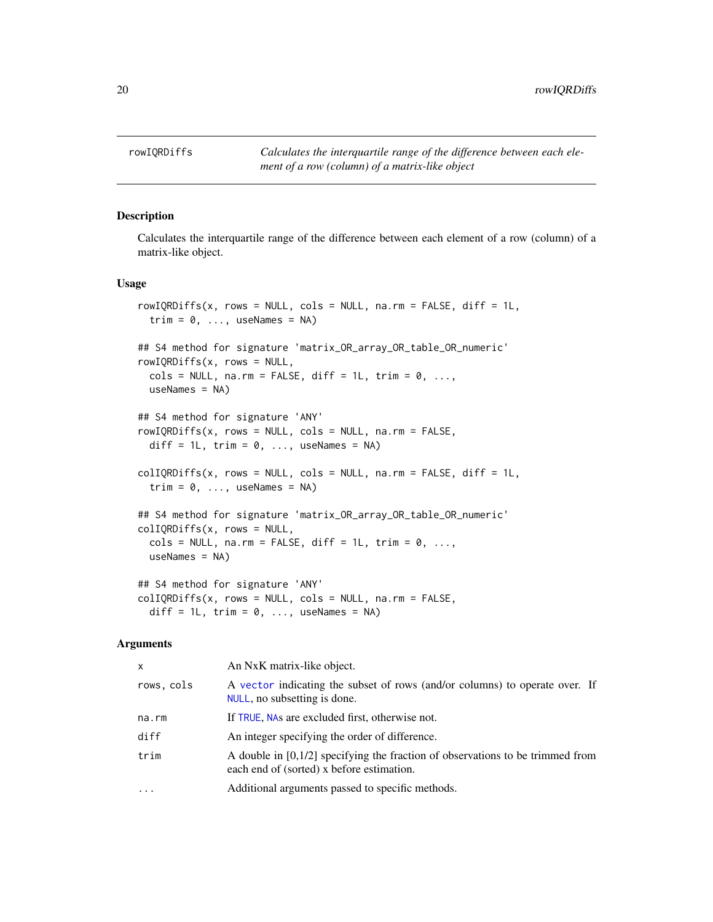## rowIQRDiffs

*Calculates the interquartile range of the difference between each element of a row (column) of a matrix-like object*

### Description

Calculates the interquartile range of the difference between each element of a row (column) of a matrix-like object.

### Usage

```
rowIQRDiffs(x, rows = NULL, cols = NULL, na.rm = FALSE, diff = 1L,
  trim = 0, ..., useNames = NA)

## S4 method for signature 'matrix_OR_array_OR_table_OR_numeric'
rowIQRDiffs(x, rows = NULL,
  cols = NULL, na.rm = FALSE, diff = 1L, trim = 0, ...,
  useNames = NA)

## S4 method for signature 'ANY'
rowIQRDiffs(x, rows = NULL, cols = NULL, na.rm = FALSE,
  diff = 1L, trim = 0, ..., useNames = NA)

colIQRDiffs(x, rows = NULL, cols = NULL, na.rm = FALSE, diff = 1L,
  trim = 0, ..., useNames = NA)

## S4 method for signature 'matrix_OR_array_OR_table_OR_numeric'
colIQRDiffs(x, rows = NULL,
  cols = NULL, na.rm = FALSE, diff = 1L, trim = 0, ...,
  useNames = NA)

## S4 method for signature 'ANY'
colIQRDiffs(x, rows = NULL, cols = NULL, na.rm = FALSE,
  diff = 1L, trim = 0, ..., useNames = NA)
```

### Arguments

| | |
|---|---|
| `x` | An NxK matrix-like object. |
| `rows, cols` | A `vector` indicating the subset of rows (and/or columns) to operate over. If `NULL`, no subsetting is done. |
| `na.rm` | If `TRUE`, `NA`s are excluded first, otherwise not. |
| `diff` | An integer specifying the order of difference. |
| `trim` | A double in [0,1/2] specifying the fraction of observations to be trimmed from each end of (sorted) x before estimation. |
| `...` | Additional arguments passed to specific methods. |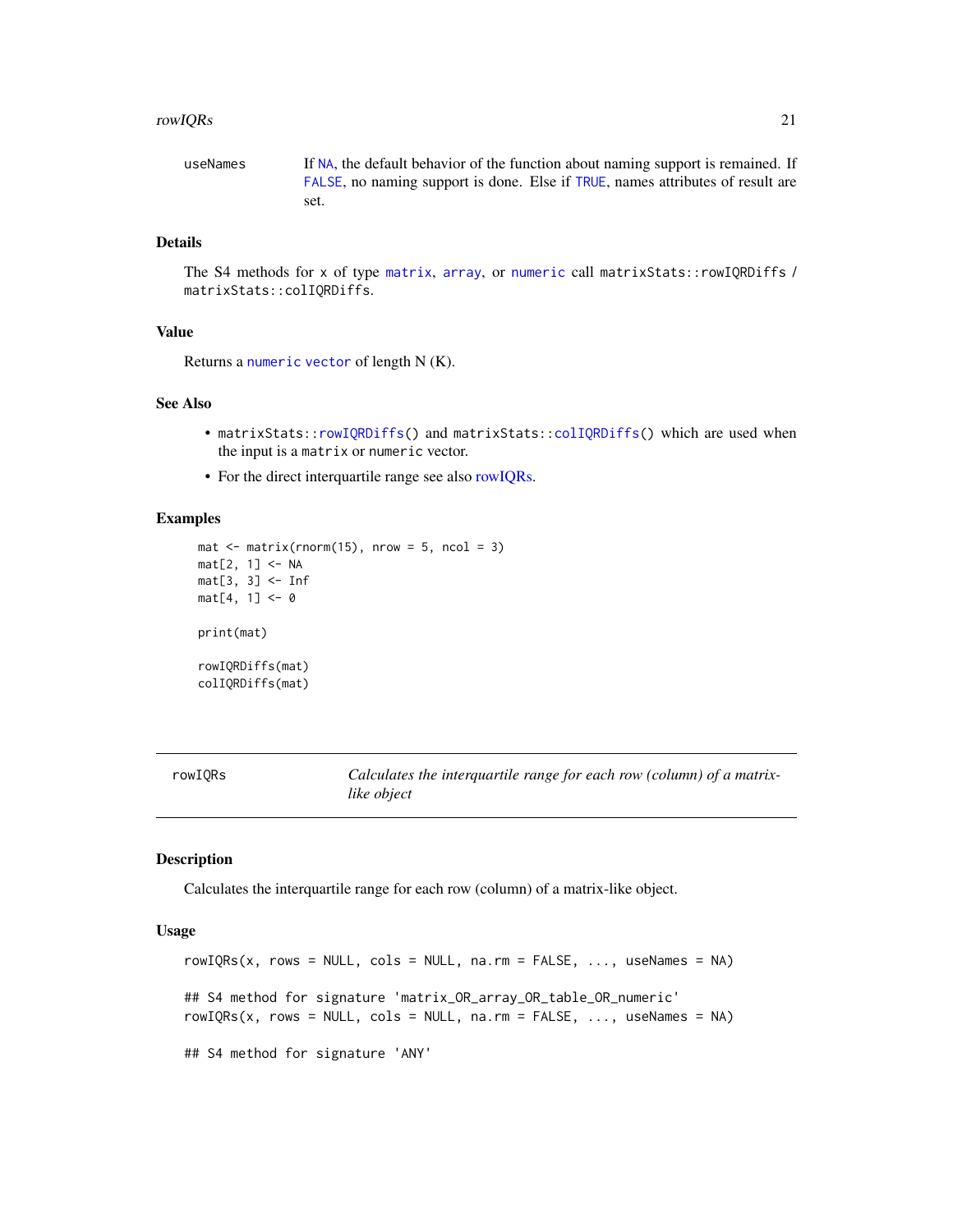useNames If `NA`, the default behavior of the function about naming support is remained. If `FALSE`, no naming support is done. Else if `TRUE`, names attributes of result are set.

## Details

The S4 methods for `x` of type `matrix`, `array`, or `numeric` call `matrixStats::rowIQRDiffs` / `matrixStats::colIQRDiffs`.

## Value

Returns a `numeric vector` of length N (K).

## See Also

- `matrixStats::rowIQRDiffs()` and `matrixStats::colIQRDiffs()` which are used when the input is a `matrix` or `numeric` vector.
- For the direct interquartile range see also rowIQRs.

## Examples

```
mat <- matrix(rnorm(15), nrow = 5, ncol = 3)
mat[2, 1] <- NA
mat[3, 3] <- Inf
mat[4, 1] <- 0

print(mat)

rowIQRDiffs(mat)
colIQRDiffs(mat)
```

---

# rowIQRs *Calculates the interquartile range for each row (column) of a matrix-like object*

## Description

Calculates the interquartile range for each row (column) of a matrix-like object.

## Usage

```
rowIQRs(x, rows = NULL, cols = NULL, na.rm = FALSE, ..., useNames = NA)

## S4 method for signature 'matrix_OR_array_OR_table_OR_numeric'
rowIQRs(x, rows = NULL, cols = NULL, na.rm = FALSE, ..., useNames = NA)

## S4 method for signature 'ANY'
```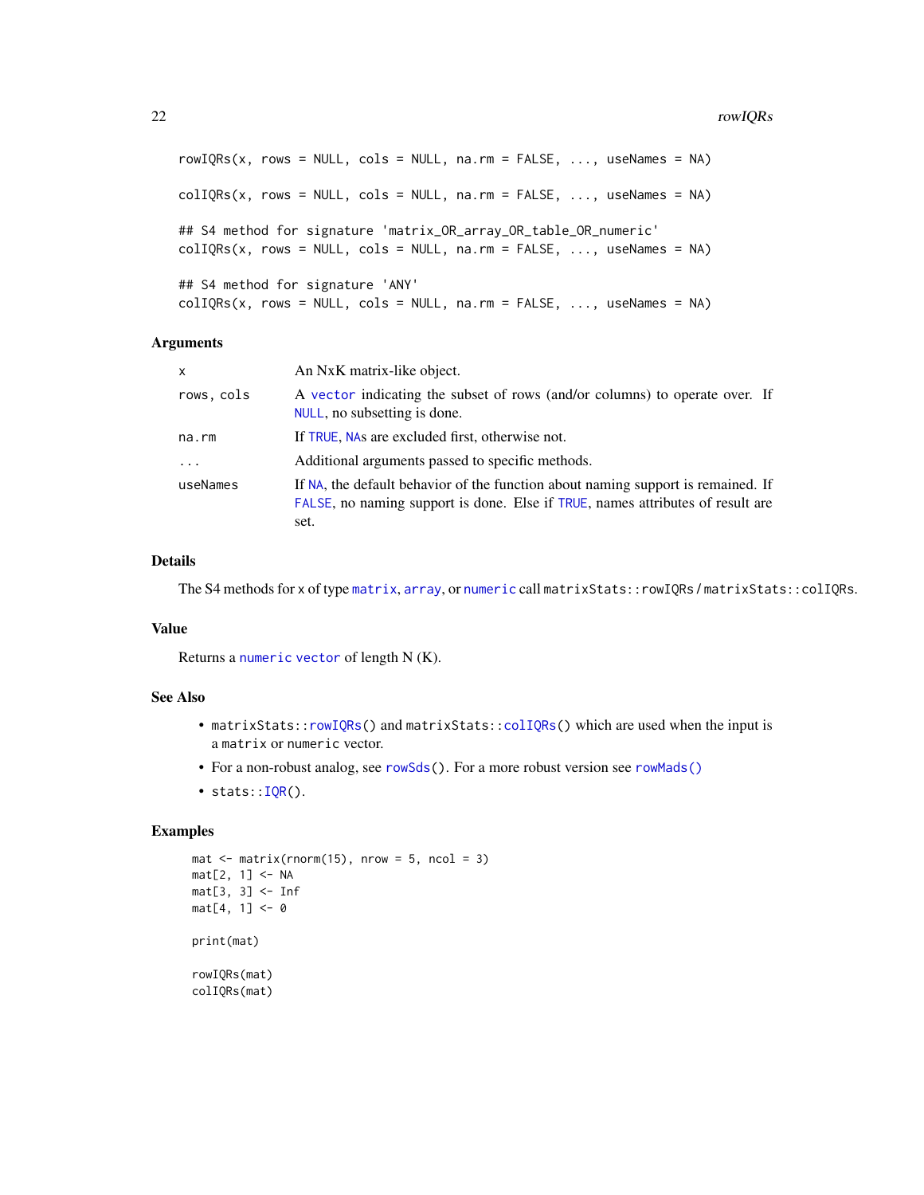```
rowIQRs(x, rows = NULL, cols = NULL, na.rm = FALSE, ..., useNames = NA)

colIQRs(x, rows = NULL, cols = NULL, na.rm = FALSE, ..., useNames = NA)

## S4 method for signature 'matrix_OR_array_OR_table_OR_numeric'
colIQRs(x, rows = NULL, cols = NULL, na.rm = FALSE, ..., useNames = NA)

## S4 method for signature 'ANY'
colIQRs(x, rows = NULL, cols = NULL, na.rm = FALSE, ..., useNames = NA)
```

### Arguments

| | |
|---|---|
| `x` | An NxK matrix-like object. |
| `rows, cols` | A `vector` indicating the subset of rows (and/or columns) to operate over. If `NULL`, no subsetting is done. |
| `na.rm` | If `TRUE`, `NA`s are excluded first, otherwise not. |
| `...` | Additional arguments passed to specific methods. |
| `useNames` | If `NA`, the default behavior of the function about naming support is remained. If `FALSE`, no naming support is done. Else if `TRUE`, names attributes of result are set. |

### Details

The S4 methods for `x` of type `matrix`, `array`, or `numeric` call `matrixStats::rowIQRs` / `matrixStats::colIQRs`.

### Value

Returns a `numeric` `vector` of length N (K).

### See Also

- `matrixStats::rowIQRs()` and `matrixStats::colIQRs()` which are used when the input is a `matrix` or `numeric` vector.
- For a non-robust analog, see `rowSds()`. For a more robust version see `rowMads()`
- `stats::IQR()`.

### Examples

```
mat <- matrix(rnorm(15), nrow = 5, ncol = 3)
mat[2, 1] <- NA
mat[3, 3] <- Inf
mat[4, 1] <- 0

print(mat)

rowIQRs(mat)
colIQRs(mat)
```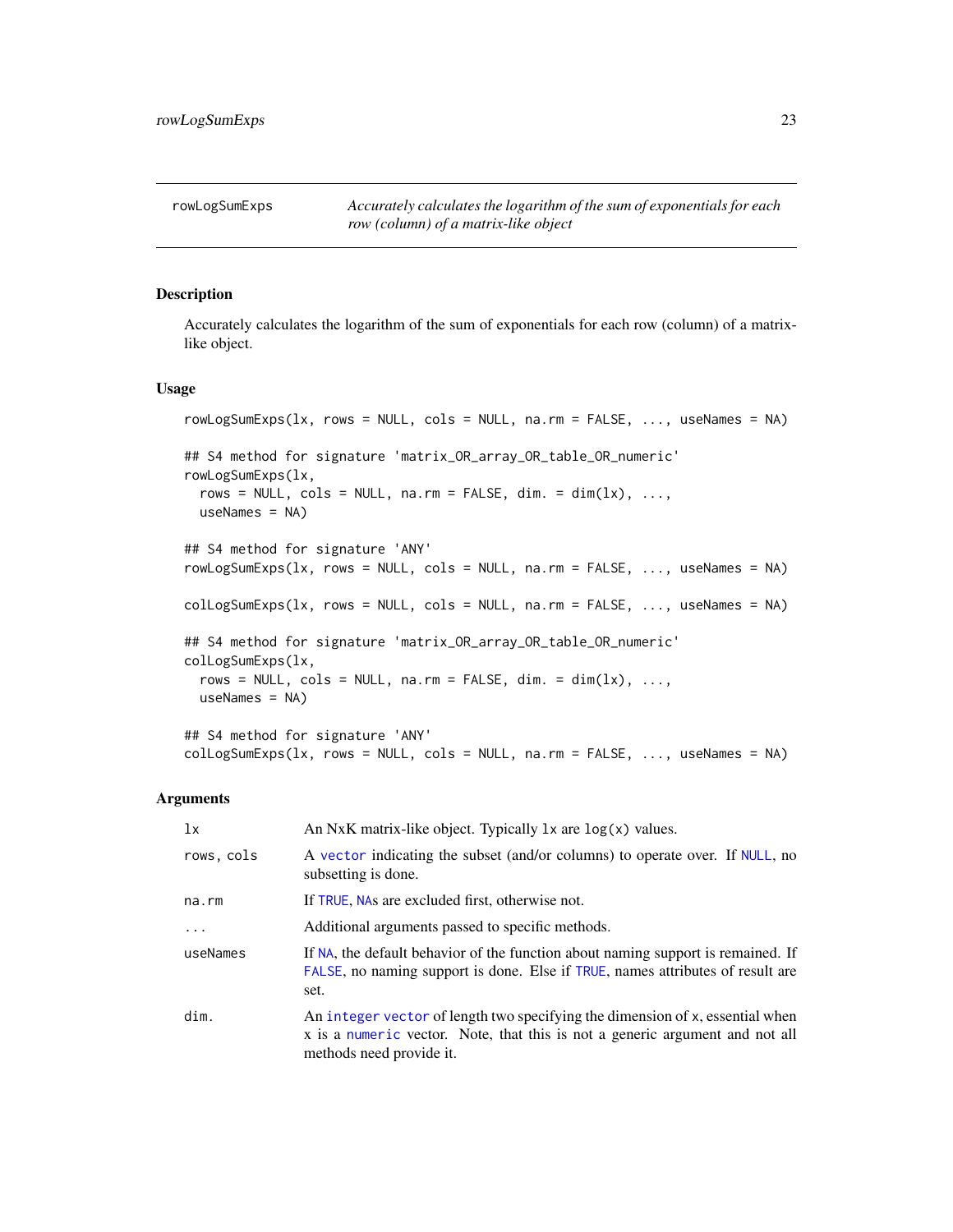## rowLogSumExps — *Accurately calculates the logarithm of the sum of exponentials for each row (column) of a matrix-like object*

### Description

Accurately calculates the logarithm of the sum of exponentials for each row (column) of a matrix-like object.

### Usage

```
rowLogSumExps(lx, rows = NULL, cols = NULL, na.rm = FALSE, ..., useNames = NA)

## S4 method for signature 'matrix_OR_array_OR_table_OR_numeric'
rowLogSumExps(lx,
  rows = NULL, cols = NULL, na.rm = FALSE, dim. = dim(lx), ...,
  useNames = NA)

## S4 method for signature 'ANY'
rowLogSumExps(lx, rows = NULL, cols = NULL, na.rm = FALSE, ..., useNames = NA)

colLogSumExps(lx, rows = NULL, cols = NULL, na.rm = FALSE, ..., useNames = NA)

## S4 method for signature 'matrix_OR_array_OR_table_OR_numeric'
colLogSumExps(lx,
  rows = NULL, cols = NULL, na.rm = FALSE, dim. = dim(lx), ...,
  useNames = NA)

## S4 method for signature 'ANY'
colLogSumExps(lx, rows = NULL, cols = NULL, na.rm = FALSE, ..., useNames = NA)
```

### Arguments

| | |
|---|---|
| `lx` | An NxK matrix-like object. Typically `lx` are `log(x)` values. |
| `rows, cols` | A `vector` indicating the subset (and/or columns) to operate over. If `NULL`, no subsetting is done. |
| `na.rm` | If `TRUE`, `NA`s are excluded first, otherwise not. |
| `...` | Additional arguments passed to specific methods. |
| `useNames` | If `NA`, the default behavior of the function about naming support is remained. If `FALSE`, no naming support is done. Else if `TRUE`, names attributes of result are set. |
| `dim.` | An `integer` `vector` of length two specifying the dimension of `x`, essential when `x` is a `numeric` vector. Note, that this is not a generic argument and not all methods need provide it. |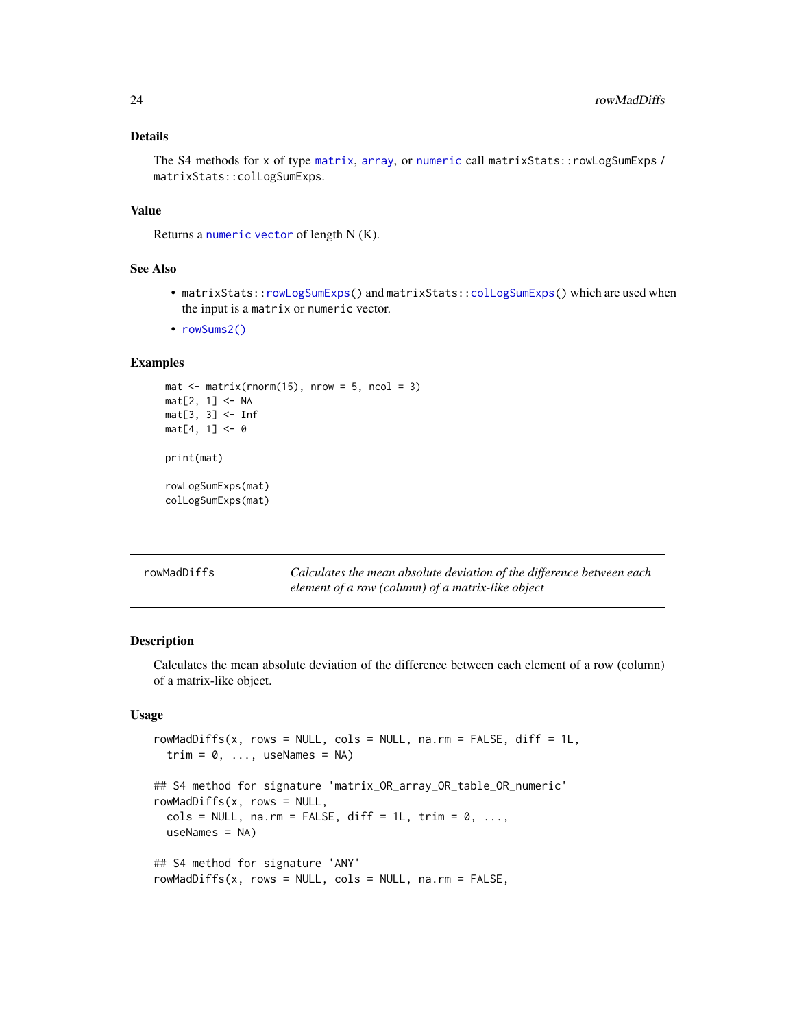### Details

The S4 methods for x of type matrix, array, or numeric call matrixStats::rowLogSumExps / matrixStats::colLogSumExps.

### Value

Returns a numeric vector of length N (K).

### See Also

- matrixStats::rowLogSumExps() and matrixStats::colLogSumExps() which are used when the input is a matrix or numeric vector.
- rowSums2()

### Examples

```
mat <- matrix(rnorm(15), nrow = 5, ncol = 3)
mat[2, 1] <- NA
mat[3, 3] <- Inf
mat[4, 1] <- 0

print(mat)

rowLogSumExps(mat)
colLogSumExps(mat)
```

---

## rowMadDiffs

*Calculates the mean absolute deviation of the difference between each element of a row (column) of a matrix-like object*

---

### Description

Calculates the mean absolute deviation of the difference between each element of a row (column) of a matrix-like object.

### Usage

```
rowMadDiffs(x, rows = NULL, cols = NULL, na.rm = FALSE, diff = 1L,
  trim = 0, ..., useNames = NA)

## S4 method for signature 'matrix_OR_array_OR_table_OR_numeric'
rowMadDiffs(x, rows = NULL,
  cols = NULL, na.rm = FALSE, diff = 1L, trim = 0, ...,
  useNames = NA)

## S4 method for signature 'ANY'
rowMadDiffs(x, rows = NULL, cols = NULL, na.rm = FALSE,
```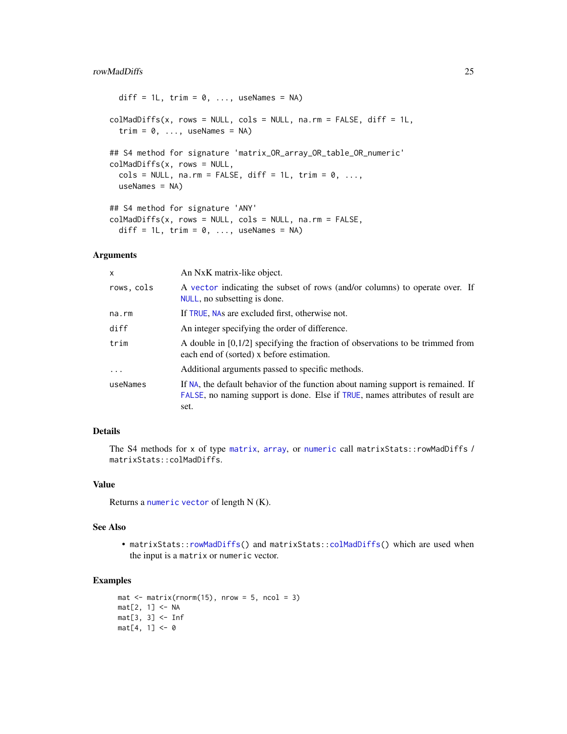```
  diff = 1L, trim = 0, ..., useNames = NA)

colMadDiffs(x, rows = NULL, cols = NULL, na.rm = FALSE, diff = 1L,
  trim = 0, ..., useNames = NA)

## S4 method for signature 'matrix_OR_array_OR_table_OR_numeric'
colMadDiffs(x, rows = NULL,
  cols = NULL, na.rm = FALSE, diff = 1L, trim = 0, ...,
  useNames = NA)

## S4 method for signature 'ANY'
colMadDiffs(x, rows = NULL, cols = NULL, na.rm = FALSE,
  diff = 1L, trim = 0, ..., useNames = NA)
```

## Arguments

| | |
|---|---|
| x | An NxK matrix-like object. |
| rows, cols | A vector indicating the subset of rows (and/or columns) to operate over. If NULL, no subsetting is done. |
| na.rm | If TRUE, NAs are excluded first, otherwise not. |
| diff | An integer specifying the order of difference. |
| trim | A double in [0,1/2] specifying the fraction of observations to be trimmed from each end of (sorted) x before estimation. |
| ... | Additional arguments passed to specific methods. |
| useNames | If NA, the default behavior of the function about naming support is remained. If FALSE, no naming support is done. Else if TRUE, names attributes of result are set. |

## Details

The S4 methods for x of type matrix, array, or numeric call matrixStats::rowMadDiffs / matrixStats::colMadDiffs.

## Value

Returns a numeric vector of length N (K).

## See Also

- matrixStats::rowMadDiffs() and matrixStats::colMadDiffs() which are used when the input is a matrix or numeric vector.

## Examples

```
mat <- matrix(rnorm(15), nrow = 5, ncol = 3)
mat[2, 1] <- NA
mat[3, 3] <- Inf
mat[4, 1] <- 0
```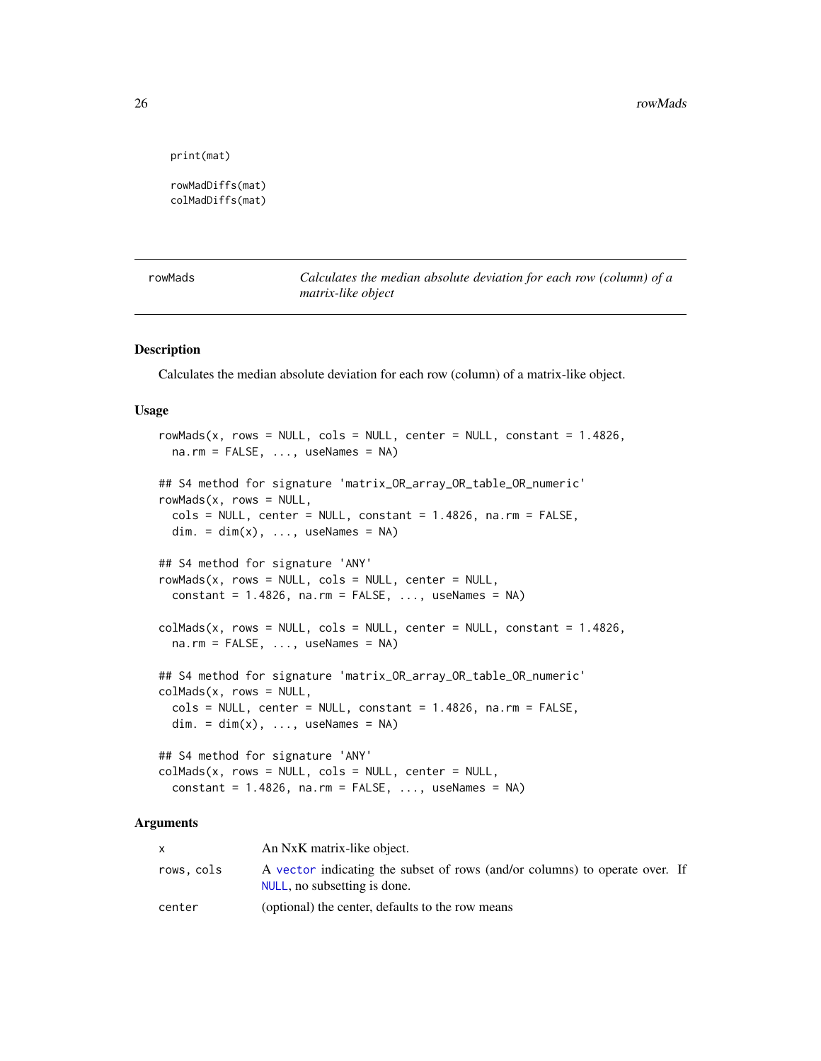```
print(mat)

rowMadDiffs(mat)
colMadDiffs(mat)
```

## rowMads — *Calculates the median absolute deviation for each row (column) of a matrix-like object*

### Description

Calculates the median absolute deviation for each row (column) of a matrix-like object.

### Usage

```
rowMads(x, rows = NULL, cols = NULL, center = NULL, constant = 1.4826,
  na.rm = FALSE, ..., useNames = NA)

## S4 method for signature 'matrix_OR_array_OR_table_OR_numeric'
rowMads(x, rows = NULL,
  cols = NULL, center = NULL, constant = 1.4826, na.rm = FALSE,
  dim. = dim(x), ..., useNames = NA)

## S4 method for signature 'ANY'
rowMads(x, rows = NULL, cols = NULL, center = NULL,
  constant = 1.4826, na.rm = FALSE, ..., useNames = NA)

colMads(x, rows = NULL, cols = NULL, center = NULL, constant = 1.4826,
  na.rm = FALSE, ..., useNames = NA)

## S4 method for signature 'matrix_OR_array_OR_table_OR_numeric'
colMads(x, rows = NULL,
  cols = NULL, center = NULL, constant = 1.4826, na.rm = FALSE,
  dim. = dim(x), ..., useNames = NA)

## S4 method for signature 'ANY'
colMads(x, rows = NULL, cols = NULL, center = NULL,
  constant = 1.4826, na.rm = FALSE, ..., useNames = NA)
```

### Arguments

| | |
|---|---|
| x | An NxK matrix-like object. |
| rows, cols | A vector indicating the subset of rows (and/or columns) to operate over. If NULL, no subsetting is done. |
| center | (optional) the center, defaults to the row means |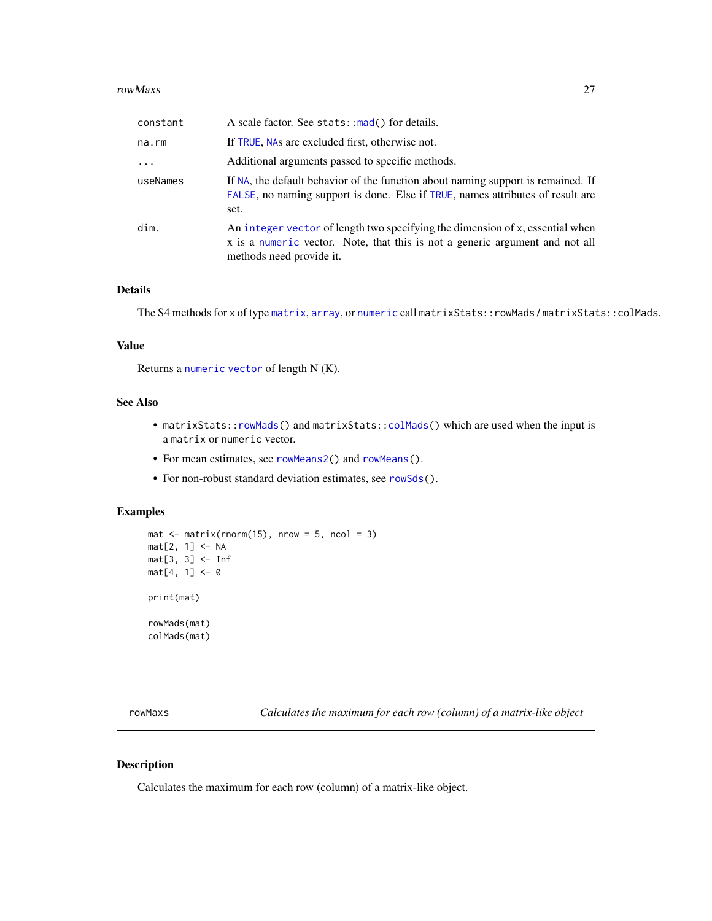| | |
|---|---|
| constant | A scale factor. See stats::mad() for details. |
| na.rm | If TRUE, NAs are excluded first, otherwise not. |
| ... | Additional arguments passed to specific methods. |
| useNames | If NA, the default behavior of the function about naming support is remained. If FALSE, no naming support is done. Else if TRUE, names attributes of result are set. |
| dim. | An integer vector of length two specifying the dimension of x, essential when x is a numeric vector. Note, that this is not a generic argument and not all methods need provide it. |

### Details

The S4 methods for x of type matrix, array, or numeric call matrixStats::rowMads / matrixStats::colMads.

### Value

Returns a numeric vector of length N (K).

### See Also

- matrixStats::rowMads() and matrixStats::colMads() which are used when the input is a matrix or numeric vector.
- For mean estimates, see rowMeans2() and rowMeans().
- For non-robust standard deviation estimates, see rowSds().

### Examples

```
mat <- matrix(rnorm(15), nrow = 5, ncol = 3)
mat[2, 1] <- NA
mat[3, 3] <- Inf
mat[4, 1] <- 0

print(mat)

rowMads(mat)
colMads(mat)
```

---

## rowMaxs — *Calculates the maximum for each row (column) of a matrix-like object*

### Description

Calculates the maximum for each row (column) of a matrix-like object.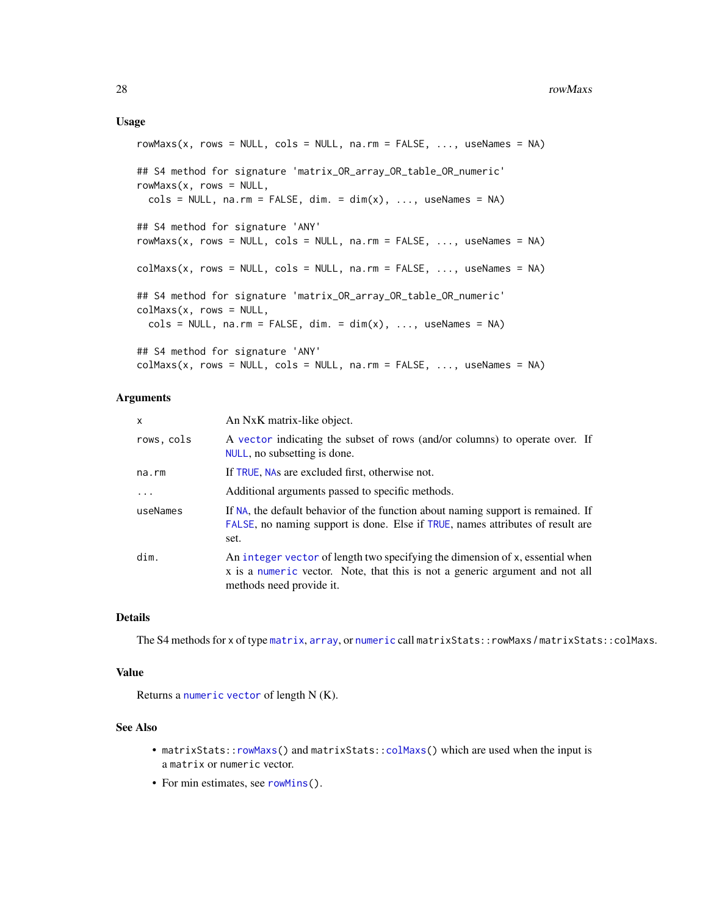## Usage

```
rowMaxs(x, rows = NULL, cols = NULL, na.rm = FALSE, ..., useNames = NA)

## S4 method for signature 'matrix_OR_array_OR_table_OR_numeric'
rowMaxs(x, rows = NULL,
  cols = NULL, na.rm = FALSE, dim. = dim(x), ..., useNames = NA)

## S4 method for signature 'ANY'
rowMaxs(x, rows = NULL, cols = NULL, na.rm = FALSE, ..., useNames = NA)

colMaxs(x, rows = NULL, cols = NULL, na.rm = FALSE, ..., useNames = NA)

## S4 method for signature 'matrix_OR_array_OR_table_OR_numeric'
colMaxs(x, rows = NULL,
  cols = NULL, na.rm = FALSE, dim. = dim(x), ..., useNames = NA)

## S4 method for signature 'ANY'
colMaxs(x, rows = NULL, cols = NULL, na.rm = FALSE, ..., useNames = NA)
```

## Arguments

| | |
|---|---|
| `x` | An NxK matrix-like object. |
| `rows, cols` | A `vector` indicating the subset of rows (and/or columns) to operate over. If `NULL`, no subsetting is done. |
| `na.rm` | If `TRUE`, `NA`s are excluded first, otherwise not. |
| `...` | Additional arguments passed to specific methods. |
| `useNames` | If `NA`, the default behavior of the function about naming support is remained. If `FALSE`, no naming support is done. Else if `TRUE`, names attributes of result are set. |
| `dim.` | An `integer` `vector` of length two specifying the dimension of `x`, essential when `x` is a `numeric` vector. Note, that this is not a generic argument and not all methods need provide it. |

## Details

The S4 methods for `x` of type `matrix`, `array`, or `numeric` call `matrixStats::rowMaxs` / `matrixStats::colMaxs`.

## Value

Returns a `numeric` `vector` of length N (K).

## See Also

- `matrixStats::rowMaxs()` and `matrixStats::colMaxs()` which are used when the input is a `matrix` or `numeric` vector.
- For min estimates, see `rowMins()`.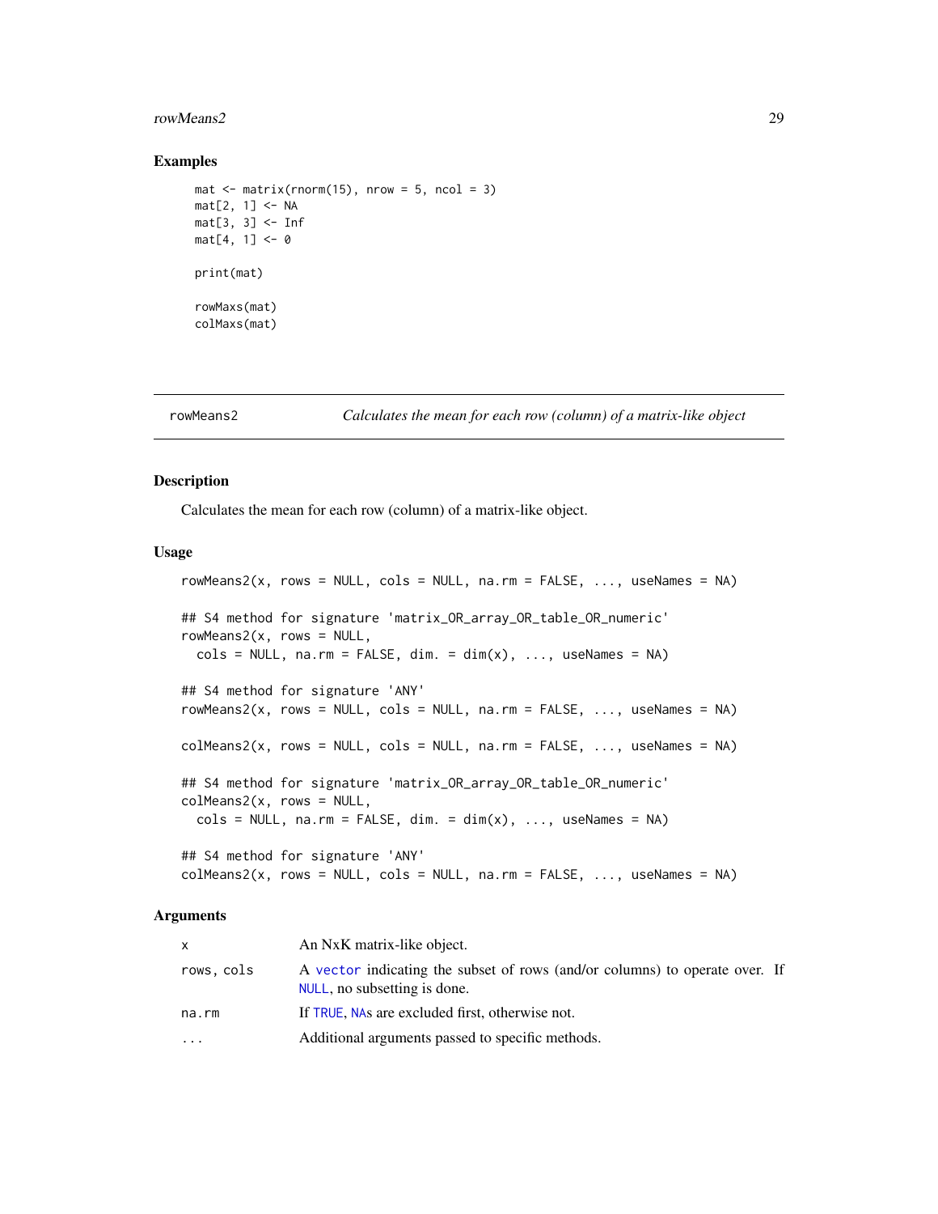## Examples

```
mat <- matrix(rnorm(15), nrow = 5, ncol = 3)
mat[2, 1] <- NA
mat[3, 3] <- Inf
mat[4, 1] <- 0

print(mat)

rowMaxs(mat)
colMaxs(mat)
```

---

`rowMeans2` *Calculates the mean for each row (column) of a matrix-like object*

---

## Description

Calculates the mean for each row (column) of a matrix-like object.

## Usage

```
rowMeans2(x, rows = NULL, cols = NULL, na.rm = FALSE, ..., useNames = NA)

## S4 method for signature 'matrix_OR_array_OR_table_OR_numeric'
rowMeans2(x, rows = NULL,
  cols = NULL, na.rm = FALSE, dim. = dim(x), ..., useNames = NA)

## S4 method for signature 'ANY'
rowMeans2(x, rows = NULL, cols = NULL, na.rm = FALSE, ..., useNames = NA)

colMeans2(x, rows = NULL, cols = NULL, na.rm = FALSE, ..., useNames = NA)

## S4 method for signature 'matrix_OR_array_OR_table_OR_numeric'
colMeans2(x, rows = NULL,
  cols = NULL, na.rm = FALSE, dim. = dim(x), ..., useNames = NA)

## S4 method for signature 'ANY'
colMeans2(x, rows = NULL, cols = NULL, na.rm = FALSE, ..., useNames = NA)
```

## Arguments

| | |
|---|---|
| `x` | An NxK matrix-like object. |
| `rows, cols` | A `vector` indicating the subset of rows (and/or columns) to operate over. If `NULL`, no subsetting is done. |
| `na.rm` | If `TRUE`, `NA`s are excluded first, otherwise not. |
| `...` | Additional arguments passed to specific methods. |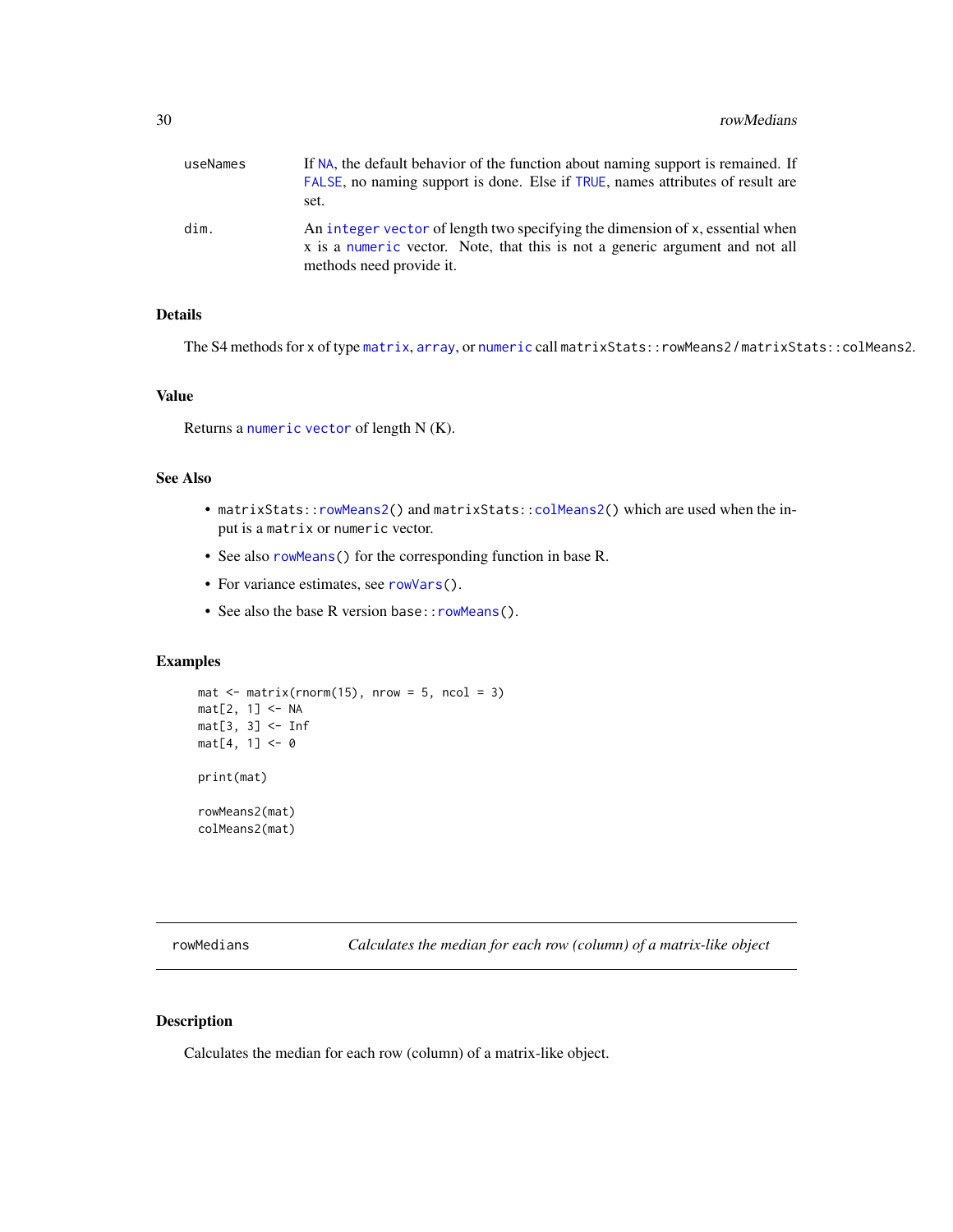useNames
: If NA, the default behavior of the function about naming support is remained. If FALSE, no naming support is done. Else if TRUE, names attributes of result are set.

dim.
: An integer vector of length two specifying the dimension of x, essential when x is a numeric vector. Note, that this is not a generic argument and not all methods need provide it.

## Details

The S4 methods for x of type matrix, array, or numeric call matrixStats::rowMeans2 / matrixStats::colMeans2.

## Value

Returns a numeric vector of length N (K).

## See Also

- matrixStats::rowMeans2() and matrixStats::colMeans2() which are used when the input is a matrix or numeric vector.
- See also rowMeans() for the corresponding function in base R.
- For variance estimates, see rowVars().
- See also the base R version base::rowMeans().

## Examples

```
mat <- matrix(rnorm(15), nrow = 5, ncol = 3)
mat[2, 1] <- NA
mat[3, 3] <- Inf
mat[4, 1] <- 0

print(mat)

rowMeans2(mat)
colMeans2(mat)
```

---

# rowMedians — *Calculates the median for each row (column) of a matrix-like object*

---

## Description

Calculates the median for each row (column) of a matrix-like object.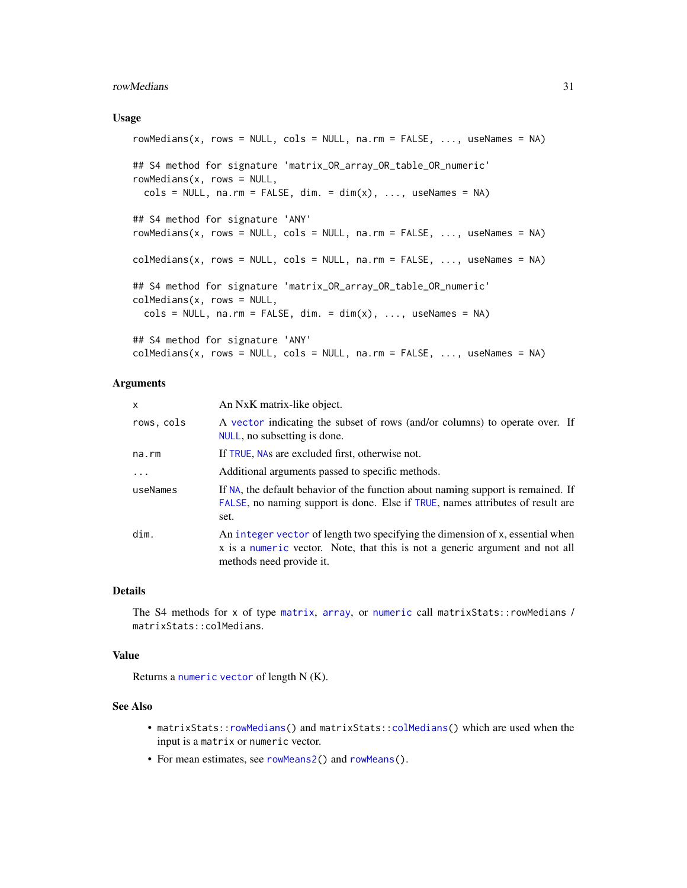### Usage

```
rowMedians(x, rows = NULL, cols = NULL, na.rm = FALSE, ..., useNames = NA)

## S4 method for signature 'matrix_OR_array_OR_table_OR_numeric'
rowMedians(x, rows = NULL,
  cols = NULL, na.rm = FALSE, dim. = dim(x), ..., useNames = NA)

## S4 method for signature 'ANY'
rowMedians(x, rows = NULL, cols = NULL, na.rm = FALSE, ..., useNames = NA)

colMedians(x, rows = NULL, cols = NULL, na.rm = FALSE, ..., useNames = NA)

## S4 method for signature 'matrix_OR_array_OR_table_OR_numeric'
colMedians(x, rows = NULL,
  cols = NULL, na.rm = FALSE, dim. = dim(x), ..., useNames = NA)

## S4 method for signature 'ANY'
colMedians(x, rows = NULL, cols = NULL, na.rm = FALSE, ..., useNames = NA)
```

### Arguments

| | |
|---|---|
| `x` | An NxK matrix-like object. |
| `rows, cols` | A `vector` indicating the subset of rows (and/or columns) to operate over. If `NULL`, no subsetting is done. |
| `na.rm` | If `TRUE`, `NA`s are excluded first, otherwise not. |
| `...` | Additional arguments passed to specific methods. |
| `useNames` | If `NA`, the default behavior of the function about naming support is remained. If `FALSE`, no naming support is done. Else if `TRUE`, names attributes of result are set. |
| `dim.` | An `integer vector` of length two specifying the dimension of `x`, essential when `x` is a `numeric` vector. Note, that this is not a generic argument and not all methods need provide it. |

### Details

The S4 methods for `x` of type `matrix`, `array`, or `numeric` call `matrixStats::rowMedians` / `matrixStats::colMedians`.

### Value

Returns a `numeric vector` of length N (K).

### See Also

- `matrixStats::rowMedians()` and `matrixStats::colMedians()` which are used when the input is a `matrix` or `numeric` vector.
- For mean estimates, see `rowMeans2()` and `rowMeans()`.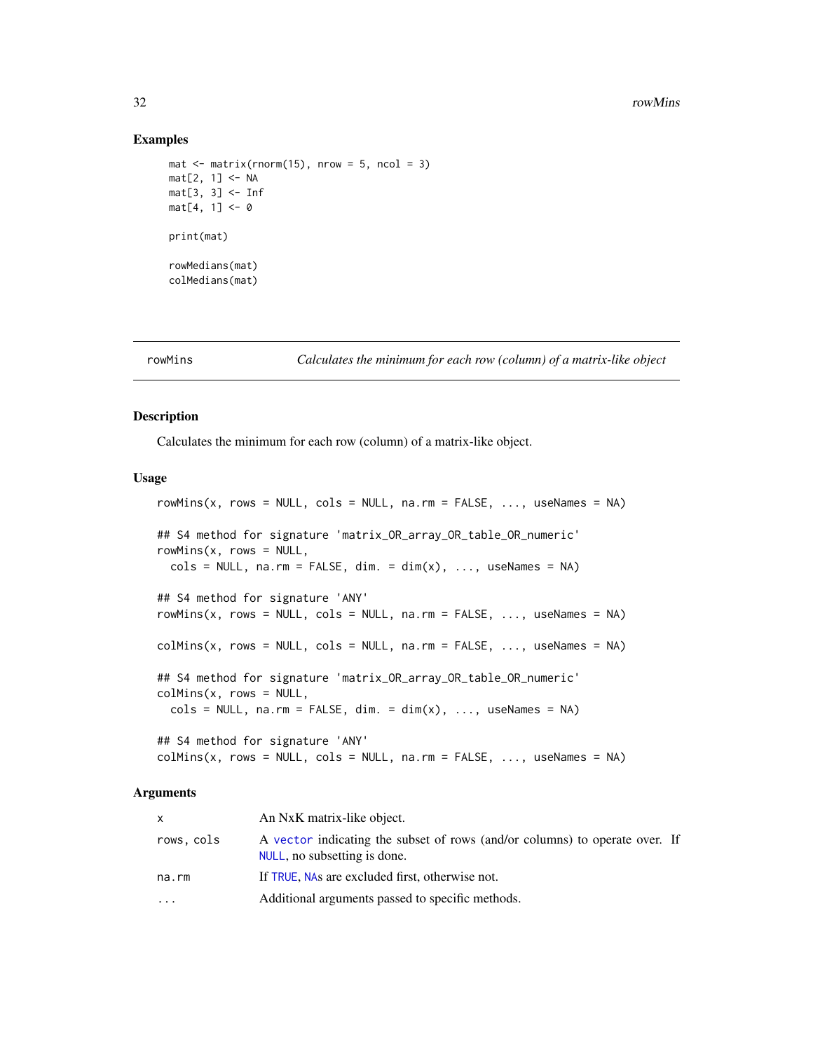### Examples

```
mat <- matrix(rnorm(15), nrow = 5, ncol = 3)
mat[2, 1] <- NA
mat[3, 3] <- Inf
mat[4, 1] <- 0

print(mat)

rowMedians(mat)
colMedians(mat)
```

---

## rowMins — *Calculates the minimum for each row (column) of a matrix-like object*

### Description

Calculates the minimum for each row (column) of a matrix-like object.

### Usage

```
rowMins(x, rows = NULL, cols = NULL, na.rm = FALSE, ..., useNames = NA)

## S4 method for signature 'matrix_OR_array_OR_table_OR_numeric'
rowMins(x, rows = NULL,
  cols = NULL, na.rm = FALSE, dim. = dim(x), ..., useNames = NA)

## S4 method for signature 'ANY'
rowMins(x, rows = NULL, cols = NULL, na.rm = FALSE, ..., useNames = NA)

colMins(x, rows = NULL, cols = NULL, na.rm = FALSE, ..., useNames = NA)

## S4 method for signature 'matrix_OR_array_OR_table_OR_numeric'
colMins(x, rows = NULL,
  cols = NULL, na.rm = FALSE, dim. = dim(x), ..., useNames = NA)

## S4 method for signature 'ANY'
colMins(x, rows = NULL, cols = NULL, na.rm = FALSE, ..., useNames = NA)
```

### Arguments

| | |
|---|---|
| `x` | An NxK matrix-like object. |
| `rows, cols` | A `vector` indicating the subset of rows (and/or columns) to operate over. If `NULL`, no subsetting is done. |
| `na.rm` | If `TRUE`, `NA`s are excluded first, otherwise not. |
| `...` | Additional arguments passed to specific methods. |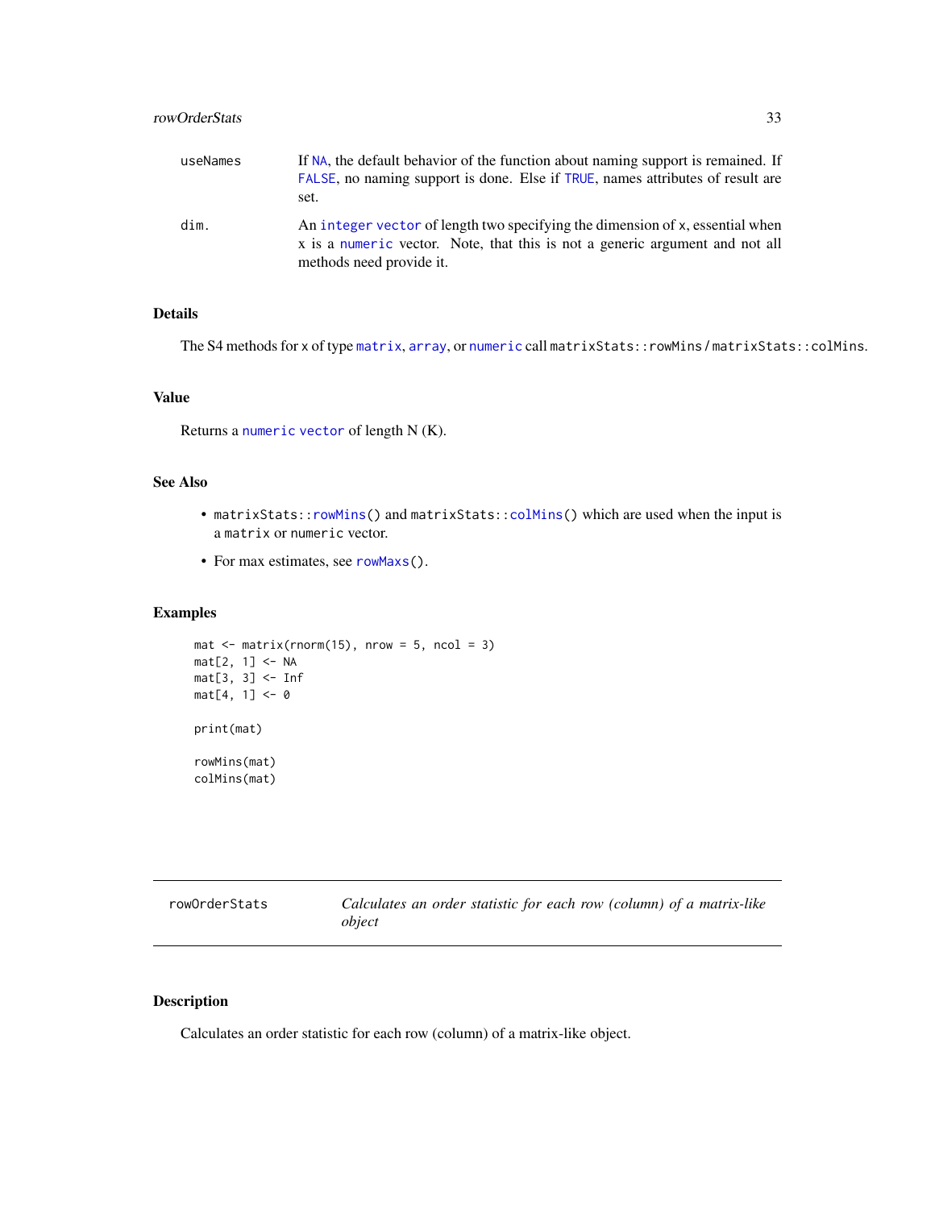| | |
|---|---|
| useNames | If NA, the default behavior of the function about naming support is remained. If FALSE, no naming support is done. Else if TRUE, names attributes of result are set. |
| dim. | An integer vector of length two specifying the dimension of x, essential when x is a numeric vector. Note, that this is not a generic argument and not all methods need provide it. |

### Details

The S4 methods for x of type matrix, array, or numeric call `matrixStats::rowMins` / `matrixStats::colMins`.

### Value

Returns a numeric vector of length N (K).

### See Also

- `matrixStats::rowMins()` and `matrixStats::colMins()` which are used when the input is a matrix or numeric vector.
- For max estimates, see `rowMaxs()`.

### Examples

```
mat <- matrix(rnorm(15), nrow = 5, ncol = 3)
mat[2, 1] <- NA
mat[3, 3] <- Inf
mat[4, 1] <- 0

print(mat)

rowMins(mat)
colMins(mat)
```

---

## rowOrderStats — *Calculates an order statistic for each row (column) of a matrix-like object*

---

### Description

Calculates an order statistic for each row (column) of a matrix-like object.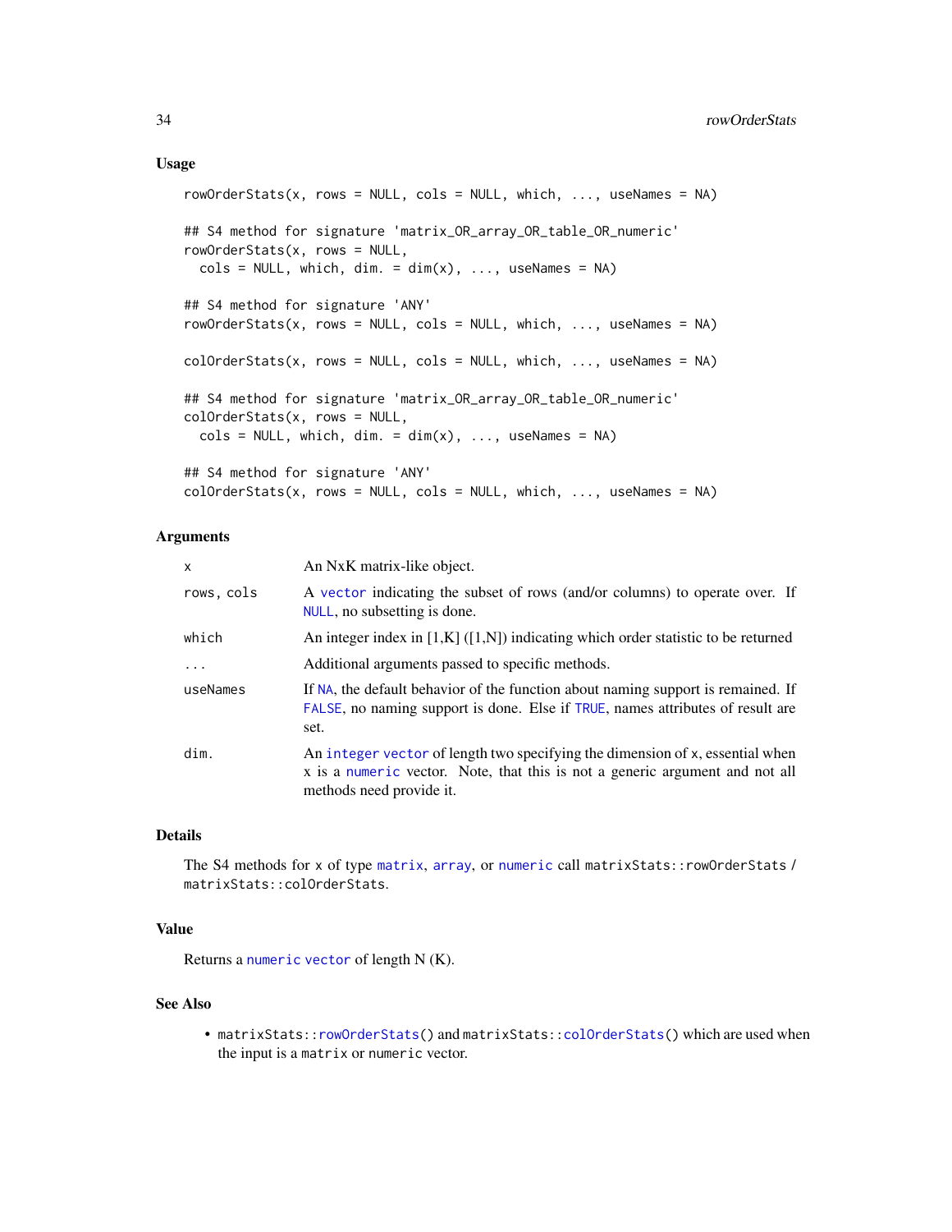### Usage

```
rowOrderStats(x, rows = NULL, cols = NULL, which, ..., useNames = NA)

## S4 method for signature 'matrix_OR_array_OR_table_OR_numeric'
rowOrderStats(x, rows = NULL,
  cols = NULL, which, dim. = dim(x), ..., useNames = NA)

## S4 method for signature 'ANY'
rowOrderStats(x, rows = NULL, cols = NULL, which, ..., useNames = NA)

colOrderStats(x, rows = NULL, cols = NULL, which, ..., useNames = NA)

## S4 method for signature 'matrix_OR_array_OR_table_OR_numeric'
colOrderStats(x, rows = NULL,
  cols = NULL, which, dim. = dim(x), ..., useNames = NA)

## S4 method for signature 'ANY'
colOrderStats(x, rows = NULL, cols = NULL, which, ..., useNames = NA)
```

### Arguments

| | |
|---|---|
| `x` | An NxK matrix-like object. |
| `rows, cols` | A `vector` indicating the subset of rows (and/or columns) to operate over. If `NULL`, no subsetting is done. |
| `which` | An integer index in [1,K] ([1,N]) indicating which order statistic to be returned |
| `...` | Additional arguments passed to specific methods. |
| `useNames` | If `NA`, the default behavior of the function about naming support is remained. If `FALSE`, no naming support is done. Else if `TRUE`, names attributes of result are set. |
| `dim.` | An `integer vector` of length two specifying the dimension of `x`, essential when `x` is a `numeric` vector. Note, that this is not a generic argument and not all methods need provide it. |

### Details

The S4 methods for `x` of type `matrix`, `array`, or `numeric` call `matrixStats::rowOrderStats` / `matrixStats::colOrderStats`.

### Value

Returns a `numeric vector` of length N (K).

### See Also

- `matrixStats::rowOrderStats()` and `matrixStats::colOrderStats()` which are used when the input is a `matrix` or `numeric` vector.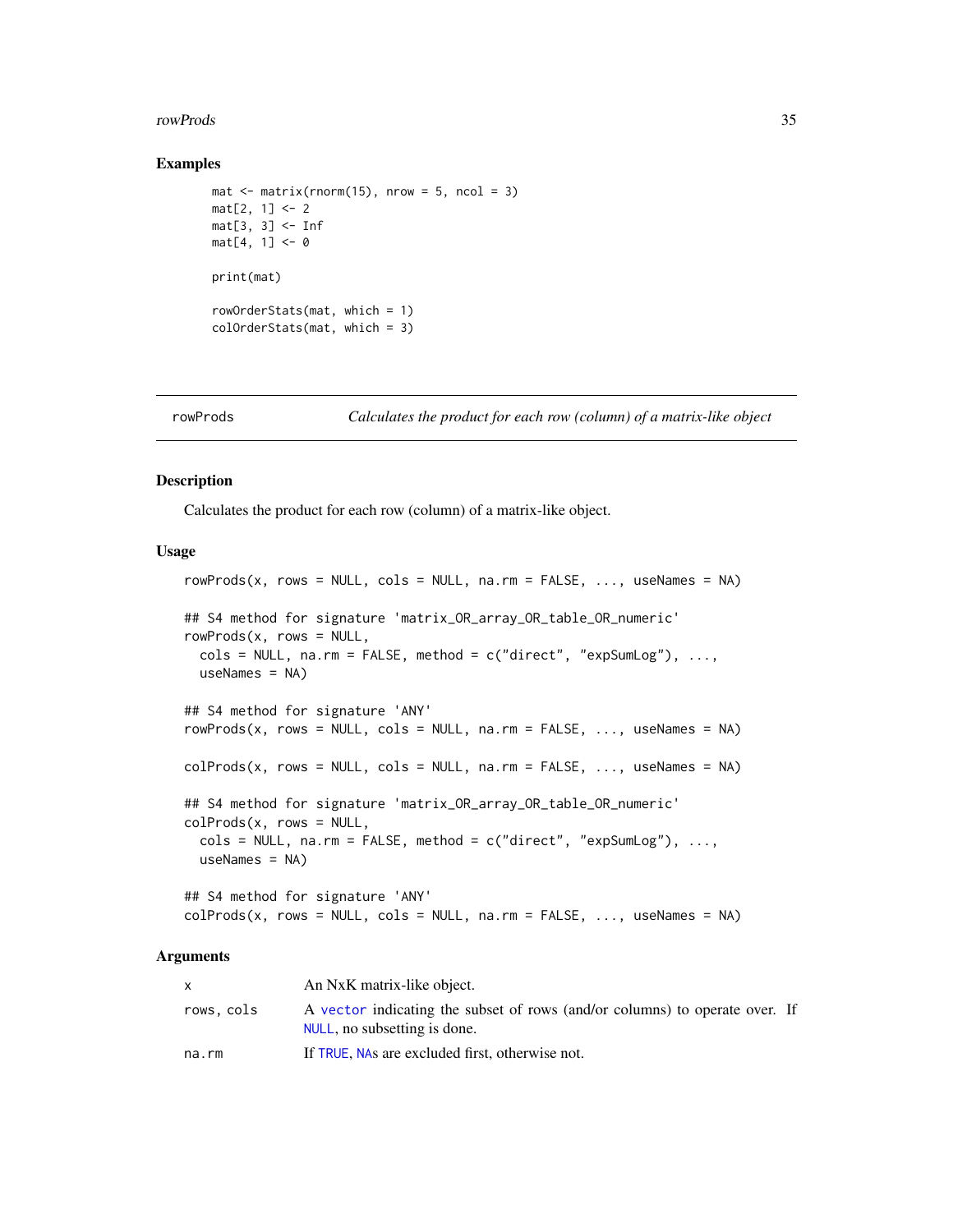### Examples

```
mat <- matrix(rnorm(15), nrow = 5, ncol = 3)
mat[2, 1] <- 2
mat[3, 3] <- Inf
mat[4, 1] <- 0

print(mat)

rowOrderStats(mat, which = 1)
colOrderStats(mat, which = 3)
```

---

## rowProds — *Calculates the product for each row (column) of a matrix-like object*

### Description

Calculates the product for each row (column) of a matrix-like object.

### Usage

```
rowProds(x, rows = NULL, cols = NULL, na.rm = FALSE, ..., useNames = NA)

## S4 method for signature 'matrix_OR_array_OR_table_OR_numeric'
rowProds(x, rows = NULL,
  cols = NULL, na.rm = FALSE, method = c("direct", "expSumLog"), ...,
  useNames = NA)

## S4 method for signature 'ANY'
rowProds(x, rows = NULL, cols = NULL, na.rm = FALSE, ..., useNames = NA)

colProds(x, rows = NULL, cols = NULL, na.rm = FALSE, ..., useNames = NA)

## S4 method for signature 'matrix_OR_array_OR_table_OR_numeric'
colProds(x, rows = NULL,
  cols = NULL, na.rm = FALSE, method = c("direct", "expSumLog"), ...,
  useNames = NA)

## S4 method for signature 'ANY'
colProds(x, rows = NULL, cols = NULL, na.rm = FALSE, ..., useNames = NA)
```

### Arguments

| | |
|---|---|
| x | An NxK matrix-like object. |
| rows, cols | A vector indicating the subset of rows (and/or columns) to operate over. If NULL, no subsetting is done. |
| na.rm | If TRUE, NAs are excluded first, otherwise not. |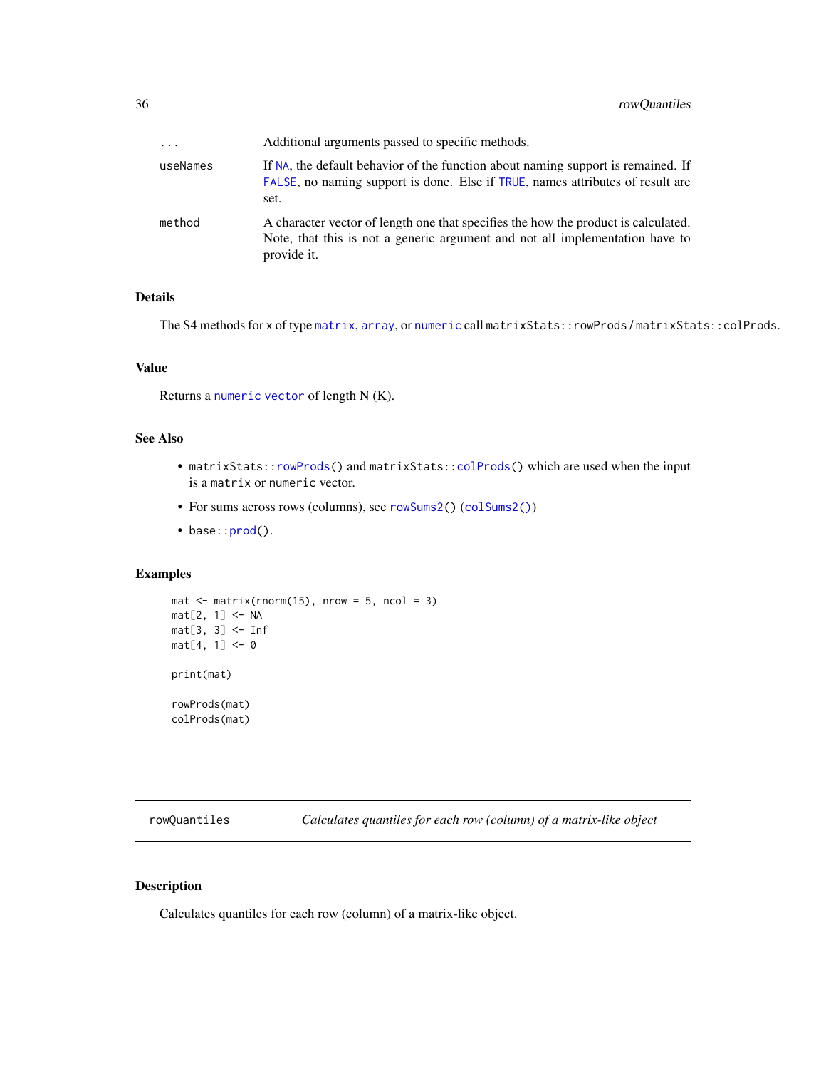| | |
|---|---|
| ... | Additional arguments passed to specific methods. |
| useNames | If NA, the default behavior of the function about naming support is remained. If FALSE, no naming support is done. Else if TRUE, names attributes of result are set. |
| method | A character vector of length one that specifies the how the product is calculated. Note, that this is not a generic argument and not all implementation have to provide it. |

### Details

The S4 methods for x of type matrix, array, or numeric call matrixStats::rowProds / matrixStats::colProds.

### Value

Returns a numeric vector of length N (K).

### See Also

- matrixStats::rowProds() and matrixStats::colProds() which are used when the input is a matrix or numeric vector.
- For sums across rows (columns), see rowSums2() (colSums2())
- base::prod().

### Examples

```
mat <- matrix(rnorm(15), nrow = 5, ncol = 3)
mat[2, 1] <- NA
mat[3, 3] <- Inf
mat[4, 1] <- 0

print(mat)

rowProds(mat)
colProds(mat)
```

---

## rowQuantiles — *Calculates quantiles for each row (column) of a matrix-like object*

---

### Description

Calculates quantiles for each row (column) of a matrix-like object.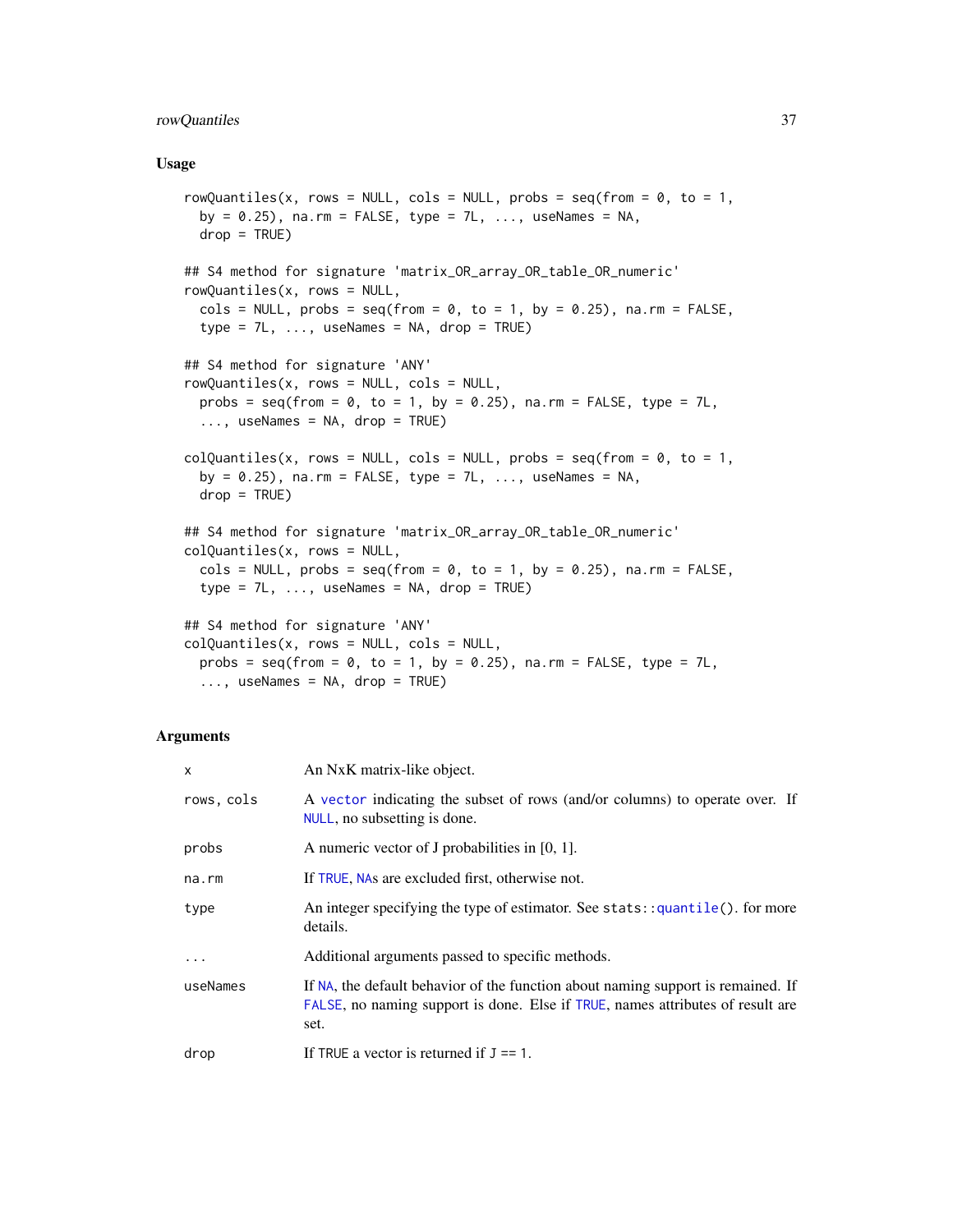## Usage

```
rowQuantiles(x, rows = NULL, cols = NULL, probs = seq(from = 0, to = 1,
  by = 0.25), na.rm = FALSE, type = 7L, ..., useNames = NA,
  drop = TRUE)

## S4 method for signature 'matrix_OR_array_OR_table_OR_numeric'
rowQuantiles(x, rows = NULL,
  cols = NULL, probs = seq(from = 0, to = 1, by = 0.25), na.rm = FALSE,
  type = 7L, ..., useNames = NA, drop = TRUE)

## S4 method for signature 'ANY'
rowQuantiles(x, rows = NULL, cols = NULL,
  probs = seq(from = 0, to = 1, by = 0.25), na.rm = FALSE, type = 7L,
  ..., useNames = NA, drop = TRUE)

colQuantiles(x, rows = NULL, cols = NULL, probs = seq(from = 0, to = 1,
  by = 0.25), na.rm = FALSE, type = 7L, ..., useNames = NA,
  drop = TRUE)

## S4 method for signature 'matrix_OR_array_OR_table_OR_numeric'
colQuantiles(x, rows = NULL,
  cols = NULL, probs = seq(from = 0, to = 1, by = 0.25), na.rm = FALSE,
  type = 7L, ..., useNames = NA, drop = TRUE)

## S4 method for signature 'ANY'
colQuantiles(x, rows = NULL, cols = NULL,
  probs = seq(from = 0, to = 1, by = 0.25), na.rm = FALSE, type = 7L,
  ..., useNames = NA, drop = TRUE)
```

## Arguments

| | |
|---|---|
| `x` | An NxK matrix-like object. |
| `rows, cols` | A `vector` indicating the subset of rows (and/or columns) to operate over. If `NULL`, no subsetting is done. |
| `probs` | A numeric vector of J probabilities in [0, 1]. |
| `na.rm` | If `TRUE`, `NA`s are excluded first, otherwise not. |
| `type` | An integer specifying the type of estimator. See `stats::quantile()`. for more details. |
| `...` | Additional arguments passed to specific methods. |
| `useNames` | If `NA`, the default behavior of the function about naming support is remained. If `FALSE`, no naming support is done. Else if `TRUE`, names attributes of result are set. |
| `drop` | If TRUE a vector is returned if `J == 1`. |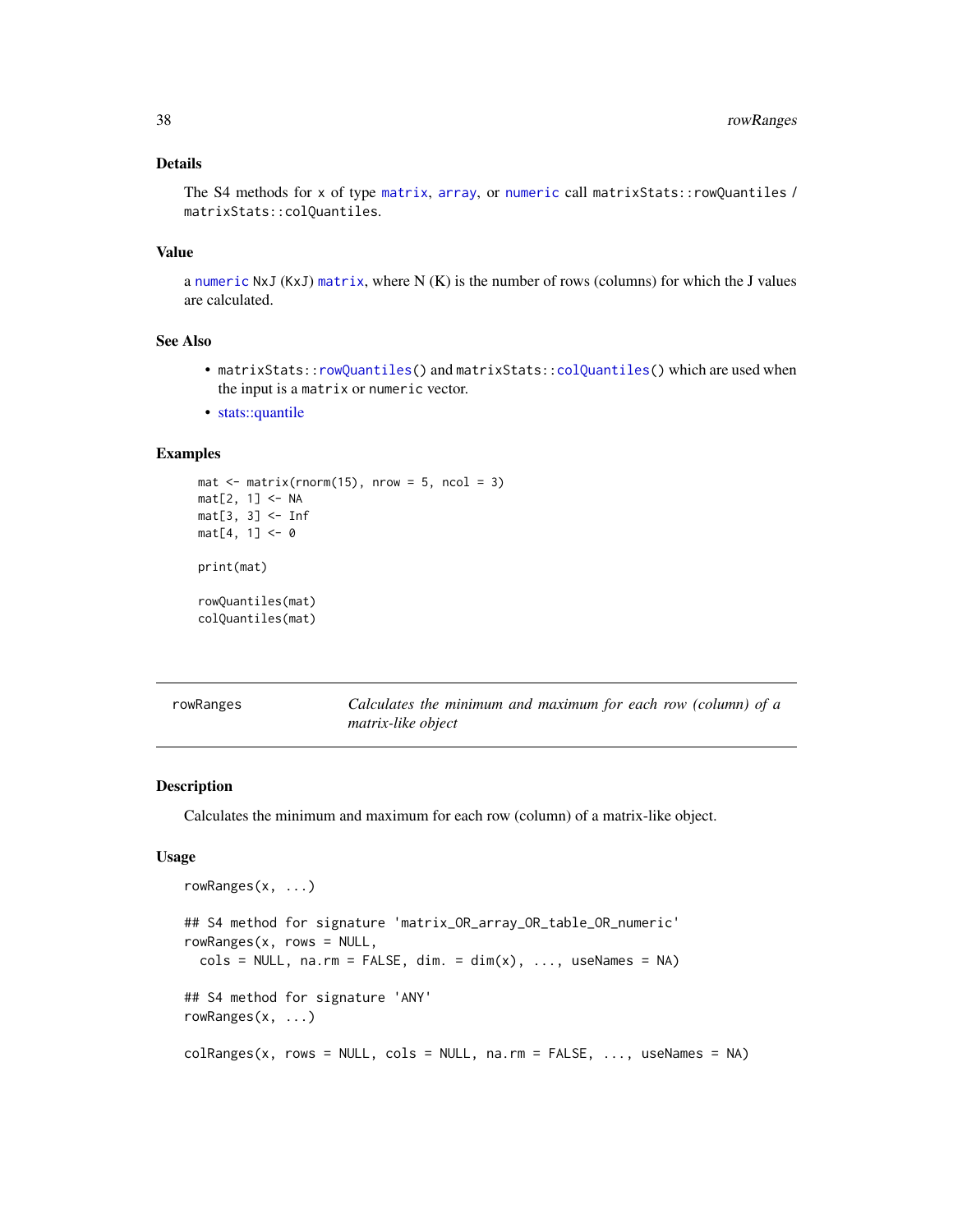### Details

The S4 methods for x of type `matrix`, `array`, or `numeric` call `matrixStats::rowQuantiles` / `matrixStats::colQuantiles`.

### Value

a `numeric` NxJ (KxJ) `matrix`, where N (K) is the number of rows (columns) for which the J values are calculated.

### See Also

- `matrixStats::rowQuantiles()` and `matrixStats::colQuantiles()` which are used when the input is a `matrix` or `numeric` vector.
- stats::quantile

### Examples

```
mat <- matrix(rnorm(15), nrow = 5, ncol = 3)
mat[2, 1] <- NA
mat[3, 3] <- Inf
mat[4, 1] <- 0

print(mat)

rowQuantiles(mat)
colQuantiles(mat)
```

---

## rowRanges — *Calculates the minimum and maximum for each row (column) of a matrix-like object*

---

### Description

Calculates the minimum and maximum for each row (column) of a matrix-like object.

### Usage

```
rowRanges(x, ...)

## S4 method for signature 'matrix_OR_array_OR_table_OR_numeric'
rowRanges(x, rows = NULL,
  cols = NULL, na.rm = FALSE, dim. = dim(x), ..., useNames = NA)

## S4 method for signature 'ANY'
rowRanges(x, ...)

colRanges(x, rows = NULL, cols = NULL, na.rm = FALSE, ..., useNames = NA)
```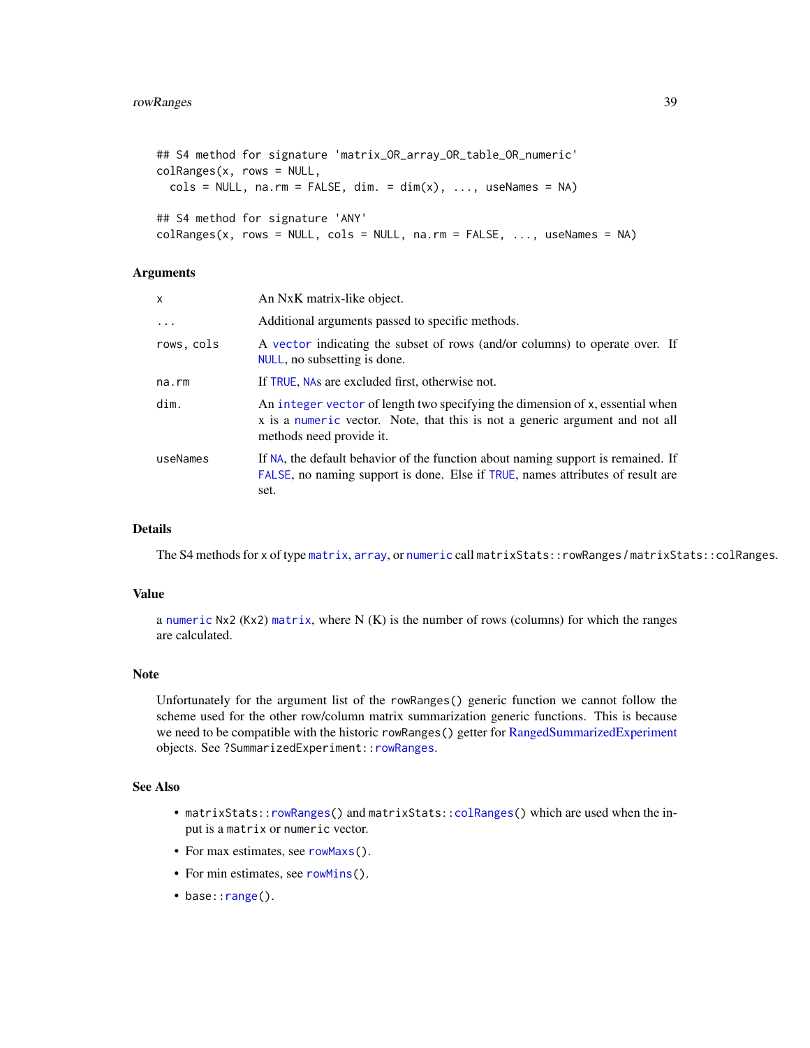```
## S4 method for signature 'matrix_OR_array_OR_table_OR_numeric'
colRanges(x, rows = NULL,
  cols = NULL, na.rm = FALSE, dim. = dim(x), ..., useNames = NA)

## S4 method for signature 'ANY'
colRanges(x, rows = NULL, cols = NULL, na.rm = FALSE, ..., useNames = NA)
```

### Arguments

| | |
|---|---|
| `x` | An NxK matrix-like object. |
| `...` | Additional arguments passed to specific methods. |
| `rows, cols` | A `vector` indicating the subset of rows (and/or columns) to operate over. If `NULL`, no subsetting is done. |
| `na.rm` | If `TRUE`, `NA`s are excluded first, otherwise not. |
| `dim.` | An `integer` `vector` of length two specifying the dimension of `x`, essential when `x` is a `numeric` vector. Note, that this is not a generic argument and not all methods need provide it. |
| `useNames` | If `NA`, the default behavior of the function about naming support is remained. If `FALSE`, no naming support is done. Else if `TRUE`, names attributes of result are set. |

### Details

The S4 methods for `x` of type `matrix`, `array`, or `numeric` call `matrixStats::rowRanges` / `matrixStats::colRanges`.

### Value

a `numeric` `Nx2` (`Kx2`) `matrix`, where N (K) is the number of rows (columns) for which the ranges are calculated.

### Note

Unfortunately for the argument list of the `rowRanges()` generic function we cannot follow the scheme used for the other row/column matrix summarization generic functions. This is because we need to be compatible with the historic `rowRanges()` getter for RangedSummarizedExperiment objects. See `?SummarizedExperiment::rowRanges`.

### See Also

- `matrixStats::rowRanges()` and `matrixStats::colRanges()` which are used when the input is a `matrix` or `numeric` vector.
- For max estimates, see `rowMaxs()`.
- For min estimates, see `rowMins()`.
- `base::range()`.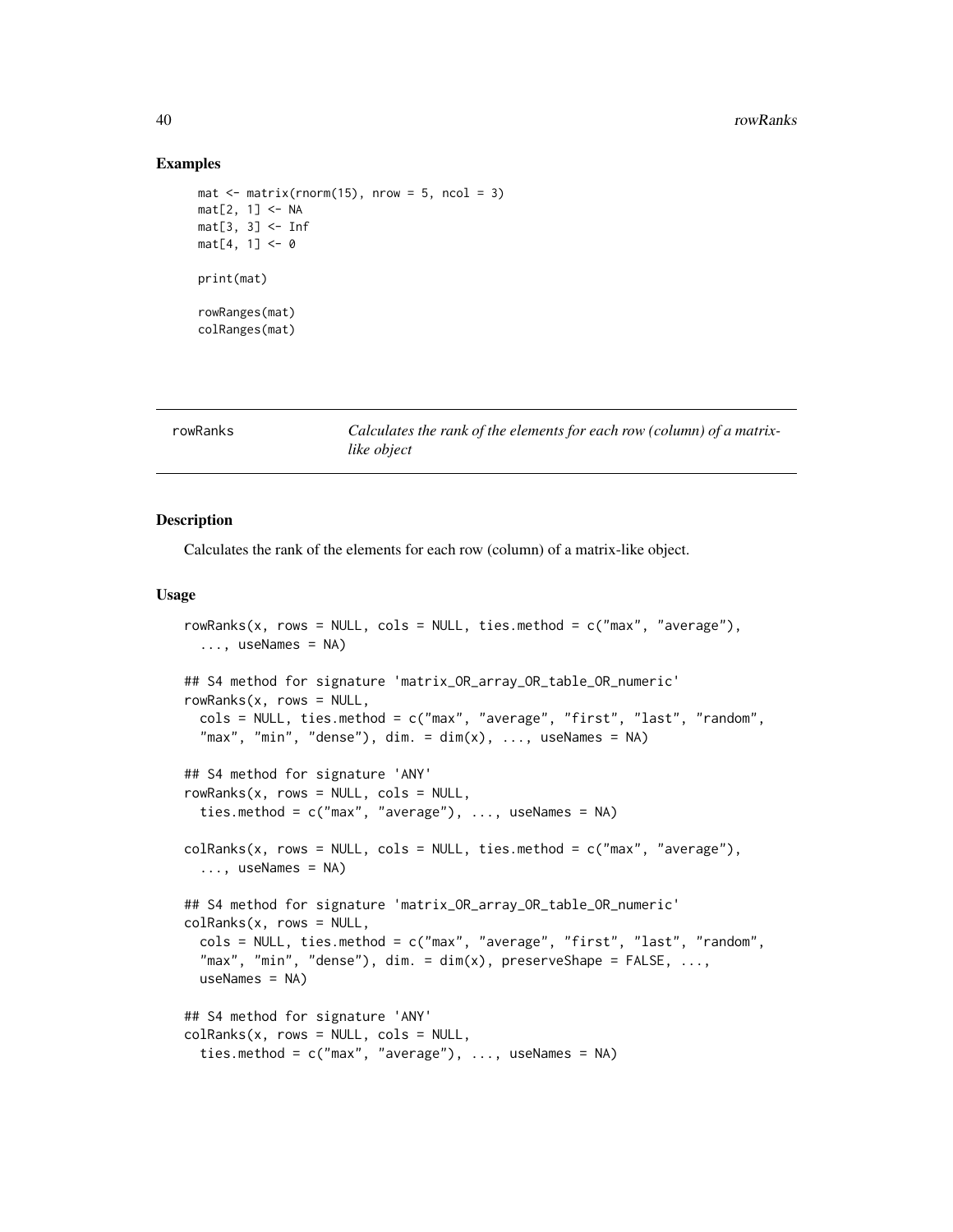### Examples

```
mat <- matrix(rnorm(15), nrow = 5, ncol = 3)
mat[2, 1] <- NA
mat[3, 3] <- Inf
mat[4, 1] <- 0

print(mat)

rowRanges(mat)
colRanges(mat)
```

---

## rowRanges — *Calculates the rank of the elements for each row (column) of a matrix-like object*

---

### Description

Calculates the rank of the elements for each row (column) of a matrix-like object.

### Usage

```
rowRanks(x, rows = NULL, cols = NULL, ties.method = c("max", "average"),
  ..., useNames = NA)

## S4 method for signature 'matrix_OR_array_OR_table_OR_numeric'
rowRanks(x, rows = NULL,
  cols = NULL, ties.method = c("max", "average", "first", "last", "random",
  "max", "min", "dense"), dim. = dim(x), ..., useNames = NA)

## S4 method for signature 'ANY'
rowRanks(x, rows = NULL, cols = NULL,
  ties.method = c("max", "average"), ..., useNames = NA)

colRanks(x, rows = NULL, cols = NULL, ties.method = c("max", "average"),
  ..., useNames = NA)

## S4 method for signature 'matrix_OR_array_OR_table_OR_numeric'
colRanks(x, rows = NULL,
  cols = NULL, ties.method = c("max", "average", "first", "last", "random",
  "max", "min", "dense"), dim. = dim(x), preserveShape = FALSE, ...,
  useNames = NA)

## S4 method for signature 'ANY'
colRanks(x, rows = NULL, cols = NULL,
  ties.method = c("max", "average"), ..., useNames = NA)
```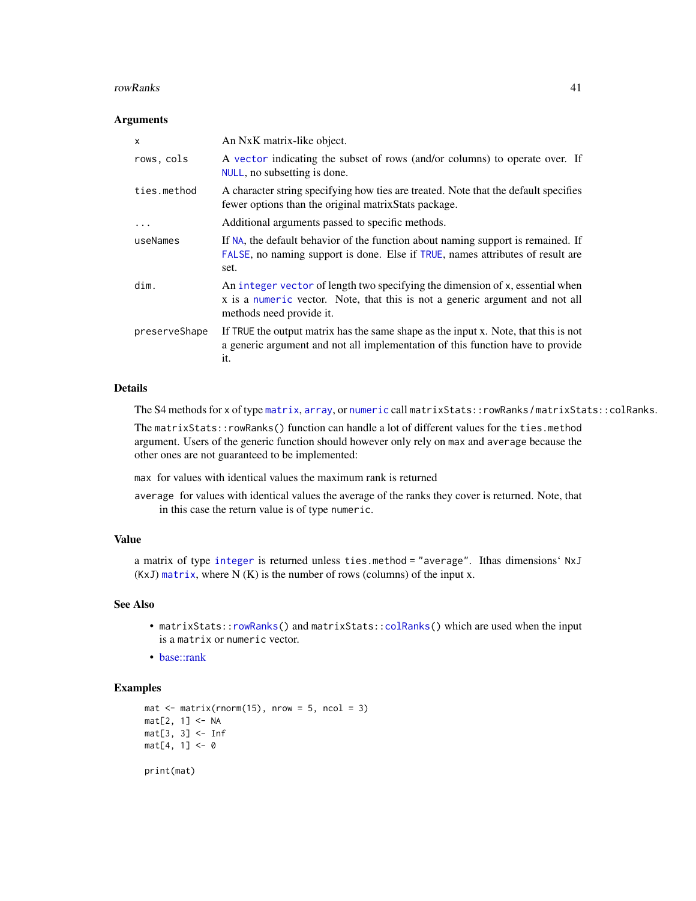### Arguments

| | |
|---|---|
| `x` | An NxK matrix-like object. |
| `rows, cols` | A `vector` indicating the subset of rows (and/or columns) to operate over. If `NULL`, no subsetting is done. |
| `ties.method` | A character string specifying how ties are treated. Note that the default specifies fewer options than the original matrixStats package. |
| `...` | Additional arguments passed to specific methods. |
| `useNames` | If `NA`, the default behavior of the function about naming support is remained. If `FALSE`, no naming support is done. Else if `TRUE`, names attributes of result are set. |
| `dim.` | An `integer` `vector` of length two specifying the dimension of x, essential when x is a `numeric` vector. Note, that this is not a generic argument and not all methods need provide it. |
| `preserveShape` | If TRUE the output matrix has the same shape as the input x. Note, that this is not a generic argument and not all implementation of this function have to provide it. |

### Details

The S4 methods for x of type `matrix`, `array`, or `numeric` call `matrixStats::rowRanks` / `matrixStats::colRanks`.

The `matrixStats::rowRanks()` function can handle a lot of different values for the `ties.method` argument. Users of the generic function should however only rely on `max` and `average` because the other ones are not guaranteed to be implemented:

`max` for values with identical values the maximum rank is returned

`average` for values with identical values the average of the ranks they cover is returned. Note, that in this case the return value is of type `numeric`.

### Value

a matrix of type `integer` is returned unless `ties.method = "average"`. Ithas dimensions‘ `NxJ` (`KxJ`) `matrix`, where N (K) is the number of rows (columns) of the input x.

### See Also

- `matrixStats::rowRanks()` and `matrixStats::colRanks()` which are used when the input is a `matrix` or `numeric` vector.
- base::rank

### Examples

```
mat <- matrix(rnorm(15), nrow = 5, ncol = 3)
mat[2, 1] <- NA
mat[3, 3] <- Inf
mat[4, 1] <- 0

print(mat)
```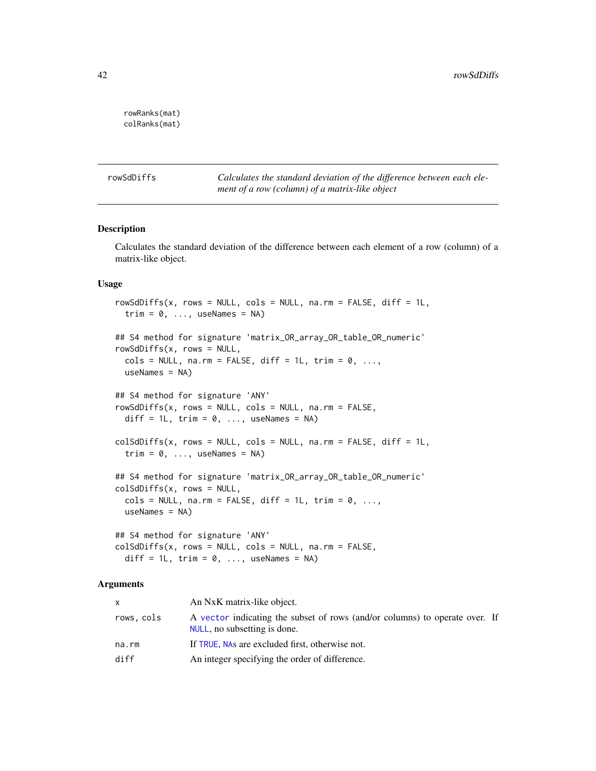```
rowRanks(mat)
colRanks(mat)
```

---

rowSdDiffs — *Calculates the standard deviation of the difference between each element of a row (column) of a matrix-like object*

---

## Description

Calculates the standard deviation of the difference between each element of a row (column) of a matrix-like object.

## Usage

```
rowSdDiffs(x, rows = NULL, cols = NULL, na.rm = FALSE, diff = 1L,
  trim = 0, ..., useNames = NA)

## S4 method for signature 'matrix_OR_array_OR_table_OR_numeric'
rowSdDiffs(x, rows = NULL,
  cols = NULL, na.rm = FALSE, diff = 1L, trim = 0, ...,
  useNames = NA)

## S4 method for signature 'ANY'
rowSdDiffs(x, rows = NULL, cols = NULL, na.rm = FALSE,
  diff = 1L, trim = 0, ..., useNames = NA)

colSdDiffs(x, rows = NULL, cols = NULL, na.rm = FALSE, diff = 1L,
  trim = 0, ..., useNames = NA)

## S4 method for signature 'matrix_OR_array_OR_table_OR_numeric'
colSdDiffs(x, rows = NULL,
  cols = NULL, na.rm = FALSE, diff = 1L, trim = 0, ...,
  useNames = NA)

## S4 method for signature 'ANY'
colSdDiffs(x, rows = NULL, cols = NULL, na.rm = FALSE,
  diff = 1L, trim = 0, ..., useNames = NA)
```

## Arguments

| | |
|---|---|
| x | An NxK matrix-like object. |
| rows, cols | A vector indicating the subset of rows (and/or columns) to operate over. If NULL, no subsetting is done. |
| na.rm | If TRUE, NAs are excluded first, otherwise not. |
| diff | An integer specifying the order of difference. |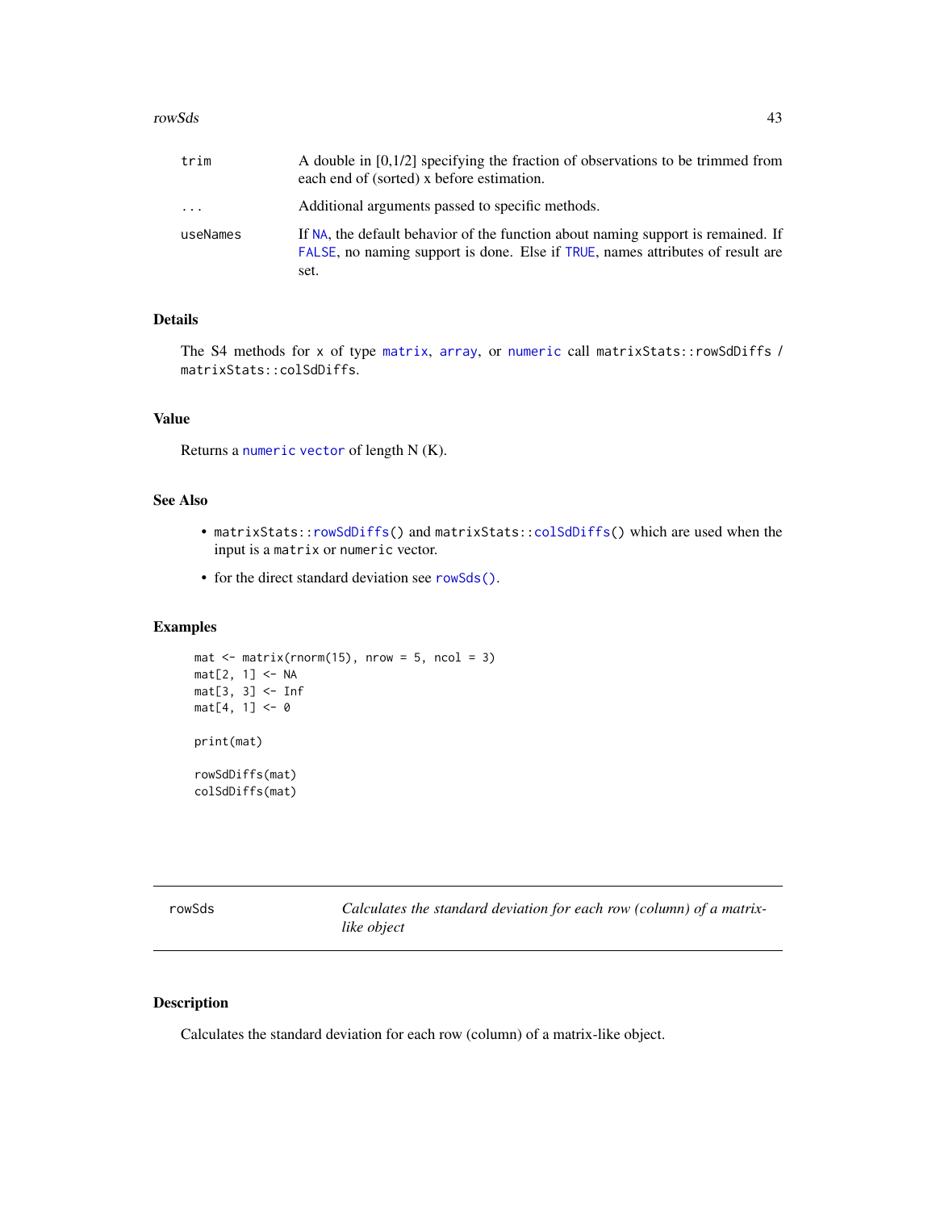| | |
|---|---|
| `trim` | A double in [0,1/2] specifying the fraction of observations to be trimmed from each end of (sorted) x before estimation. |
| `...` | Additional arguments passed to specific methods. |
| `useNames` | If `NA`, the default behavior of the function about naming support is remained. If `FALSE`, no naming support is done. Else if `TRUE`, names attributes of result are set. |

### Details

The S4 methods for `x` of type `matrix`, `array`, or `numeric` call `matrixStats::rowSdDiffs` / `matrixStats::colSdDiffs`.

### Value

Returns a `numeric` `vector` of length N (K).

### See Also

- `matrixStats::rowSdDiffs()` and `matrixStats::colSdDiffs()` which are used when the input is a `matrix` or `numeric` vector.
- for the direct standard deviation see `rowSds()`.

### Examples

```
mat <- matrix(rnorm(15), nrow = 5, ncol = 3)
mat[2, 1] <- NA
mat[3, 3] <- Inf
mat[4, 1] <- 0

print(mat)

rowSdDiffs(mat)
colSdDiffs(mat)
```

---

## rowSds — *Calculates the standard deviation for each row (column) of a matrix-like object*

---

### Description

Calculates the standard deviation for each row (column) of a matrix-like object.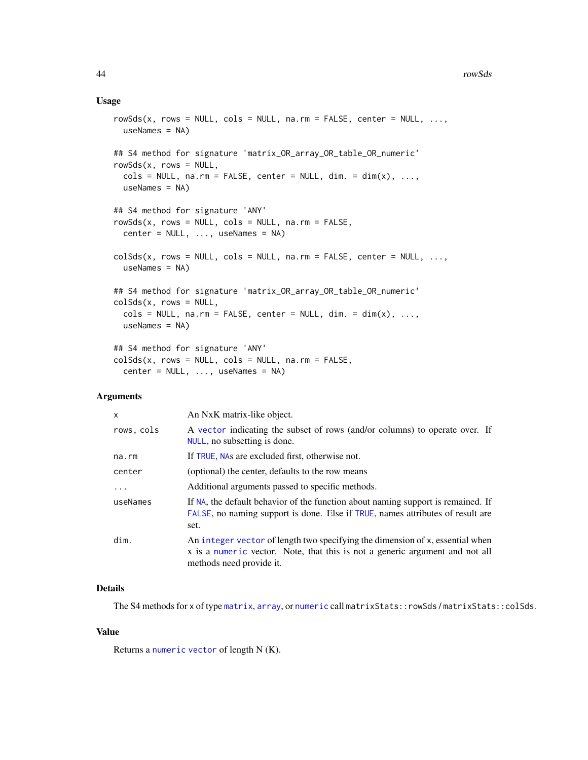## Usage

```
rowSds(x, rows = NULL, cols = NULL, na.rm = FALSE, center = NULL, ...,
  useNames = NA)

## S4 method for signature 'matrix_OR_array_OR_table_OR_numeric'
rowSds(x, rows = NULL,
  cols = NULL, na.rm = FALSE, center = NULL, dim. = dim(x), ...,
  useNames = NA)

## S4 method for signature 'ANY'
rowSds(x, rows = NULL, cols = NULL, na.rm = FALSE,
  center = NULL, ..., useNames = NA)

colSds(x, rows = NULL, cols = NULL, na.rm = FALSE, center = NULL, ...,
  useNames = NA)

## S4 method for signature 'matrix_OR_array_OR_table_OR_numeric'
colSds(x, rows = NULL,
  cols = NULL, na.rm = FALSE, center = NULL, dim. = dim(x), ...,
  useNames = NA)

## S4 method for signature 'ANY'
colSds(x, rows = NULL, cols = NULL, na.rm = FALSE,
  center = NULL, ..., useNames = NA)
```

## Arguments

| | |
|---|---|
| `x` | An NxK matrix-like object. |
| `rows, cols` | A `vector` indicating the subset of rows (and/or columns) to operate over. If `NULL`, no subsetting is done. |
| `na.rm` | If `TRUE`, `NA`s are excluded first, otherwise not. |
| `center` | (optional) the center, defaults to the row means |
| `...` | Additional arguments passed to specific methods. |
| `useNames` | If `NA`, the default behavior of the function about naming support is remained. If `FALSE`, no naming support is done. Else if `TRUE`, names attributes of result are set. |
| `dim.` | An `integer vector` of length two specifying the dimension of `x`, essential when `x` is a `numeric` vector. Note, that this is not a generic argument and not all methods need provide it. |

## Details

The S4 methods for `x` of type `matrix`, `array`, or `numeric` call `matrixStats::rowSds` / `matrixStats::colSds`.

## Value

Returns a `numeric vector` of length N (K).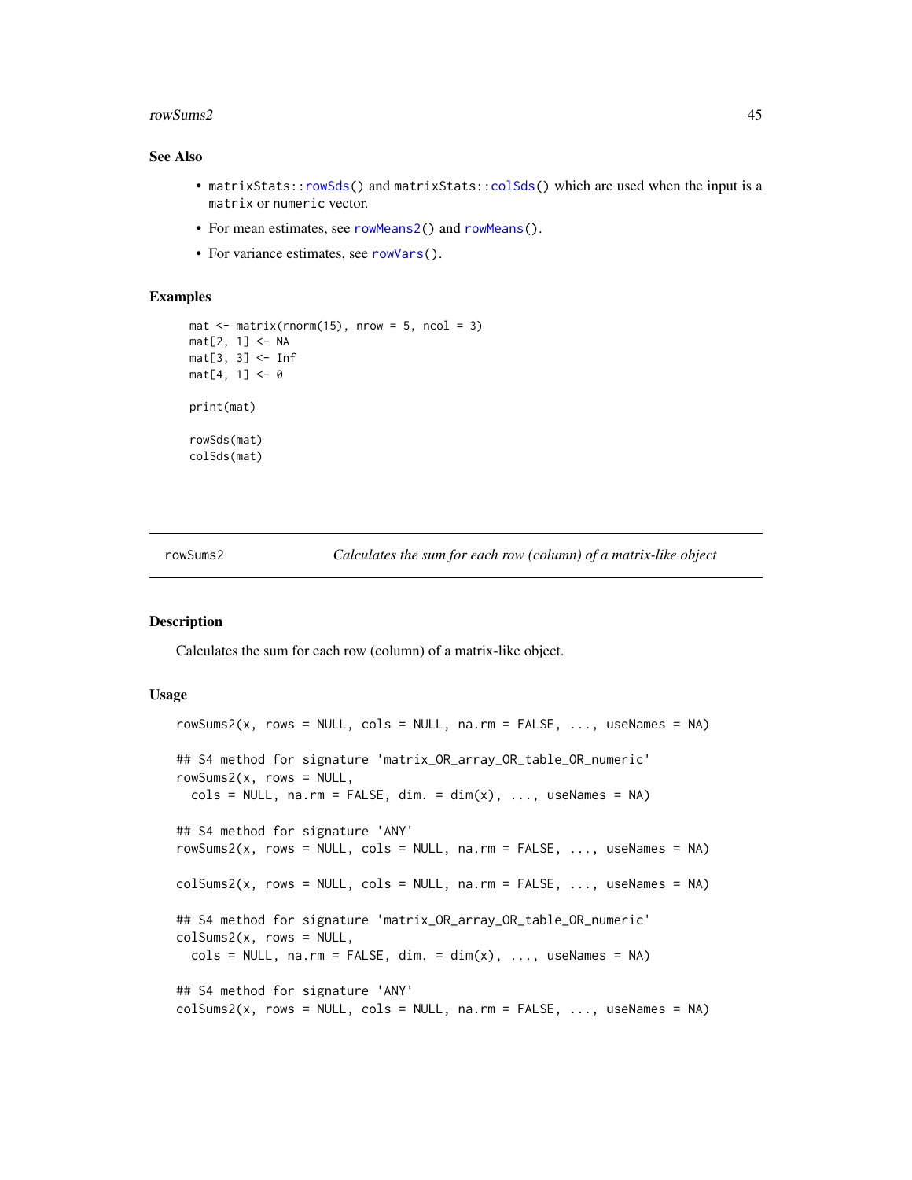### See Also

- `matrixStats::rowSds()` and `matrixStats::colSds()` which are used when the input is a `matrix` or `numeric` vector.
- For mean estimates, see `rowMeans2()` and `rowMeans()`.
- For variance estimates, see `rowVars()`.

### Examples

```
mat <- matrix(rnorm(15), nrow = 5, ncol = 3)
mat[2, 1] <- NA
mat[3, 3] <- Inf
mat[4, 1] <- 0

print(mat)

rowSds(mat)
colSds(mat)
```

---

## rowSums2 — *Calculates the sum for each row (column) of a matrix-like object*

### Description

Calculates the sum for each row (column) of a matrix-like object.

### Usage

```
rowSums2(x, rows = NULL, cols = NULL, na.rm = FALSE, ..., useNames = NA)

## S4 method for signature 'matrix_OR_array_OR_table_OR_numeric'
rowSums2(x, rows = NULL,
  cols = NULL, na.rm = FALSE, dim. = dim(x), ..., useNames = NA)

## S4 method for signature 'ANY'
rowSums2(x, rows = NULL, cols = NULL, na.rm = FALSE, ..., useNames = NA)

colSums2(x, rows = NULL, cols = NULL, na.rm = FALSE, ..., useNames = NA)

## S4 method for signature 'matrix_OR_array_OR_table_OR_numeric'
colSums2(x, rows = NULL,
  cols = NULL, na.rm = FALSE, dim. = dim(x), ..., useNames = NA)

## S4 method for signature 'ANY'
colSums2(x, rows = NULL, cols = NULL, na.rm = FALSE, ..., useNames = NA)
```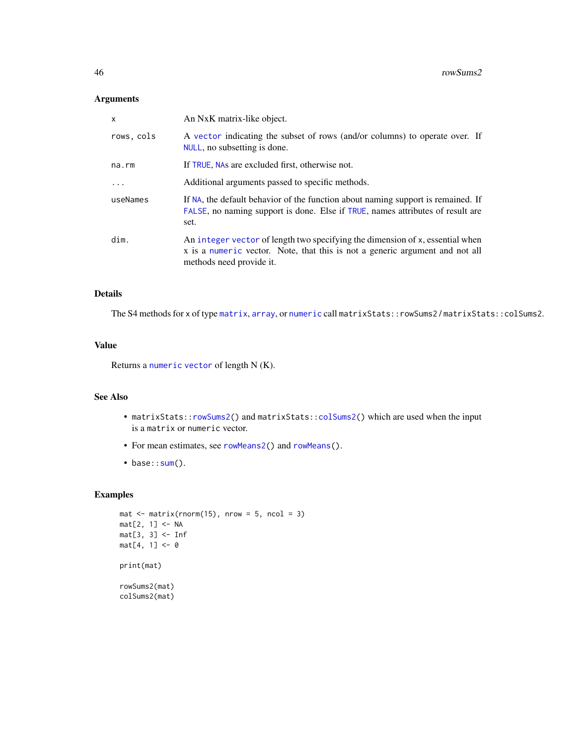### Arguments

| | |
|---|---|
| `x` | An NxK matrix-like object. |
| `rows, cols` | A `vector` indicating the subset of rows (and/or columns) to operate over. If `NULL`, no subsetting is done. |
| `na.rm` | If `TRUE`, `NA`s are excluded first, otherwise not. |
| `...` | Additional arguments passed to specific methods. |
| `useNames` | If `NA`, the default behavior of the function about naming support is remained. If `FALSE`, no naming support is done. Else if `TRUE`, names attributes of result are set. |
| `dim.` | An `integer vector` of length two specifying the dimension of `x`, essential when `x` is a `numeric` vector. Note, that this is not a generic argument and not all methods need provide it. |

### Details

The S4 methods for `x` of type `matrix`, `array`, or `numeric` call `matrixStats::rowSums2` / `matrixStats::colSums2`.

### Value

Returns a `numeric vector` of length N (K).

### See Also

- `matrixStats::rowSums2()` and `matrixStats::colSums2()` which are used when the input is a `matrix` or `numeric` vector.
- For mean estimates, see `rowMeans2()` and `rowMeans()`.
- `base::sum()`.

### Examples

```
mat <- matrix(rnorm(15), nrow = 5, ncol = 3)
mat[2, 1] <- NA
mat[3, 3] <- Inf
mat[4, 1] <- 0

print(mat)

rowSums2(mat)
colSums2(mat)
```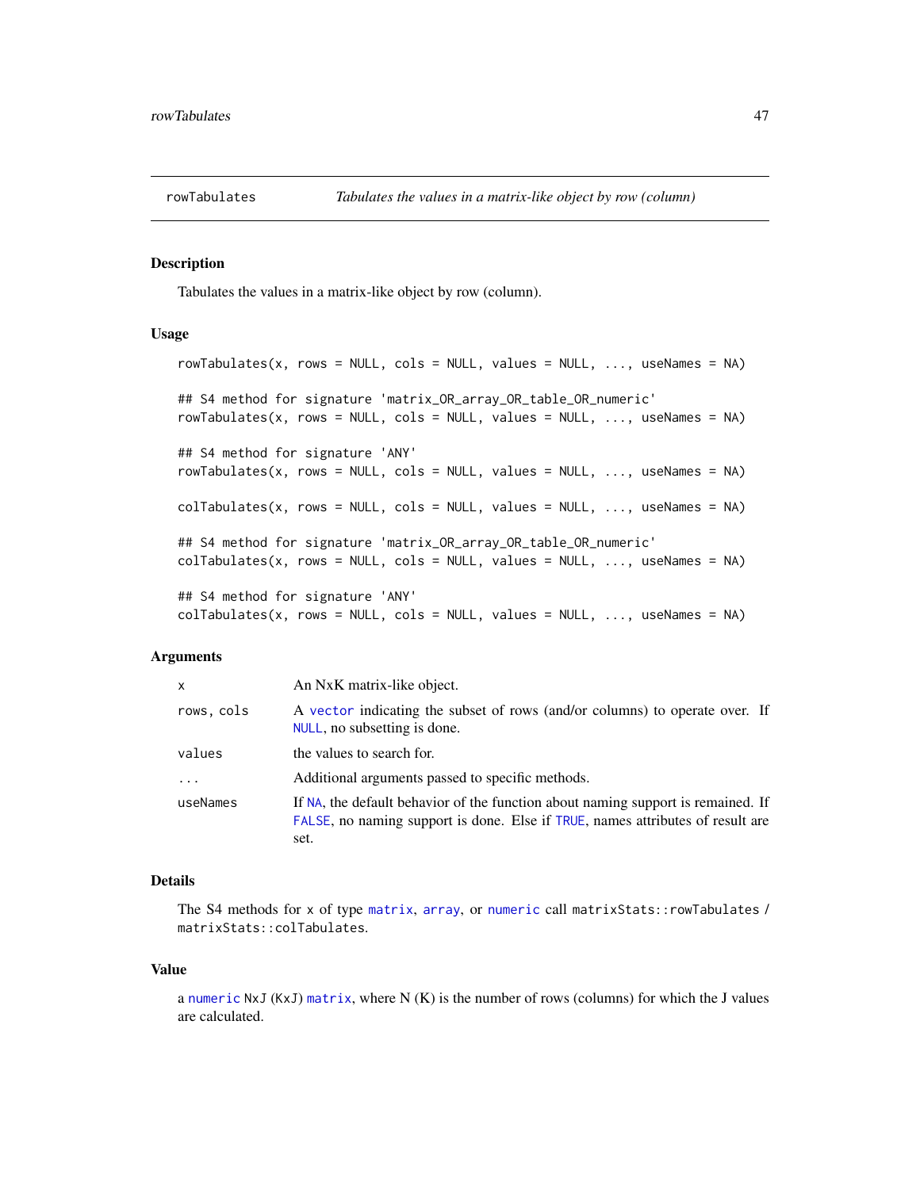## rowTabulates — *Tabulates the values in a matrix-like object by row (column)*

### Description

Tabulates the values in a matrix-like object by row (column).

### Usage

```
rowTabulates(x, rows = NULL, cols = NULL, values = NULL, ..., useNames = NA)

## S4 method for signature 'matrix_OR_array_OR_table_OR_numeric'
rowTabulates(x, rows = NULL, cols = NULL, values = NULL, ..., useNames = NA)

## S4 method for signature 'ANY'
rowTabulates(x, rows = NULL, cols = NULL, values = NULL, ..., useNames = NA)

colTabulates(x, rows = NULL, cols = NULL, values = NULL, ..., useNames = NA)

## S4 method for signature 'matrix_OR_array_OR_table_OR_numeric'
colTabulates(x, rows = NULL, cols = NULL, values = NULL, ..., useNames = NA)

## S4 method for signature 'ANY'
colTabulates(x, rows = NULL, cols = NULL, values = NULL, ..., useNames = NA)
```

### Arguments

| | |
|---|---|
| `x` | An NxK matrix-like object. |
| `rows, cols` | A `vector` indicating the subset of rows (and/or columns) to operate over. If `NULL`, no subsetting is done. |
| `values` | the values to search for. |
| `...` | Additional arguments passed to specific methods. |
| `useNames` | If `NA`, the default behavior of the function about naming support is remained. If `FALSE`, no naming support is done. Else if `TRUE`, names attributes of result are set. |

### Details

The S4 methods for `x` of type `matrix`, `array`, or `numeric` call `matrixStats::rowTabulates` / `matrixStats::colTabulates`.

### Value

a `numeric` `NxJ` (`KxJ`) `matrix`, where N (K) is the number of rows (columns) for which the J values are calculated.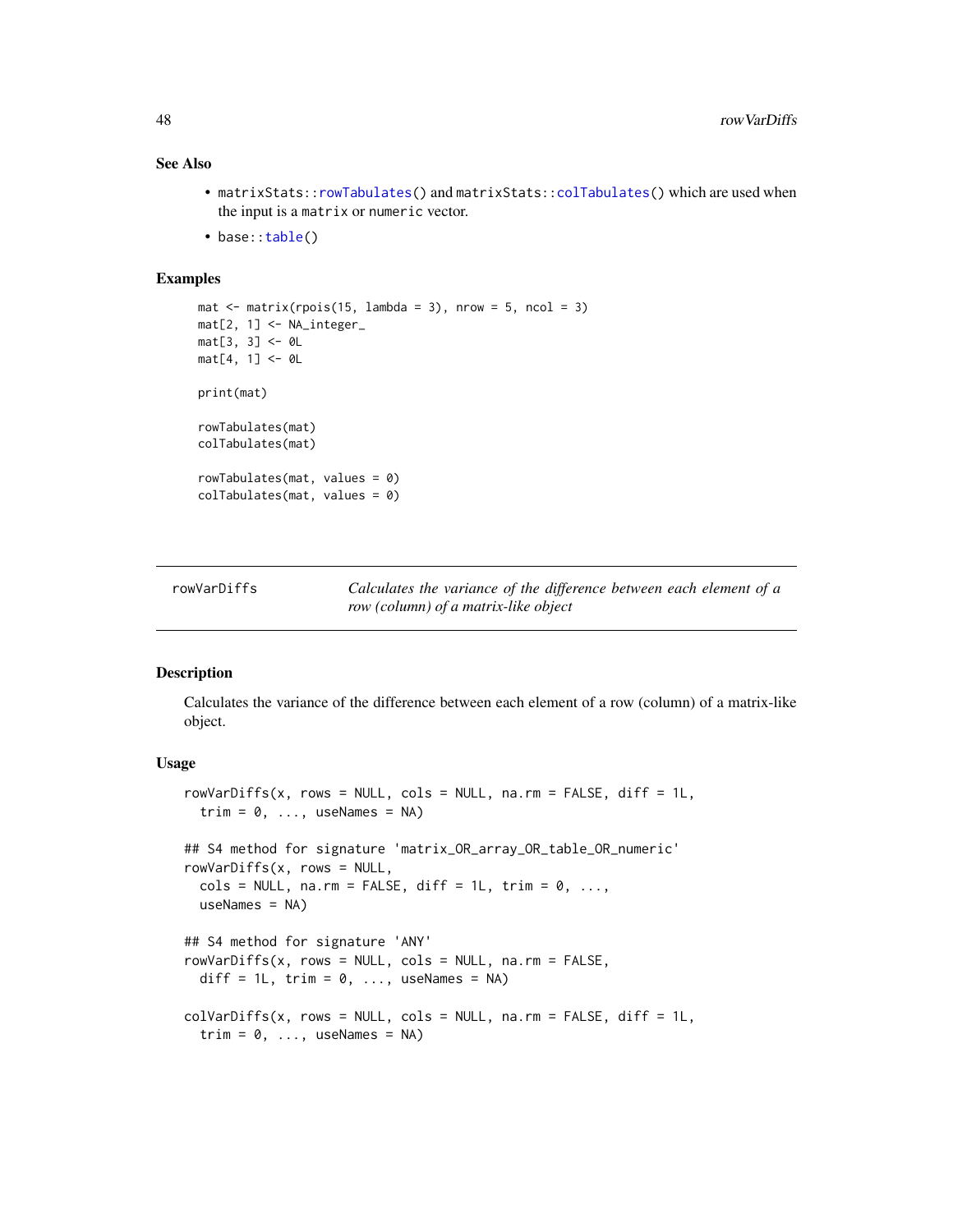### See Also

- matrixStats::rowTabulates() and matrixStats::colTabulates() which are used when the input is a matrix or numeric vector.
- base::table()

### Examples

```
mat <- matrix(rpois(15, lambda = 3), nrow = 5, ncol = 3)
mat[2, 1] <- NA_integer_
mat[3, 3] <- 0L
mat[4, 1] <- 0L

print(mat)

rowTabulates(mat)
colTabulates(mat)

rowTabulates(mat, values = 0)
colTabulates(mat, values = 0)
```

---

## rowVarDiffs — *Calculates the variance of the difference between each element of a row (column) of a matrix-like object*

---

### Description

Calculates the variance of the difference between each element of a row (column) of a matrix-like object.

### Usage

```
rowVarDiffs(x, rows = NULL, cols = NULL, na.rm = FALSE, diff = 1L,
  trim = 0, ..., useNames = NA)

## S4 method for signature 'matrix_OR_array_OR_table_OR_numeric'
rowVarDiffs(x, rows = NULL,
  cols = NULL, na.rm = FALSE, diff = 1L, trim = 0, ...,
  useNames = NA)

## S4 method for signature 'ANY'
rowVarDiffs(x, rows = NULL, cols = NULL, na.rm = FALSE,
  diff = 1L, trim = 0, ..., useNames = NA)

colVarDiffs(x, rows = NULL, cols = NULL, na.rm = FALSE, diff = 1L,
  trim = 0, ..., useNames = NA)
```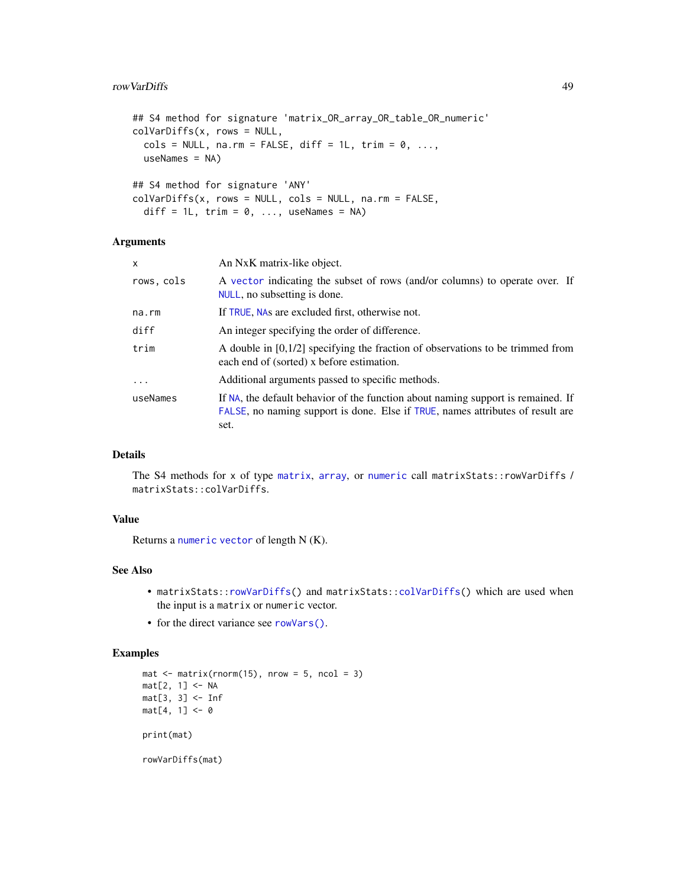```
## S4 method for signature 'matrix_OR_array_OR_table_OR_numeric'
colVarDiffs(x, rows = NULL,
  cols = NULL, na.rm = FALSE, diff = 1L, trim = 0, ...,
  useNames = NA)

## S4 method for signature 'ANY'
colVarDiffs(x, rows = NULL, cols = NULL, na.rm = FALSE,
  diff = 1L, trim = 0, ..., useNames = NA)
```

## Arguments

| | |
|---|---|
| x | An NxK matrix-like object. |
| rows, cols | A vector indicating the subset of rows (and/or columns) to operate over. If NULL, no subsetting is done. |
| na.rm | If TRUE, NAs are excluded first, otherwise not. |
| diff | An integer specifying the order of difference. |
| trim | A double in [0,1/2] specifying the fraction of observations to be trimmed from each end of (sorted) x before estimation. |
| ... | Additional arguments passed to specific methods. |
| useNames | If NA, the default behavior of the function about naming support is remained. If FALSE, no naming support is done. Else if TRUE, names attributes of result are set. |

## Details

The S4 methods for x of type matrix, array, or numeric call matrixStats::rowVarDiffs / matrixStats::colVarDiffs.

## Value

Returns a numeric vector of length N (K).

## See Also

- matrixStats::rowVarDiffs() and matrixStats::colVarDiffs() which are used when the input is a matrix or numeric vector.
- for the direct variance see rowVars().

## Examples

```
mat <- matrix(rnorm(15), nrow = 5, ncol = 3)
mat[2, 1] <- NA
mat[3, 3] <- Inf
mat[4, 1] <- 0

print(mat)

rowVarDiffs(mat)
```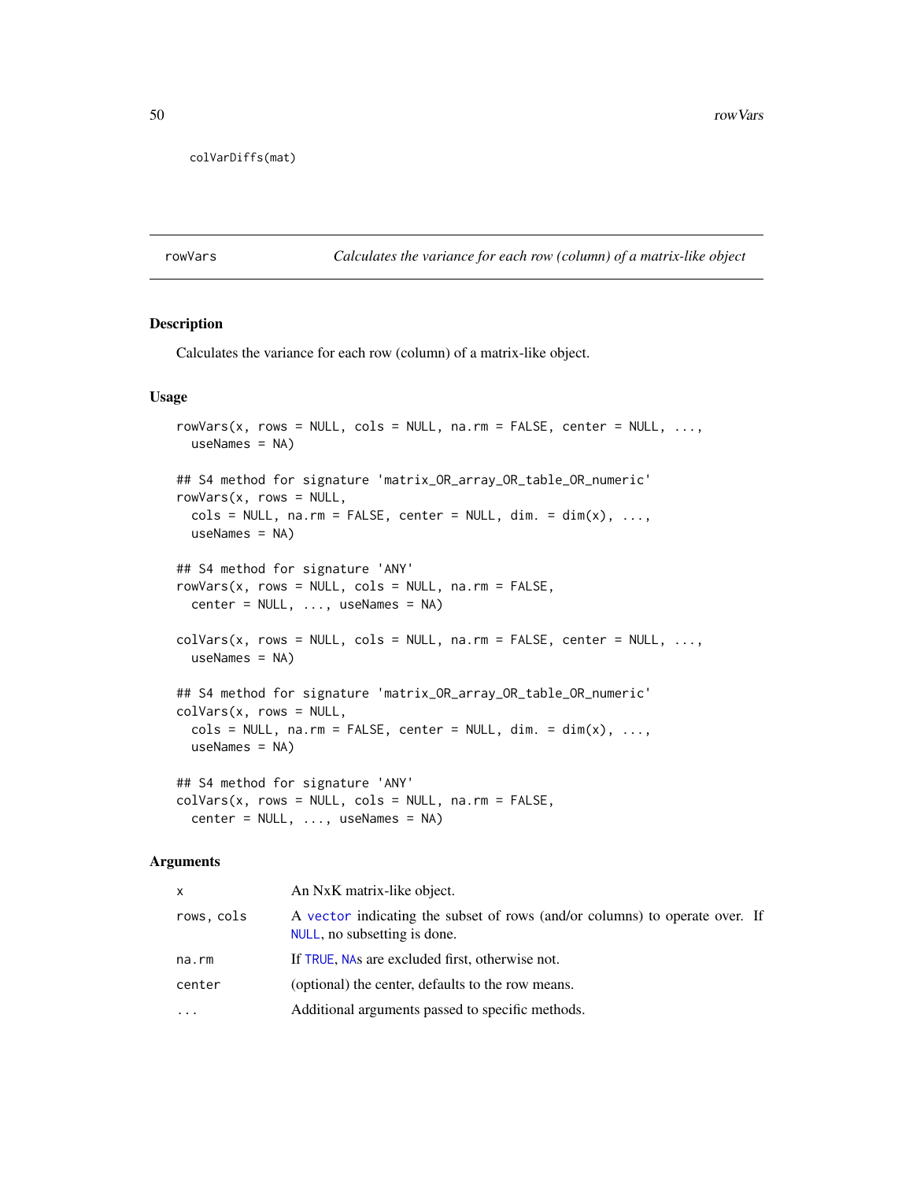```
colVarDiffs(mat)
```

## rowVars *Calculates the variance for each row (column) of a matrix-like object*

### Description

Calculates the variance for each row (column) of a matrix-like object.

### Usage

```
rowVars(x, rows = NULL, cols = NULL, na.rm = FALSE, center = NULL, ...,
  useNames = NA)

## S4 method for signature 'matrix_OR_array_OR_table_OR_numeric'
rowVars(x, rows = NULL,
  cols = NULL, na.rm = FALSE, center = NULL, dim. = dim(x), ...,
  useNames = NA)

## S4 method for signature 'ANY'
rowVars(x, rows = NULL, cols = NULL, na.rm = FALSE,
  center = NULL, ..., useNames = NA)

colVars(x, rows = NULL, cols = NULL, na.rm = FALSE, center = NULL, ...,
  useNames = NA)

## S4 method for signature 'matrix_OR_array_OR_table_OR_numeric'
colVars(x, rows = NULL,
  cols = NULL, na.rm = FALSE, center = NULL, dim. = dim(x), ...,
  useNames = NA)

## S4 method for signature 'ANY'
colVars(x, rows = NULL, cols = NULL, na.rm = FALSE,
  center = NULL, ..., useNames = NA)
```

### Arguments

| | |
|---|---|
| x | An NxK matrix-like object. |
| rows, cols | A vector indicating the subset of rows (and/or columns) to operate over. If NULL, no subsetting is done. |
| na.rm | If TRUE, NAs are excluded first, otherwise not. |
| center | (optional) the center, defaults to the row means. |
| ... | Additional arguments passed to specific methods. |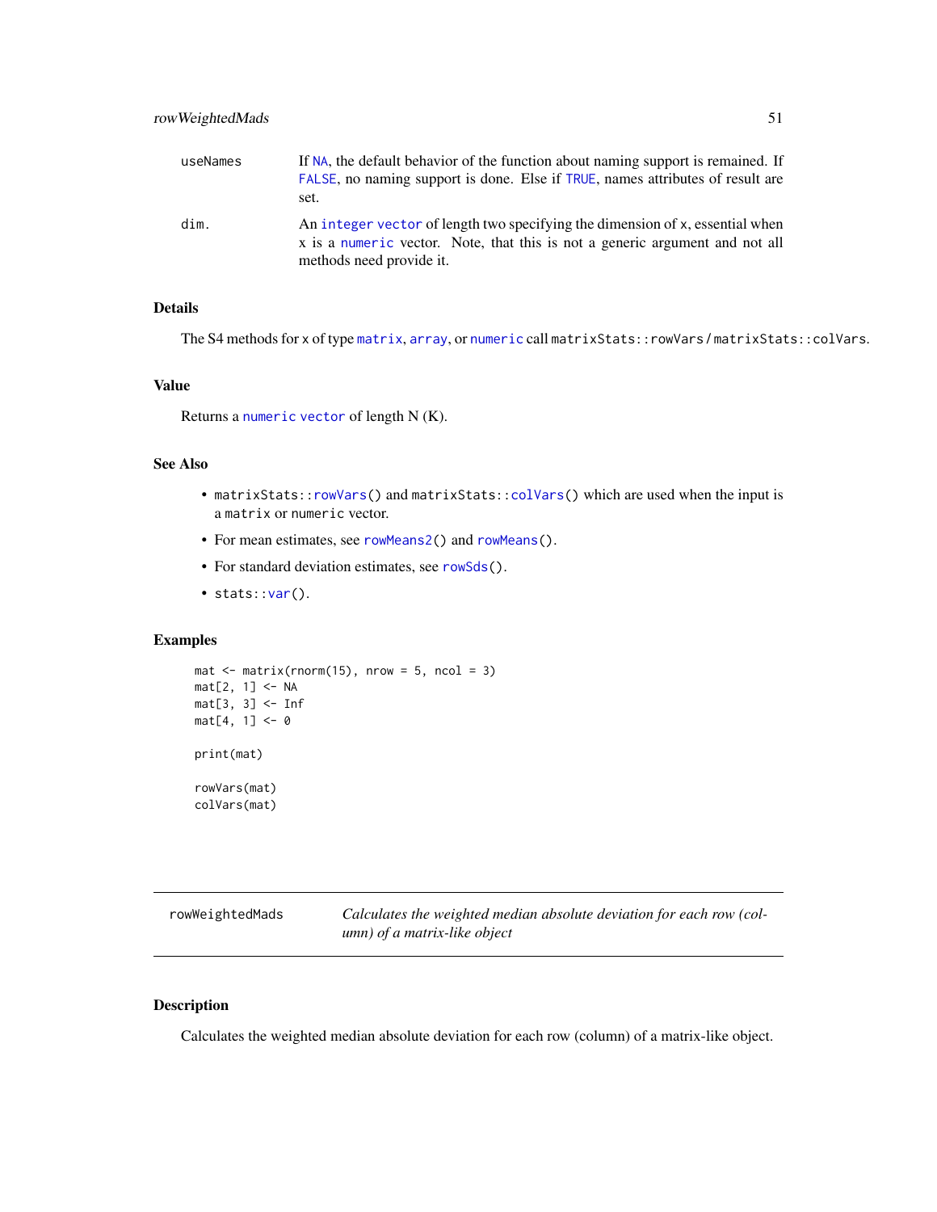useNames If NA, the default behavior of the function about naming support is remained. If FALSE, no naming support is done. Else if TRUE, names attributes of result are set.

dim. An integer vector of length two specifying the dimension of x, essential when x is a numeric vector. Note, that this is not a generic argument and not all methods need provide it.

## Details

The S4 methods for x of type matrix, array, or numeric call `matrixStats::rowVars` / `matrixStats::colVars`.

## Value

Returns a numeric vector of length N (K).

## See Also

- `matrixStats::rowVars()` and `matrixStats::colVars()` which are used when the input is a matrix or numeric vector.
- For mean estimates, see `rowMeans2()` and `rowMeans()`.
- For standard deviation estimates, see `rowSds()`.
- `stats::var()`.

## Examples

```
mat <- matrix(rnorm(15), nrow = 5, ncol = 3)
mat[2, 1] <- NA
mat[3, 3] <- Inf
mat[4, 1] <- 0

print(mat)

rowVars(mat)
colVars(mat)
```

---

# rowWeightedMads — *Calculates the weighted median absolute deviation for each row (column) of a matrix-like object*

## Description

Calculates the weighted median absolute deviation for each row (column) of a matrix-like object.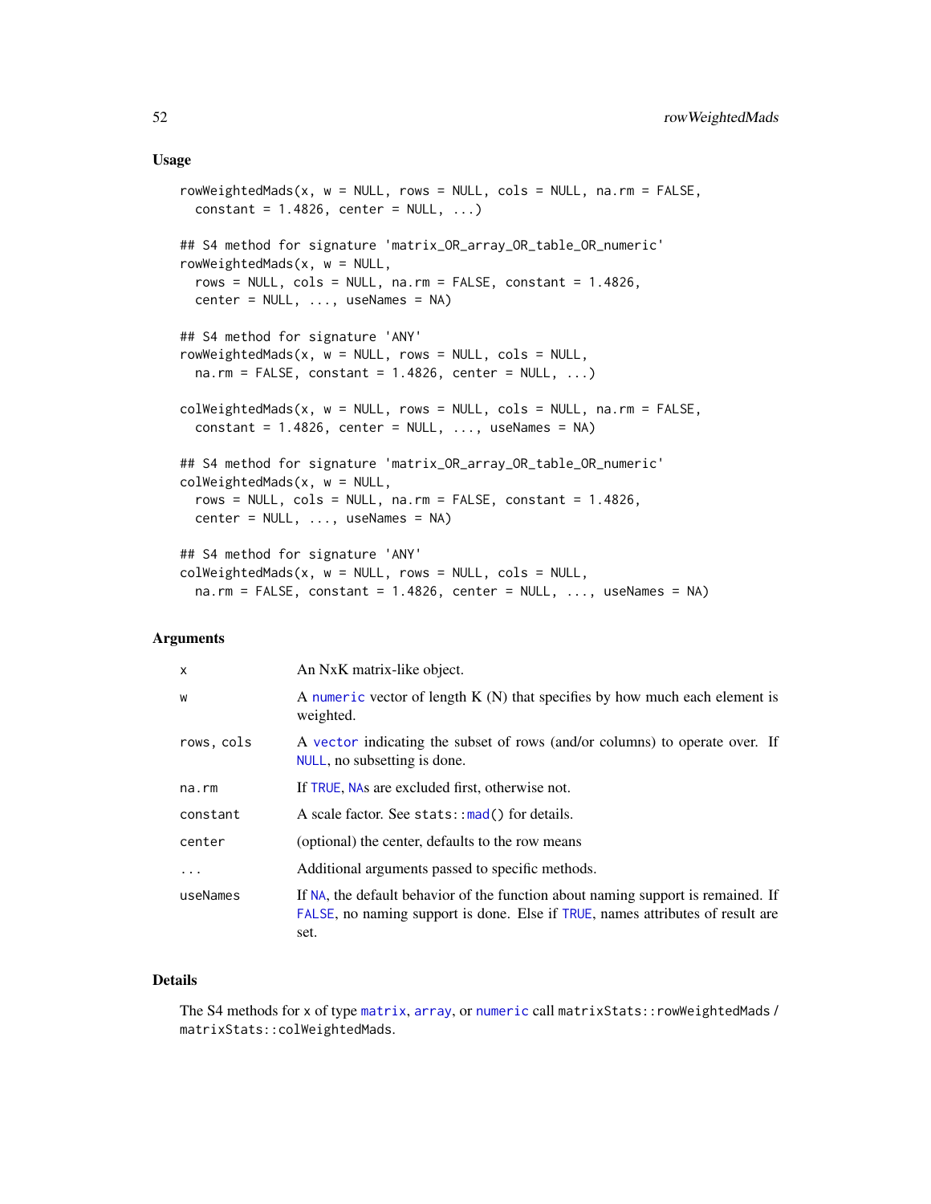## Usage

```
rowWeightedMads(x, w = NULL, rows = NULL, cols = NULL, na.rm = FALSE,
  constant = 1.4826, center = NULL, ...)

## S4 method for signature 'matrix_OR_array_OR_table_OR_numeric'
rowWeightedMads(x, w = NULL,
  rows = NULL, cols = NULL, na.rm = FALSE, constant = 1.4826,
  center = NULL, ..., useNames = NA)

## S4 method for signature 'ANY'
rowWeightedMads(x, w = NULL, rows = NULL, cols = NULL,
  na.rm = FALSE, constant = 1.4826, center = NULL, ...)

colWeightedMads(x, w = NULL, rows = NULL, cols = NULL, na.rm = FALSE,
  constant = 1.4826, center = NULL, ..., useNames = NA)

## S4 method for signature 'matrix_OR_array_OR_table_OR_numeric'
colWeightedMads(x, w = NULL,
  rows = NULL, cols = NULL, na.rm = FALSE, constant = 1.4826,
  center = NULL, ..., useNames = NA)

## S4 method for signature 'ANY'
colWeightedMads(x, w = NULL, rows = NULL, cols = NULL,
  na.rm = FALSE, constant = 1.4826, center = NULL, ..., useNames = NA)
```

## Arguments

| | |
|---|---|
| `x` | An NxK matrix-like object. |
| `w` | A `numeric` vector of length K (N) that specifies by how much each element is weighted. |
| `rows, cols` | A `vector` indicating the subset of rows (and/or columns) to operate over. If `NULL`, no subsetting is done. |
| `na.rm` | If `TRUE`, `NA`s are excluded first, otherwise not. |
| `constant` | A scale factor. See `stats::mad()` for details. |
| `center` | (optional) the center, defaults to the row means |
| `...` | Additional arguments passed to specific methods. |
| `useNames` | If `NA`, the default behavior of the function about naming support is remained. If `FALSE`, no naming support is done. Else if `TRUE`, names attributes of result are set. |

## Details

The S4 methods for `x` of type `matrix`, `array`, or `numeric` call `matrixStats::rowWeightedMads` / `matrixStats::colWeightedMads`.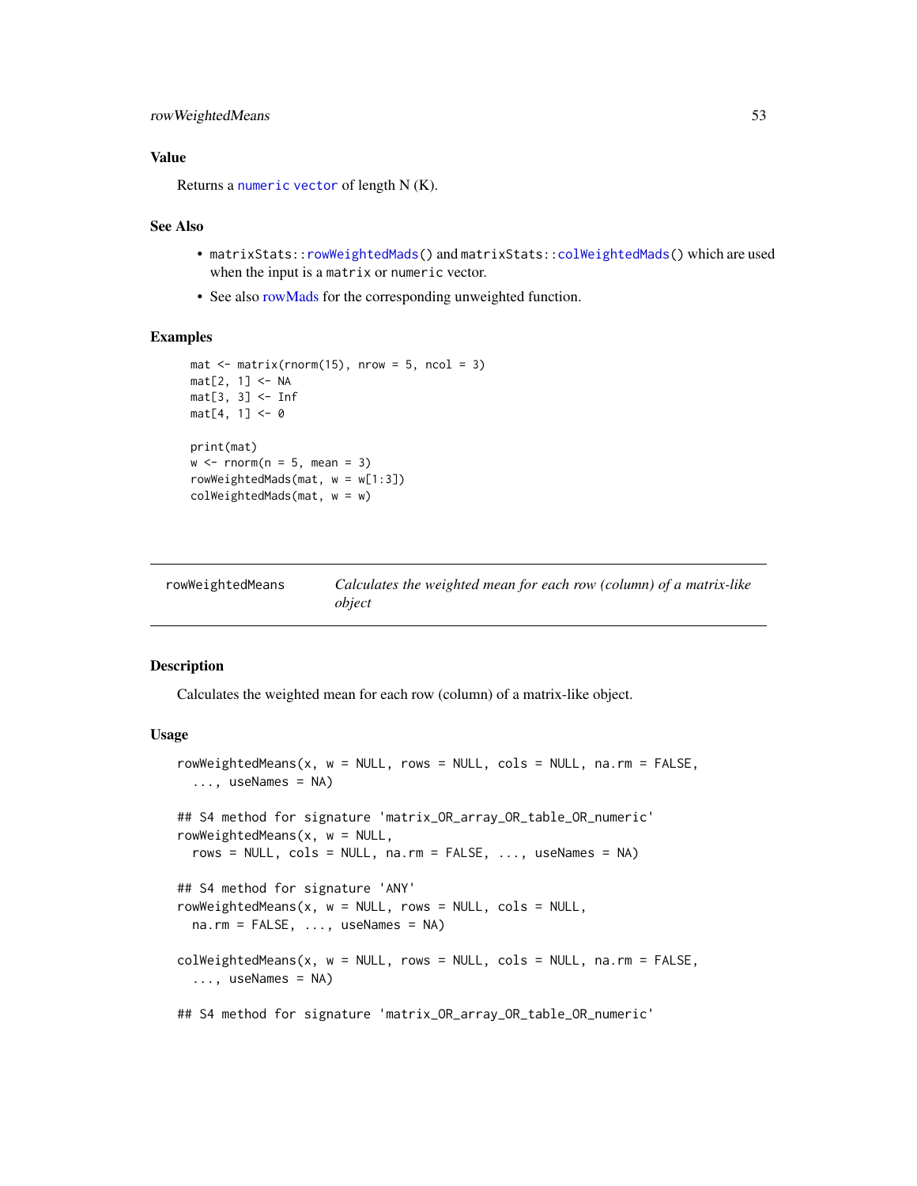### Value

Returns a numeric vector of length N (K).

### See Also

- matrixStats::rowWeightedMads() and matrixStats::colWeightedMads() which are used when the input is a matrix or numeric vector.
- See also rowMads for the corresponding unweighted function.

### Examples

```
mat <- matrix(rnorm(15), nrow = 5, ncol = 3)
mat[2, 1] <- NA
mat[3, 3] <- Inf
mat[4, 1] <- 0

print(mat)
w <- rnorm(n = 5, mean = 3)
rowWeightedMads(mat, w = w[1:3])
colWeightedMads(mat, w = w)
```

---

## rowWeightedMeans — *Calculates the weighted mean for each row (column) of a matrix-like object*

---

### Description

Calculates the weighted mean for each row (column) of a matrix-like object.

### Usage

```
rowWeightedMeans(x, w = NULL, rows = NULL, cols = NULL, na.rm = FALSE,
  ..., useNames = NA)

## S4 method for signature 'matrix_OR_array_OR_table_OR_numeric'
rowWeightedMeans(x, w = NULL,
  rows = NULL, cols = NULL, na.rm = FALSE, ..., useNames = NA)

## S4 method for signature 'ANY'
rowWeightedMeans(x, w = NULL, rows = NULL, cols = NULL,
  na.rm = FALSE, ..., useNames = NA)

colWeightedMeans(x, w = NULL, rows = NULL, cols = NULL, na.rm = FALSE,
  ..., useNames = NA)

## S4 method for signature 'matrix_OR_array_OR_table_OR_numeric'
```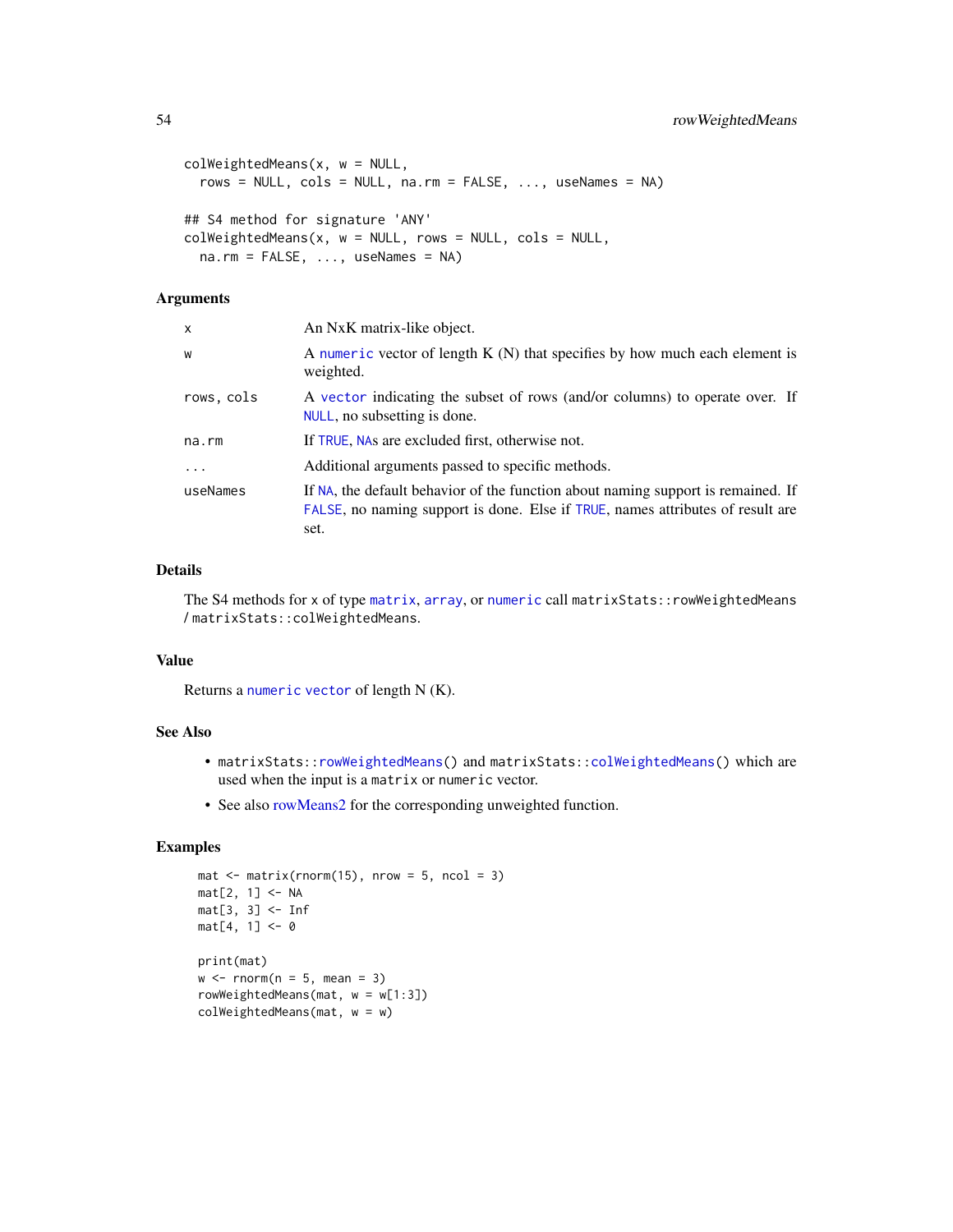```
colWeightedMeans(x, w = NULL,
  rows = NULL, cols = NULL, na.rm = FALSE, ..., useNames = NA)

## S4 method for signature 'ANY'
colWeightedMeans(x, w = NULL, rows = NULL, cols = NULL,
  na.rm = FALSE, ..., useNames = NA)
```

### Arguments

| | |
|---|---|
| `x` | An NxK matrix-like object. |
| `w` | A `numeric` vector of length K (N) that specifies by how much each element is weighted. |
| `rows, cols` | A `vector` indicating the subset of rows (and/or columns) to operate over. If `NULL`, no subsetting is done. |
| `na.rm` | If `TRUE`, `NA`s are excluded first, otherwise not. |
| `...` | Additional arguments passed to specific methods. |
| `useNames` | If `NA`, the default behavior of the function about naming support is remained. If `FALSE`, no naming support is done. Else if `TRUE`, names attributes of result are set. |

### Details

The S4 methods for `x` of type `matrix`, `array`, or `numeric` call `matrixStats::rowWeightedMeans` / `matrixStats::colWeightedMeans`.

### Value

Returns a `numeric` `vector` of length N (K).

### See Also

- `matrixStats::rowWeightedMeans()` and `matrixStats::colWeightedMeans()` which are used when the input is a `matrix` or `numeric` vector.
- See also rowMeans2 for the corresponding unweighted function.

### Examples

```
mat <- matrix(rnorm(15), nrow = 5, ncol = 3)
mat[2, 1] <- NA
mat[3, 3] <- Inf
mat[4, 1] <- 0

print(mat)
w <- rnorm(n = 5, mean = 3)
rowWeightedMeans(mat, w = w[1:3])
colWeightedMeans(mat, w = w)
```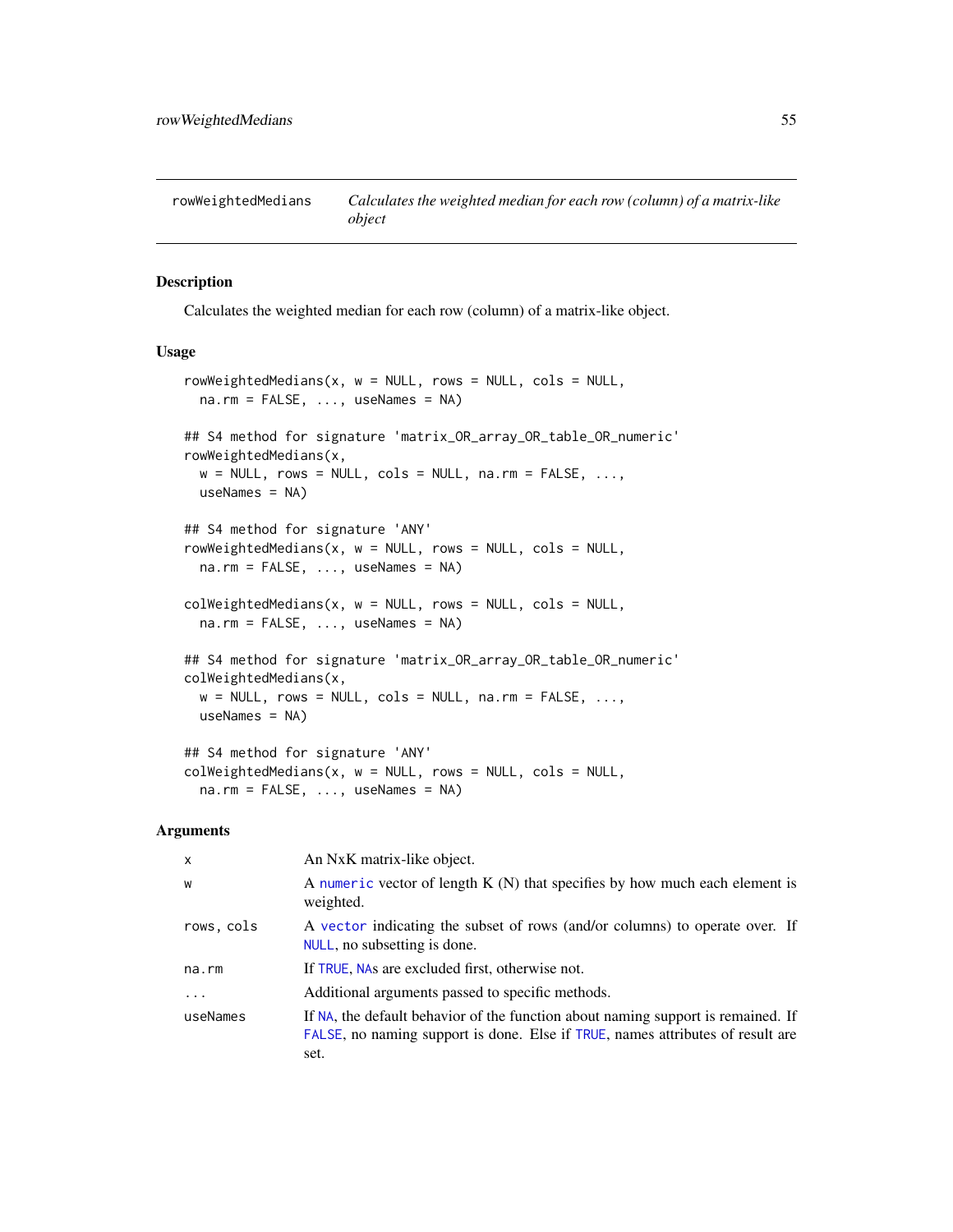## rowWeightedMedians

*Calculates the weighted median for each row (column) of a matrix-like object*

### Description

Calculates the weighted median for each row (column) of a matrix-like object.

### Usage

```
rowWeightedMedians(x, w = NULL, rows = NULL, cols = NULL,
  na.rm = FALSE, ..., useNames = NA)

## S4 method for signature 'matrix_OR_array_OR_table_OR_numeric'
rowWeightedMedians(x,
  w = NULL, rows = NULL, cols = NULL, na.rm = FALSE, ...,
  useNames = NA)

## S4 method for signature 'ANY'
rowWeightedMedians(x, w = NULL, rows = NULL, cols = NULL,
  na.rm = FALSE, ..., useNames = NA)

colWeightedMedians(x, w = NULL, rows = NULL, cols = NULL,
  na.rm = FALSE, ..., useNames = NA)

## S4 method for signature 'matrix_OR_array_OR_table_OR_numeric'
colWeightedMedians(x,
  w = NULL, rows = NULL, cols = NULL, na.rm = FALSE, ...,
  useNames = NA)

## S4 method for signature 'ANY'
colWeightedMedians(x, w = NULL, rows = NULL, cols = NULL,
  na.rm = FALSE, ..., useNames = NA)
```

### Arguments

| | |
|---|---|
| x | An NxK matrix-like object. |
| w | A numeric vector of length K (N) that specifies by how much each element is weighted. |
| rows, cols | A vector indicating the subset of rows (and/or columns) to operate over. If NULL, no subsetting is done. |
| na.rm | If TRUE, NAs are excluded first, otherwise not. |
| ... | Additional arguments passed to specific methods. |
| useNames | If NA, the default behavior of the function about naming support is remained. If FALSE, no naming support is done. Else if TRUE, names attributes of result are set. |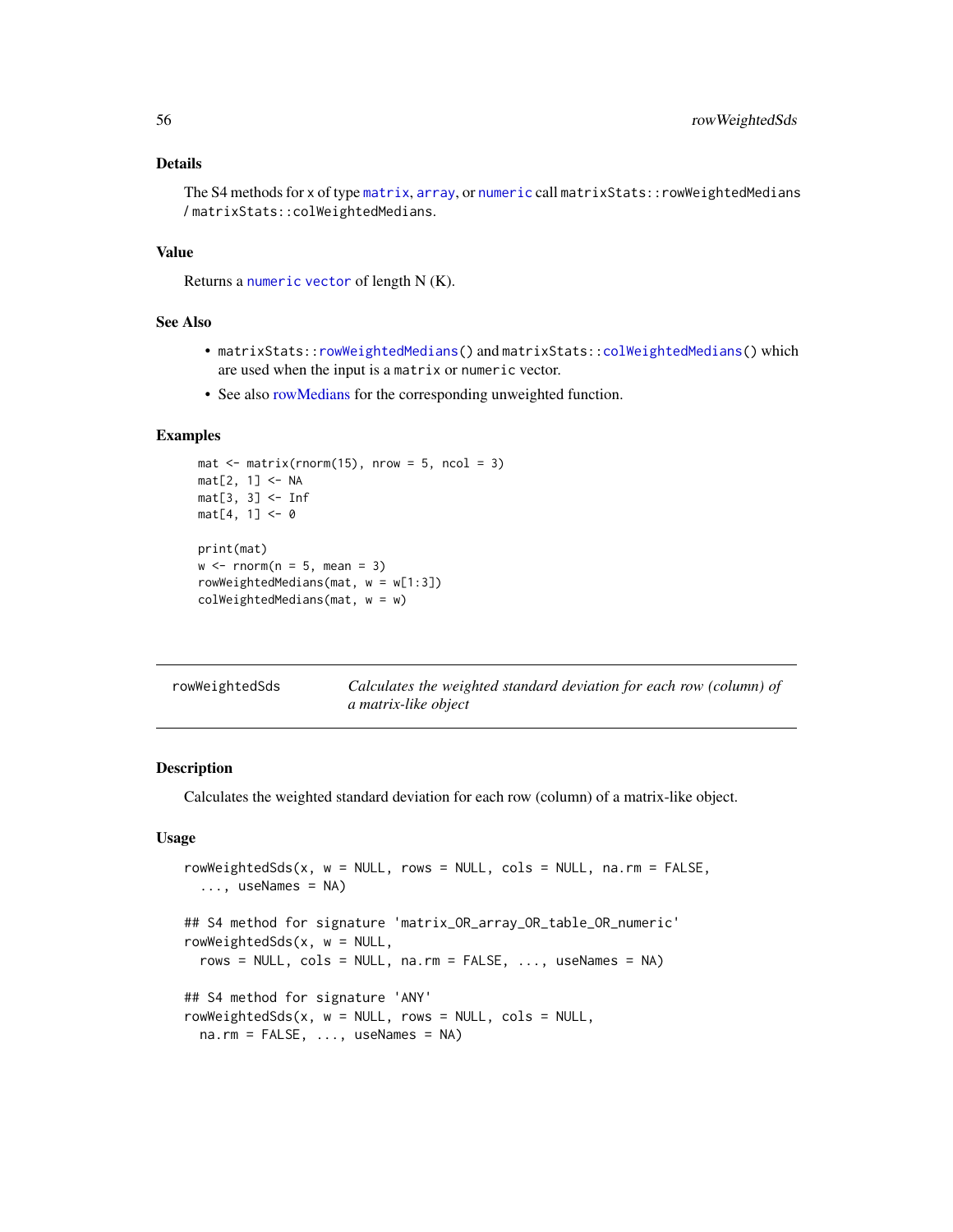### Details

The S4 methods for x of type matrix, array, or numeric call matrixStats::rowWeightedMedians / matrixStats::colWeightedMedians.

### Value

Returns a numeric vector of length N (K).

### See Also

- matrixStats::rowWeightedMedians() and matrixStats::colWeightedMedians() which are used when the input is a matrix or numeric vector.
- See also rowMedians for the corresponding unweighted function.

### Examples

```
mat <- matrix(rnorm(15), nrow = 5, ncol = 3)
mat[2, 1] <- NA
mat[3, 3] <- Inf
mat[4, 1] <- 0

print(mat)
w <- rnorm(n = 5, mean = 3)
rowWeightedMedians(mat, w = w[1:3])
colWeightedMedians(mat, w = w)
```

---

## rowWeightedSds — *Calculates the weighted standard deviation for each row (column) of a matrix-like object*

---

### Description

Calculates the weighted standard deviation for each row (column) of a matrix-like object.

### Usage

```
rowWeightedSds(x, w = NULL, rows = NULL, cols = NULL, na.rm = FALSE,
  ..., useNames = NA)

## S4 method for signature 'matrix_OR_array_OR_table_OR_numeric'
rowWeightedSds(x, w = NULL,
  rows = NULL, cols = NULL, na.rm = FALSE, ..., useNames = NA)

## S4 method for signature 'ANY'
rowWeightedSds(x, w = NULL, rows = NULL, cols = NULL,
  na.rm = FALSE, ..., useNames = NA)
```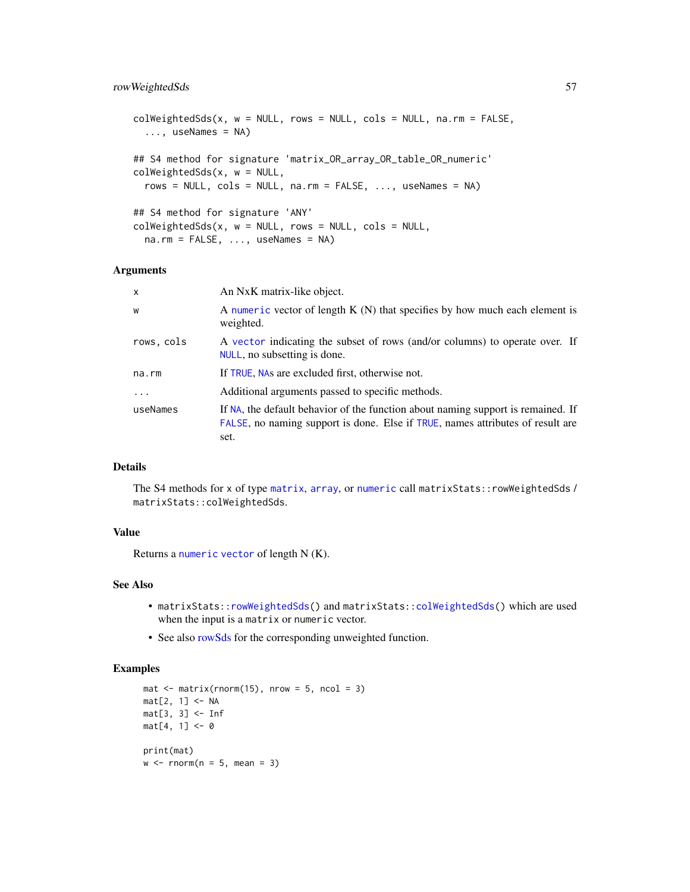```
colWeightedSds(x, w = NULL, rows = NULL, cols = NULL, na.rm = FALSE,
  ..., useNames = NA)

## S4 method for signature 'matrix_OR_array_OR_table_OR_numeric'
colWeightedSds(x, w = NULL,
  rows = NULL, cols = NULL, na.rm = FALSE, ..., useNames = NA)

## S4 method for signature 'ANY'
colWeightedSds(x, w = NULL, rows = NULL, cols = NULL,
  na.rm = FALSE, ..., useNames = NA)
```

### Arguments

| | |
|---|---|
| x | An NxK matrix-like object. |
| w | A numeric vector of length K (N) that specifies by how much each element is weighted. |
| rows, cols | A vector indicating the subset of rows (and/or columns) to operate over. If NULL, no subsetting is done. |
| na.rm | If TRUE, NAs are excluded first, otherwise not. |
| ... | Additional arguments passed to specific methods. |
| useNames | If NA, the default behavior of the function about naming support is remained. If FALSE, no naming support is done. Else if TRUE, names attributes of result are set. |

### Details

The S4 methods for x of type matrix, array, or numeric call matrixStats::rowWeightedSds / matrixStats::colWeightedSds.

### Value

Returns a numeric vector of length N (K).

### See Also

- matrixStats::rowWeightedSds() and matrixStats::colWeightedSds() which are used when the input is a matrix or numeric vector.
- See also rowSds for the corresponding unweighted function.

### Examples

```
mat <- matrix(rnorm(15), nrow = 5, ncol = 3)
mat[2, 1] <- NA
mat[3, 3] <- Inf
mat[4, 1] <- 0

print(mat)
w <- rnorm(n = 5, mean = 3)
```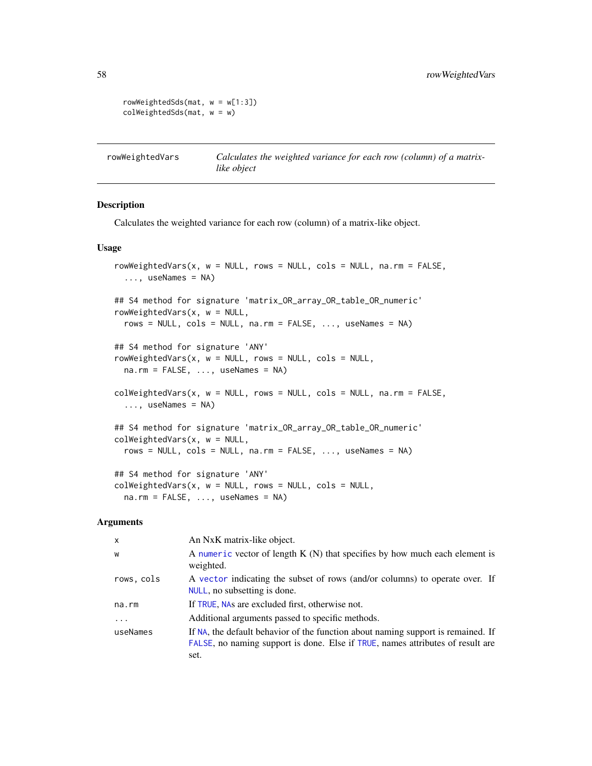```
rowWeightedSds(mat, w = w[1:3])
colWeightedSds(mat, w = w)
```

---

## rowWeightedVars — *Calculates the weighted variance for each row (column) of a matrix-like object*

---

### Description

Calculates the weighted variance for each row (column) of a matrix-like object.

### Usage

```
rowWeightedVars(x, w = NULL, rows = NULL, cols = NULL, na.rm = FALSE,
  ..., useNames = NA)

## S4 method for signature 'matrix_OR_array_OR_table_OR_numeric'
rowWeightedVars(x, w = NULL,
  rows = NULL, cols = NULL, na.rm = FALSE, ..., useNames = NA)

## S4 method for signature 'ANY'
rowWeightedVars(x, w = NULL, rows = NULL, cols = NULL,
  na.rm = FALSE, ..., useNames = NA)

colWeightedVars(x, w = NULL, rows = NULL, cols = NULL, na.rm = FALSE,
  ..., useNames = NA)

## S4 method for signature 'matrix_OR_array_OR_table_OR_numeric'
colWeightedVars(x, w = NULL,
  rows = NULL, cols = NULL, na.rm = FALSE, ..., useNames = NA)

## S4 method for signature 'ANY'
colWeightedVars(x, w = NULL, rows = NULL, cols = NULL,
  na.rm = FALSE, ..., useNames = NA)
```

### Arguments

| | |
|---|---|
| `x` | An NxK matrix-like object. |
| `w` | A `numeric` vector of length K (N) that specifies by how much each element is weighted. |
| `rows, cols` | A `vector` indicating the subset of rows (and/or columns) to operate over. If `NULL`, no subsetting is done. |
| `na.rm` | If `TRUE`, `NA`s are excluded first, otherwise not. |
| `...` | Additional arguments passed to specific methods. |
| `useNames` | If `NA`, the default behavior of the function about naming support is remained. If `FALSE`, no naming support is done. Else if `TRUE`, names attributes of result are set. |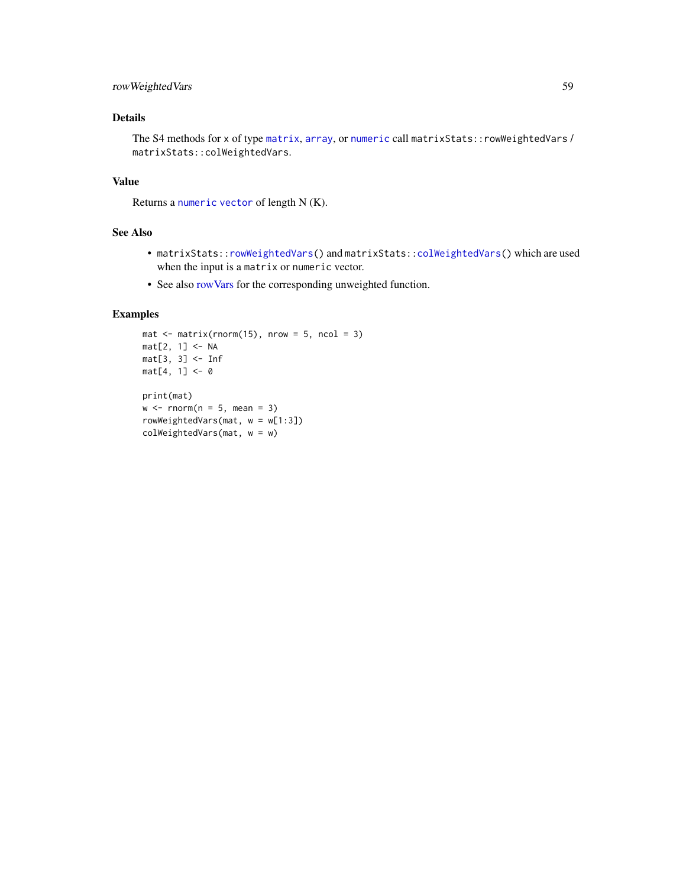## Details

The S4 methods for x of type `matrix`, `array`, or `numeric` call `matrixStats::rowWeightedVars` / `matrixStats::colWeightedVars`.

## Value

Returns a `numeric` `vector` of length N (K).

## See Also

- `matrixStats::rowWeightedVars()` and `matrixStats::colWeightedVars()` which are used when the input is a `matrix` or `numeric` vector.
- See also rowVars for the corresponding unweighted function.

## Examples

```
mat <- matrix(rnorm(15), nrow = 5, ncol = 3)
mat[2, 1] <- NA
mat[3, 3] <- Inf
mat[4, 1] <- 0

print(mat)
w <- rnorm(n = 5, mean = 3)
rowWeightedVars(mat, w = w[1:3])
colWeightedVars(mat, w = w)
```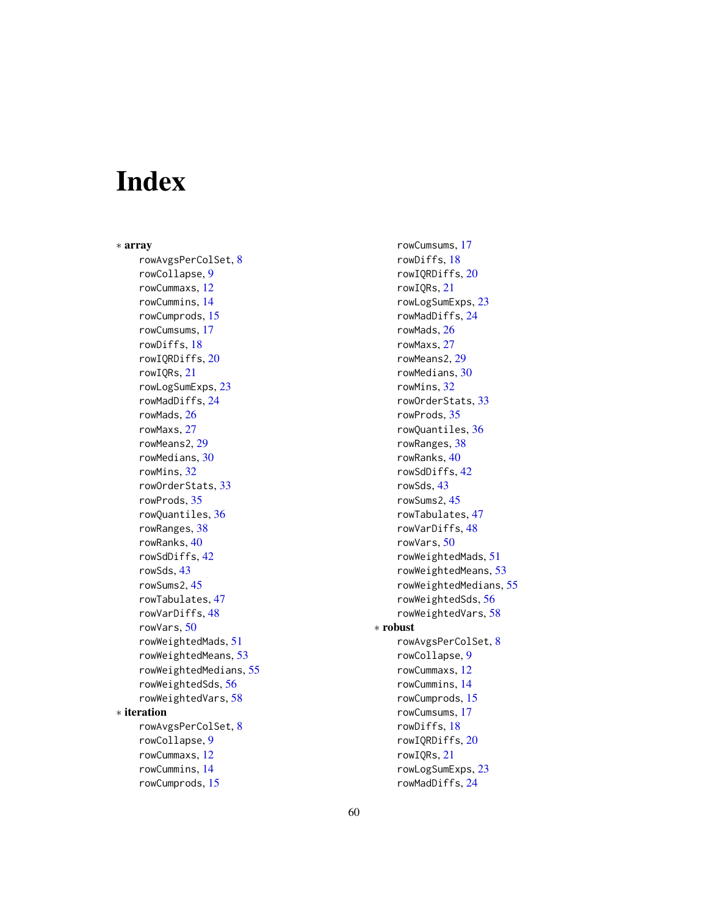# Index

* **array**
  - rowAvgsPerColSet, 8
  - rowCollapse, 9
  - rowCummaxs, 12
  - rowCummins, 14
  - rowCumprods, 15
  - rowCumsums, 17
  - rowDiffs, 18
  - rowIQRDiffs, 20
  - rowIQRs, 21
  - rowLogSumExps, 23
  - rowMadDiffs, 24
  - rowMads, 26
  - rowMaxs, 27
  - rowMeans2, 29
  - rowMedians, 30
  - rowMins, 32
  - rowOrderStats, 33
  - rowProds, 35
  - rowQuantiles, 36
  - rowRanges, 38
  - rowRanks, 40
  - rowSdDiffs, 42
  - rowSds, 43
  - rowSums2, 45
  - rowTabulates, 47
  - rowVarDiffs, 48
  - rowVars, 50
  - rowWeightedMads, 51
  - rowWeightedMeans, 53
  - rowWeightedMedians, 55
  - rowWeightedSds, 56
  - rowWeightedVars, 58

* **iteration**
  - rowAvgsPerColSet, 8
  - rowCollapse, 9
  - rowCummaxs, 12
  - rowCummins, 14
  - rowCumprods, 15
  - rowCumsums, 17
  - rowDiffs, 18
  - rowIQRDiffs, 20
  - rowIQRs, 21
  - rowLogSumExps, 23
  - rowMadDiffs, 24
  - rowMads, 26
  - rowMaxs, 27
  - rowMeans2, 29
  - rowMedians, 30
  - rowMins, 32
  - rowOrderStats, 33
  - rowProds, 35
  - rowQuantiles, 36
  - rowRanges, 38
  - rowRanks, 40
  - rowSdDiffs, 42
  - rowSds, 43
  - rowSums2, 45
  - rowTabulates, 47
  - rowVarDiffs, 48
  - rowVars, 50
  - rowWeightedMads, 51
  - rowWeightedMeans, 53
  - rowWeightedMedians, 55
  - rowWeightedSds, 56
  - rowWeightedVars, 58

* **robust**
  - rowAvgsPerColSet, 8
  - rowCollapse, 9
  - rowCummaxs, 12
  - rowCummins, 14
  - rowCumprods, 15
  - rowCumsums, 17
  - rowDiffs, 18
  - rowIQRDiffs, 20
  - rowIQRs, 21
  - rowLogSumExps, 23
  - rowMadDiffs, 24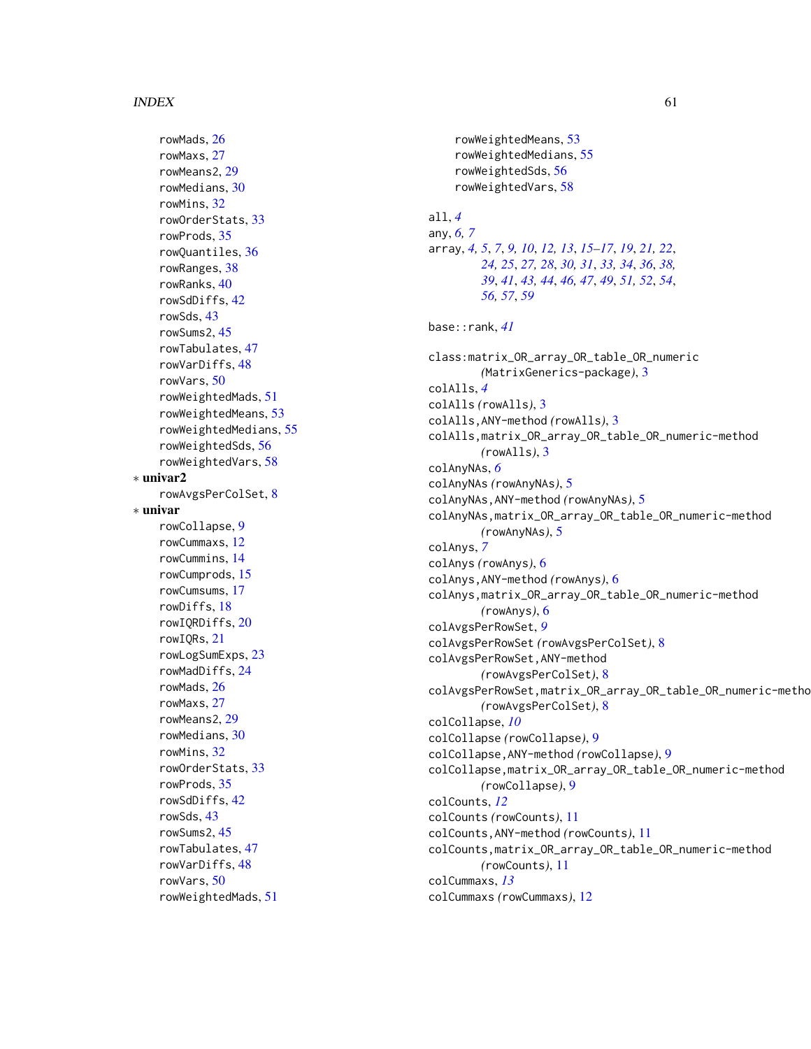rowMads, 26
rowMaxs, 27
rowMeans2, 29
rowMedians, 30
rowMins, 32
rowOrderStats, 33
rowProds, 35
rowQuantiles, 36
rowRanges, 38
rowRanks, 40
rowSdDiffs, 42
rowSds, 43
rowSums2, 45
rowTabulates, 47
rowVarDiffs, 48
rowVars, 50
rowWeightedMads, 51
rowWeightedMeans, 53
rowWeightedMedians, 55
rowWeightedSds, 56
rowWeightedVars, 58

∗ **univar2**
rowAvgsPerColSet, 8

∗ **univar**
rowCollapse, 9
rowCummaxs, 12
rowCummins, 14
rowCumprods, 15
rowCumsums, 17
rowDiffs, 18
rowIQRDiffs, 20
rowIQRs, 21
rowLogSumExps, 23
rowMadDiffs, 24
rowMads, 26
rowMaxs, 27
rowMeans2, 29
rowMedians, 30
rowMins, 32
rowOrderStats, 33
rowProds, 35
rowSdDiffs, 42
rowSds, 43
rowSums2, 45
rowTabulates, 47
rowVarDiffs, 48
rowVars, 50
rowWeightedMads, 51
rowWeightedMeans, 53
rowWeightedMedians, 55
rowWeightedSds, 56
rowWeightedVars, 58

all, *4*
any, *6, 7*
array, *4, 5, 7, 9, 10, 12, 13, 15–17, 19, 21, 22, 24, 25, 27, 28, 30, 31, 33, 34, 36, 38, 39, 41, 43, 44, 46, 47, 49, 51, 52, 54, 56, 57, 59*

base::rank, *41*

class:matrix_OR_array_OR_table_OR_numeric *(MatrixGenerics-package)*, 3
colAlls, *4*
colAlls *(rowAlls)*, 3
colAlls,ANY-method *(rowAlls)*, 3
colAlls,matrix_OR_array_OR_table_OR_numeric-method *(rowAlls)*, 3
colAnyNAs, *6*
colAnyNAs *(rowAnyNAs)*, 5
colAnyNAs,ANY-method *(rowAnyNAs)*, 5
colAnyNAs,matrix_OR_array_OR_table_OR_numeric-method *(rowAnyNAs)*, 5
colAnys, *7*
colAnys *(rowAnys)*, 6
colAnys,ANY-method *(rowAnys)*, 6
colAnys,matrix_OR_array_OR_table_OR_numeric-method *(rowAnys)*, 6
colAvgsPerRowSet, *9*
colAvgsPerRowSet *(rowAvgsPerColSet)*, 8
colAvgsPerRowSet,ANY-method *(rowAvgsPerColSet)*, 8
colAvgsPerRowSet,matrix_OR_array_OR_table_OR_numeric-method *(rowAvgsPerColSet)*, 8
colCollapse, *10*
colCollapse *(rowCollapse)*, 9
colCollapse,ANY-method *(rowCollapse)*, 9
colCollapse,matrix_OR_array_OR_table_OR_numeric-method *(rowCollapse)*, 9
colCounts, *12*
colCounts *(rowCounts)*, 11
colCounts,ANY-method *(rowCounts)*, 11
colCounts,matrix_OR_array_OR_table_OR_numeric-method *(rowCounts)*, 11
colCummaxs, *13*
colCummaxs *(rowCummaxs)*, 12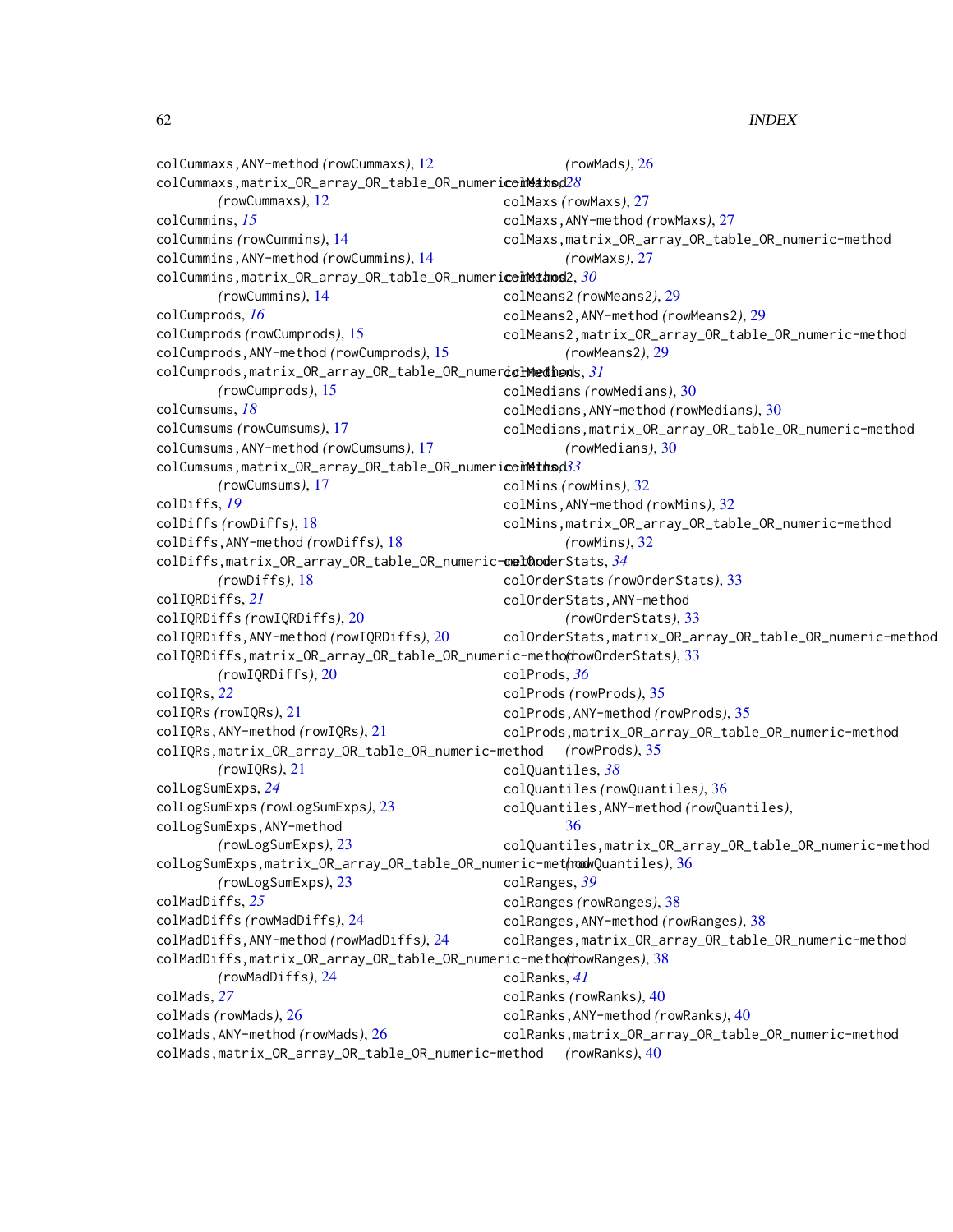colCummaxs,ANY-method *(rowCummaxs)*, 12
colCummaxs,matrix_OR_array_OR_table_OR_numeric-method *(rowCummaxs)*, 12
colCummins, *15*
colCummins *(rowCummins)*, 14
colCummins,ANY-method *(rowCummins)*, 14
colCummins,matrix_OR_array_OR_table_OR_numeric-method *(rowCummins)*, 14
colCumprods, *16*
colCumprods *(rowCumprods)*, 15
colCumprods,ANY-method *(rowCumprods)*, 15
colCumprods,matrix_OR_array_OR_table_OR_numeric-method *(rowCumprods)*, 15
colCumsums, *18*
colCumsums *(rowCumsums)*, 17
colCumsums,ANY-method *(rowCumsums)*, 17
colCumsums,matrix_OR_array_OR_table_OR_numeric-method *(rowCumsums)*, 17
colDiffs, *19*
colDiffs *(rowDiffs)*, 18
colDiffs,ANY-method *(rowDiffs)*, 18
colDiffs,matrix_OR_array_OR_table_OR_numeric-method *(rowDiffs)*, 18
colIQRDiffs, *21*
colIQRDiffs *(rowIQRDiffs)*, 20
colIQRDiffs,ANY-method *(rowIQRDiffs)*, 20
colIQRDiffs,matrix_OR_array_OR_table_OR_numeric-method *(rowIQRDiffs)*, 20
colIQRs, *22*
colIQRs *(rowIQRs)*, 21
colIQRs,ANY-method *(rowIQRs)*, 21
colIQRs,matrix_OR_array_OR_table_OR_numeric-method *(rowIQRs)*, 21
colLogSumExps, *24*
colLogSumExps *(rowLogSumExps)*, 23
colLogSumExps,ANY-method *(rowLogSumExps)*, 23
colLogSumExps,matrix_OR_array_OR_table_OR_numeric-method *(rowLogSumExps)*, 23
colMadDiffs, *25*
colMadDiffs *(rowMadDiffs)*, 24
colMadDiffs,ANY-method *(rowMadDiffs)*, 24
colMadDiffs,matrix_OR_array_OR_table_OR_numeric-method *(rowMadDiffs)*, 24
colMads, *27*
colMads *(rowMads)*, 26
colMads,ANY-method *(rowMads)*, 26
colMads,matrix_OR_array_OR_table_OR_numeric-method *(rowMads)*, 26
colMaxs, *28*
colMaxs *(rowMaxs)*, 27
colMaxs,ANY-method *(rowMaxs)*, 27
colMaxs,matrix_OR_array_OR_table_OR_numeric-method *(rowMaxs)*, 27
colMeans2, *30*
colMeans2 *(rowMeans2)*, 29
colMeans2,ANY-method *(rowMeans2)*, 29
colMeans2,matrix_OR_array_OR_table_OR_numeric-method *(rowMeans2)*, 29
colMedians, *31*
colMedians *(rowMedians)*, 30
colMedians,ANY-method *(rowMedians)*, 30
colMedians,matrix_OR_array_OR_table_OR_numeric-method *(rowMedians)*, 30
colMins, *33*
colMins *(rowMins)*, 32
colMins,ANY-method *(rowMins)*, 32
colMins,matrix_OR_array_OR_table_OR_numeric-method *(rowMins)*, 32
colOrderStats, *34*
colOrderStats *(rowOrderStats)*, 33
colOrderStats,ANY-method *(rowOrderStats)*, 33
colOrderStats,matrix_OR_array_OR_table_OR_numeric-method *(rowOrderStats)*, 33
colProds, *36*
colProds *(rowProds)*, 35
colProds,ANY-method *(rowProds)*, 35
colProds,matrix_OR_array_OR_table_OR_numeric-method *(rowProds)*, 35
colQuantiles, *38*
colQuantiles *(rowQuantiles)*, 36
colQuantiles,ANY-method *(rowQuantiles)*, 36
colQuantiles,matrix_OR_array_OR_table_OR_numeric-method *(rowQuantiles)*, 36
colRanges, *39*
colRanges *(rowRanges)*, 38
colRanges,ANY-method *(rowRanges)*, 38
colRanges,matrix_OR_array_OR_table_OR_numeric-method *(rowRanges)*, 38
colRanks, *41*
colRanks *(rowRanks)*, 40
colRanks,ANY-method *(rowRanks)*, 40
colRanks,matrix_OR_array_OR_table_OR_numeric-method *(rowRanks)*, 40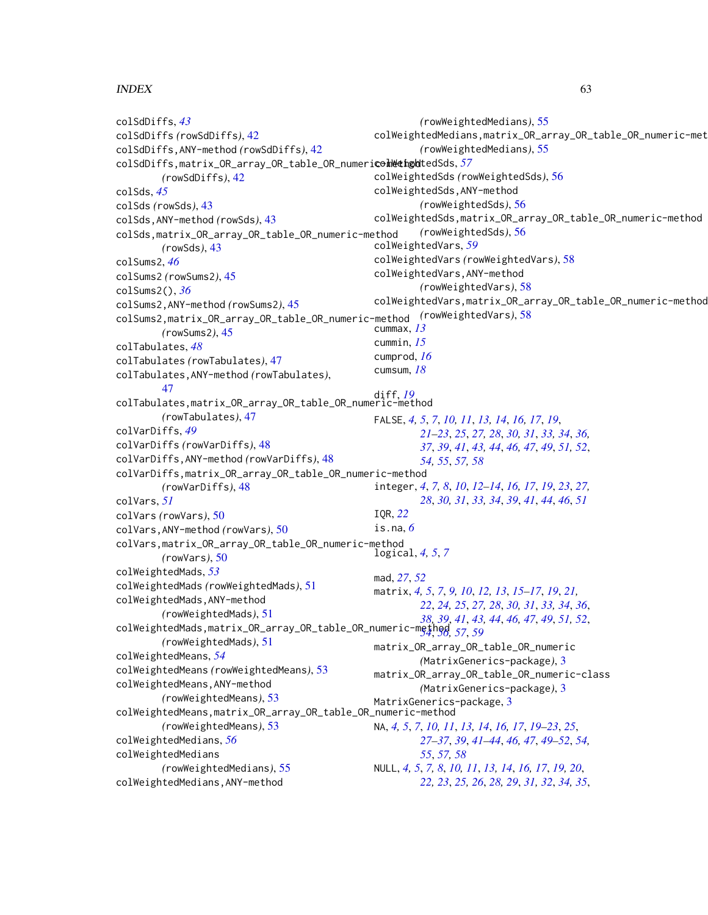colSdDiffs, *43*
colSdDiffs *(*rowSdDiffs*)*, 42
colSdDiffs,ANY-method *(*rowSdDiffs*)*, 42
colSdDiffs,matrix_OR_array_OR_table_OR_numeric-method
*(*rowSdDiffs*)*, 42
colSds, *45*
colSds *(*rowSds*)*, 43
colSds,ANY-method *(*rowSds*)*, 43
colSds,matrix_OR_array_OR_table_OR_numeric-method
*(*rowSds*)*, 43
colSums2, *46*
colSums2 *(*rowSums2*)*, 45
colSums2(), *36*
colSums2,ANY-method *(*rowSums2*)*, 45
colSums2,matrix_OR_array_OR_table_OR_numeric-method
*(*rowSums2*)*, 45
colTabulates, *48*
colTabulates *(*rowTabulates*)*, 47
colTabulates,ANY-method *(*rowTabulates*)*, 47
colTabulates,matrix_OR_array_OR_table_OR_numeric-method
*(*rowTabulates*)*, 47
colVarDiffs, *49*
colVarDiffs *(*rowVarDiffs*)*, 48
colVarDiffs,ANY-method *(*rowVarDiffs*)*, 48
colVarDiffs,matrix_OR_array_OR_table_OR_numeric-method
*(*rowVarDiffs*)*, 48
colVars, *51*
colVars *(*rowVars*)*, 50
colVars,ANY-method *(*rowVars*)*, 50
colVars,matrix_OR_array_OR_table_OR_numeric-method
*(*rowVars*)*, 50
colWeightedMads, *53*
colWeightedMads *(*rowWeightedMads*)*, 51
colWeightedMads,ANY-method
*(*rowWeightedMads*)*, 51
colWeightedMads,matrix_OR_array_OR_table_OR_numeric-method
*(*rowWeightedMads*)*, 51
colWeightedMeans, *54*
colWeightedMeans *(*rowWeightedMeans*)*, 53
colWeightedMeans,ANY-method
*(*rowWeightedMeans*)*, 53
colWeightedMeans,matrix_OR_array_OR_table_OR_numeric-method
*(*rowWeightedMeans*)*, 53
colWeightedMedians, *56*
colWeightedMedians
*(*rowWeightedMedians*)*, 55
colWeightedMedians,ANY-method
*(*rowWeightedMedians*)*, 55
colWeightedMedians,matrix_OR_array_OR_table_OR_numeric-method
*(*rowWeightedMedians*)*, 55
colWeightedSds, *57*
colWeightedSds *(*rowWeightedSds*)*, 56
colWeightedSds,ANY-method
*(*rowWeightedSds*)*, 56
colWeightedSds,matrix_OR_array_OR_table_OR_numeric-method
*(*rowWeightedSds*)*, 56
colWeightedVars, *59*
colWeightedVars *(*rowWeightedVars*)*, 58
colWeightedVars,ANY-method
*(*rowWeightedVars*)*, 58
colWeightedVars,matrix_OR_array_OR_table_OR_numeric-method
*(*rowWeightedVars*)*, 58
cummax, *13*
cummin, *15*
cumprod, *16*
cumsum, *18*

diff, *19*

FALSE, *4, 5, 7, 10, 11, 13, 14, 16, 17, 19, 21–23, 25, 27, 28, 30, 31, 33, 34, 36, 37, 39, 41, 43, 44, 46, 47, 49, 51, 52, 54, 55, 57, 58*

integer, *4, 7, 8, 10, 12–14, 16, 17, 19, 23, 27, 28, 30, 31, 33, 34, 39, 41, 44, 46, 51*
IQR, *22*
is.na, *6*

logical, *4, 5, 7*

mad, *27, 52*
matrix, *4, 5, 7, 9, 10, 12, 13, 15–17, 19, 21, 22, 24, 25, 27, 28, 30, 31, 33, 34, 36, 38, 39, 41, 43, 44, 46, 47, 49, 51, 52, 54, 56, 57, 59*
matrix_OR_array_OR_table_OR_numeric
*(*MatrixGenerics-package*)*, 3
matrix_OR_array_OR_table_OR_numeric-class
*(*MatrixGenerics-package*)*, 3
MatrixGenerics-package, 3

NA, *4, 5, 7, 10, 11, 13, 14, 16, 17, 19–23, 25, 27–37, 39, 41–44, 46, 47, 49–52, 54, 55, 57, 58*
NULL, *4, 5, 7, 8, 10, 11, 13, 14, 16, 17, 19, 20, 22, 23, 25, 26, 28, 29, 31, 32, 34, 35,*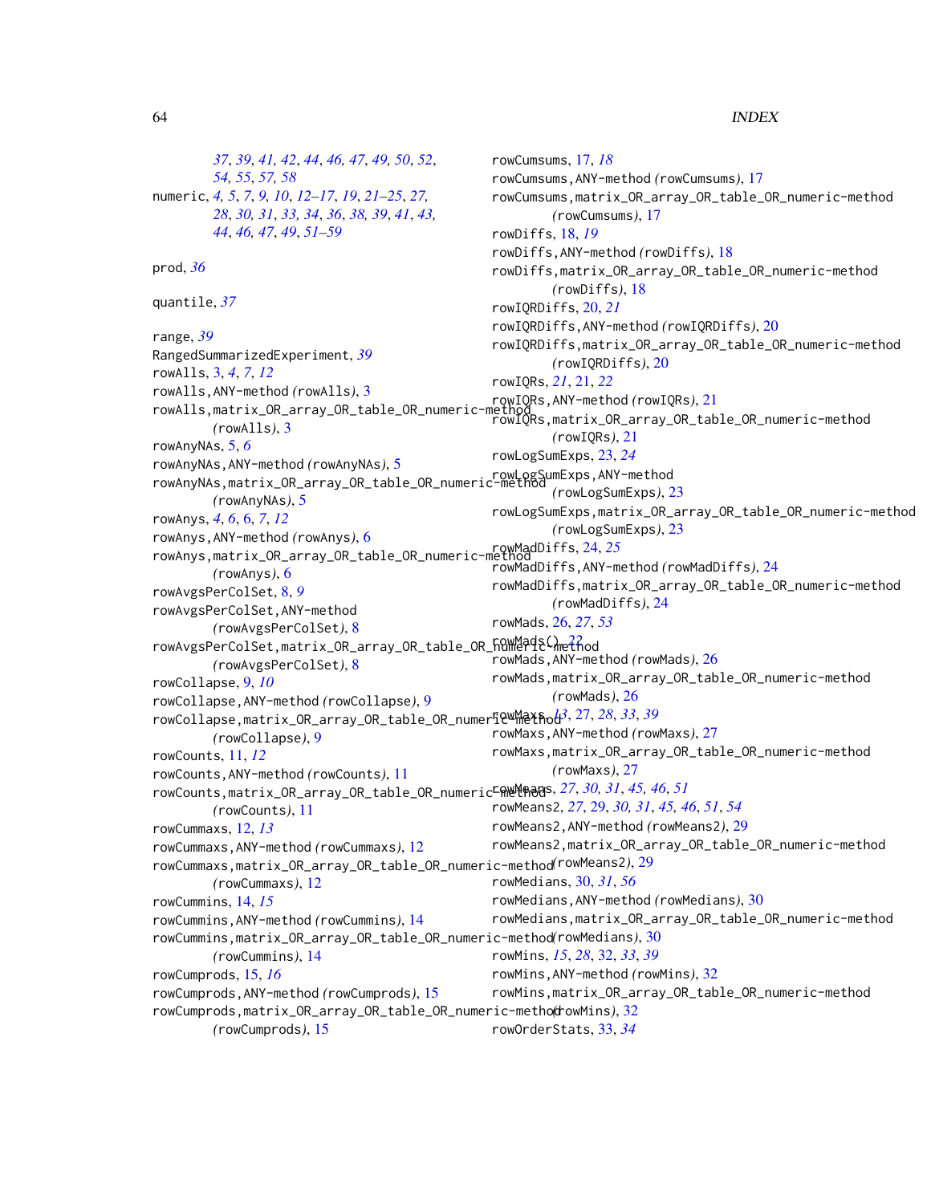37, 39, 41, 42, 44, 46, 47, 49, 50, 52, 54, 55, 57, 58

numeric, 4, 5, 7, 9, 10, 12–17, 19, 21–25, 27, 28, 30, 31, 33, 34, 36, 38, 39, 41, 43, 44, 46, 47, 49, 51–59

prod, 36

quantile, 37

range, 39
RangedSummarizedExperiment, 39
rowAlls, 3, 4, 7, 12
rowAlls,ANY-method (rowAlls), 3
rowAlls,matrix_OR_array_OR_table_OR_numeric-method (rowAlls), 3
rowAnyNAs, 5, 6
rowAnyNAs,ANY-method (rowAnyNAs), 5
rowAnyNAs,matrix_OR_array_OR_table_OR_numeric-method (rowAnyNAs), 5
rowAnys, 4, 6, 6, 7, 12
rowAnys,ANY-method (rowAnys), 6
rowAnys,matrix_OR_array_OR_table_OR_numeric-method (rowAnys), 6
rowAvgsPerColSet, 8, 9
rowAvgsPerColSet,ANY-method (rowAvgsPerColSet), 8
rowAvgsPerColSet,matrix_OR_array_OR_table_OR_numeric-method (rowAvgsPerColSet), 8
rowCollapse, 9, 10
rowCollapse,ANY-method (rowCollapse), 9
rowCollapse,matrix_OR_array_OR_table_OR_numeric-method (rowCollapse), 9
rowCounts, 11, 12
rowCounts,ANY-method (rowCounts), 11
rowCounts,matrix_OR_array_OR_table_OR_numeric-method (rowCounts), 11
rowCummaxs, 12, 13
rowCummaxs,ANY-method (rowCummaxs), 12
rowCummaxs,matrix_OR_array_OR_table_OR_numeric-method (rowCummaxs), 12
rowCummins, 14, 15
rowCummins,ANY-method (rowCummins), 14
rowCummins,matrix_OR_array_OR_table_OR_numeric-method (rowCummins), 14
rowCumprods, 15, 16
rowCumprods,ANY-method (rowCumprods), 15
rowCumprods,matrix_OR_array_OR_table_OR_numeric-method (rowCumprods), 15
rowCumsums, 17, 18
rowCumsums,ANY-method (rowCumsums), 17
rowCumsums,matrix_OR_array_OR_table_OR_numeric-method (rowCumsums), 17
rowDiffs, 18, 19
rowDiffs,ANY-method (rowDiffs), 18
rowDiffs,matrix_OR_array_OR_table_OR_numeric-method (rowDiffs), 18
rowIQRDiffs, 20, 21
rowIQRDiffs,ANY-method (rowIQRDiffs), 20
rowIQRDiffs,matrix_OR_array_OR_table_OR_numeric-method (rowIQRDiffs), 20
rowIQRs, 21, 21, 22
rowIQRs,ANY-method (rowIQRs), 21
rowIQRs,matrix_OR_array_OR_table_OR_numeric-method (rowIQRs), 21
rowLogSumExps, 23, 24
rowLogSumExps,ANY-method (rowLogSumExps), 23
rowLogSumExps,matrix_OR_array_OR_table_OR_numeric-method (rowLogSumExps), 23
rowMadDiffs, 24, 25
rowMadDiffs,ANY-method (rowMadDiffs), 24
rowMadDiffs,matrix_OR_array_OR_table_OR_numeric-method (rowMadDiffs), 24
rowMads, 26, 27, 53
rowMads(), 22
rowMads,ANY-method (rowMads), 26
rowMads,matrix_OR_array_OR_table_OR_numeric-method (rowMads), 26
rowMaxs, 13, 27, 28, 33, 39
rowMaxs,ANY-method (rowMaxs), 27
rowMaxs,matrix_OR_array_OR_table_OR_numeric-method (rowMaxs), 27
rowMeans, 27, 30, 31, 45, 46, 51
rowMeans2, 27, 29, 30, 31, 45, 46, 51, 54
rowMeans2,ANY-method (rowMeans2), 29
rowMeans2,matrix_OR_array_OR_table_OR_numeric-method (rowMeans2), 29
rowMedians, 30, 31, 56
rowMedians,ANY-method (rowMedians), 30
rowMedians,matrix_OR_array_OR_table_OR_numeric-method (rowMedians), 30
rowMins, 15, 28, 32, 33, 39
rowMins,ANY-method (rowMins), 32
rowMins,matrix_OR_array_OR_table_OR_numeric-method (rowMins), 32
rowOrderStats, 33, 34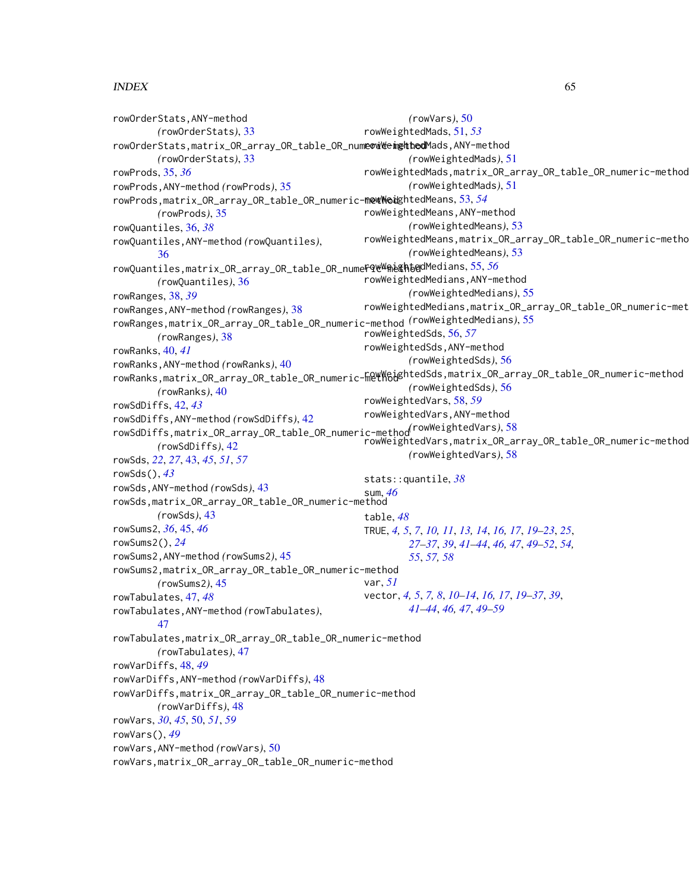rowOrderStats,ANY-method  
    *(rowOrderStats)*, 33  
rowOrderStats,matrix_OR_array_OR_table_OR_numeric-method  
    *(rowOrderStats)*, 33  
rowProds, 35, *36*  
rowProds,ANY-method *(rowProds)*, 35  
rowProds,matrix_OR_array_OR_table_OR_numeric-method  
    *(rowProds)*, 35  
rowQuantiles, 36, *38*  
rowQuantiles,ANY-method *(rowQuantiles)*,  
    36  
rowQuantiles,matrix_OR_array_OR_table_OR_numeric-method  
    *(rowQuantiles)*, 36  
rowRanges, 38, *39*  
rowRanges,ANY-method *(rowRanges)*, 38  
rowRanges,matrix_OR_array_OR_table_OR_numeric-method  
    *(rowRanges)*, 38  
rowRanks, 40, *41*  
rowRanks,ANY-method *(rowRanks)*, 40  
rowRanks,matrix_OR_array_OR_table_OR_numeric-method  
    *(rowRanks)*, 40  
rowSdDiffs, 42, *43*  
rowSdDiffs,ANY-method *(rowSdDiffs)*, 42  
rowSdDiffs,matrix_OR_array_OR_table_OR_numeric-method  
    *(rowSdDiffs)*, 42  
rowSds, *22*, *27*, 43, *45*, *51*, *57*  
rowSds(), *43*  
rowSds,ANY-method *(rowSds)*, 43  
rowSds,matrix_OR_array_OR_table_OR_numeric-method  
    *(rowSds)*, 43  
rowSums2, *36*, 45, *46*  
rowSums2(), *24*  
rowSums2,ANY-method *(rowSums2)*, 45  
rowSums2,matrix_OR_array_OR_table_OR_numeric-method  
    *(rowSums2)*, 45  
rowTabulates, 47, *48*  
rowTabulates,ANY-method *(rowTabulates)*,  
    47  
rowTabulates,matrix_OR_array_OR_table_OR_numeric-method  
    *(rowTabulates)*, 47  
rowVarDiffs, 48, *49*  
rowVarDiffs,ANY-method *(rowVarDiffs)*, 48  
rowVarDiffs,matrix_OR_array_OR_table_OR_numeric-method  
    *(rowVarDiffs)*, 48  
rowVars, *30*, *45*, 50, *51*, *59*  
rowVars(), *49*  
rowVars,ANY-method *(rowVars)*, 50  
rowVars,matrix_OR_array_OR_table_OR_numeric-method  
    *(rowVars)*, 50  
rowWeightedMads, 51, *53*  
rowWeightedMads,ANY-method  
    *(rowWeightedMads)*, 51  
rowWeightedMads,matrix_OR_array_OR_table_OR_numeric-method  
    *(rowWeightedMads)*, 51  
rowWeightedMeans, 53, *54*  
rowWeightedMeans,ANY-method  
    *(rowWeightedMeans)*, 53  
rowWeightedMeans,matrix_OR_array_OR_table_OR_numeric-method  
    *(rowWeightedMeans)*, 53  
rowWeightedMedians, 55, *56*  
rowWeightedMedians,ANY-method  
    *(rowWeightedMedians)*, 55  
rowWeightedMedians,matrix_OR_array_OR_table_OR_numeric-method  
    *(rowWeightedMedians)*, 55  
rowWeightedSds, 56, *57*  
rowWeightedSds,ANY-method  
    *(rowWeightedSds)*, 56  
rowWeightedSds,matrix_OR_array_OR_table_OR_numeric-method  
    *(rowWeightedSds)*, 56  
rowWeightedVars, 58, *59*  
rowWeightedVars,ANY-method  
    *(rowWeightedVars)*, 58  
rowWeightedVars,matrix_OR_array_OR_table_OR_numeric-method  
    *(rowWeightedVars)*, 58  

stats::quantile, *38*  
sum, *46*  

table, *48*  
TRUE, *4*, *5*, *7*, *10*, *11*, *13*, *14*, *16*, *17*, *19–23*, *25*,  
    *27–37*, *39*, *41–44*, *46*, *47*, *49–52*, *54*,  
    *55*, *57*, *58*  

var, *51*  
vector, *4*, *5*, *7*, *8*, *10–14*, *16*, *17*, *19–37*, *39*,  
    *41–44*, *46*, *47*, *49–59*